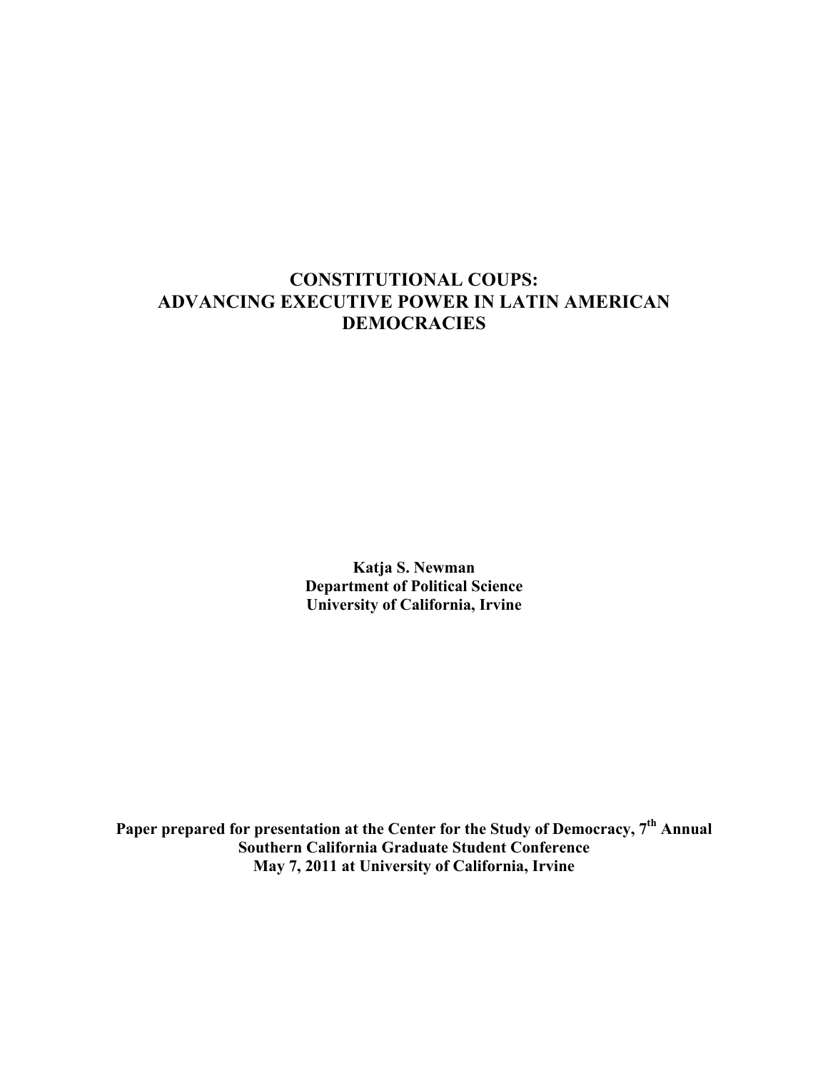# CONSTITUTIONAL COUPS: ADVANCING EXECUTIVE POWER IN LATIN AMERICAN DEMOCRACIES

**Katja S. Newman**
**Department of Political Science**
**University of California, Irvine**

**Paper prepared for presentation at the Center for the Study of Democracy, 7th Annual Southern California Graduate Student Conference**
**May 7, 2011 at University of California, Irvine**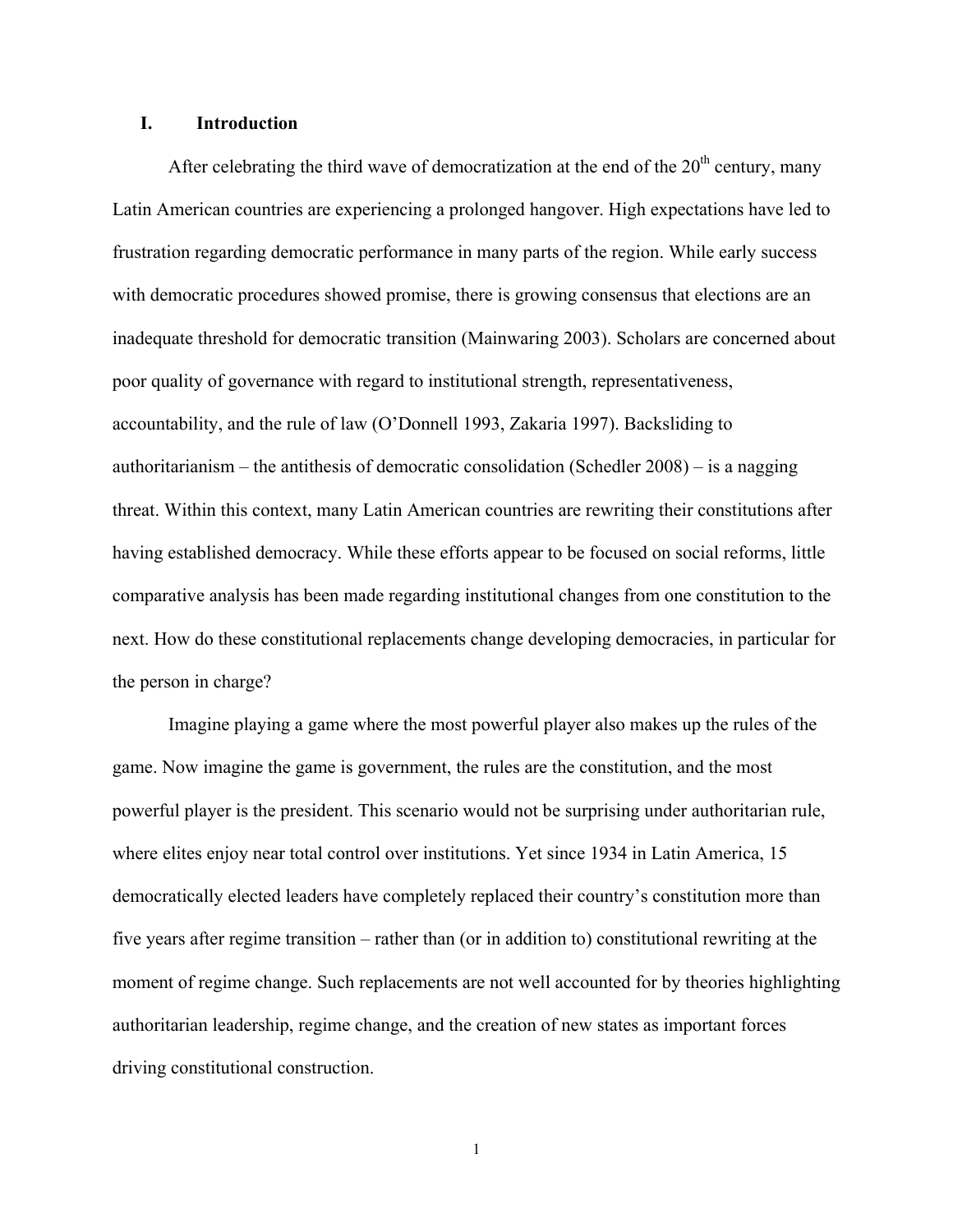# I. Introduction

After celebrating the third wave of democratization at the end of the 20th century, many Latin American countries are experiencing a prolonged hangover. High expectations have led to frustration regarding democratic performance in many parts of the region. While early success with democratic procedures showed promise, there is growing consensus that elections are an inadequate threshold for democratic transition (Mainwaring 2003). Scholars are concerned about poor quality of governance with regard to institutional strength, representativeness, accountability, and the rule of law (O'Donnell 1993, Zakaria 1997). Backsliding to authoritarianism – the antithesis of democratic consolidation (Schedler 2008) – is a nagging threat. Within this context, many Latin American countries are rewriting their constitutions after having established democracy. While these efforts appear to be focused on social reforms, little comparative analysis has been made regarding institutional changes from one constitution to the next. How do these constitutional replacements change developing democracies, in particular for the person in charge?

Imagine playing a game where the most powerful player also makes up the rules of the game. Now imagine the game is government, the rules are the constitution, and the most powerful player is the president. This scenario would not be surprising under authoritarian rule, where elites enjoy near total control over institutions. Yet since 1934 in Latin America, 15 democratically elected leaders have completely replaced their country's constitution more than five years after regime transition – rather than (or in addition to) constitutional rewriting at the moment of regime change. Such replacements are not well accounted for by theories highlighting authoritarian leadership, regime change, and the creation of new states as important forces driving constitutional construction.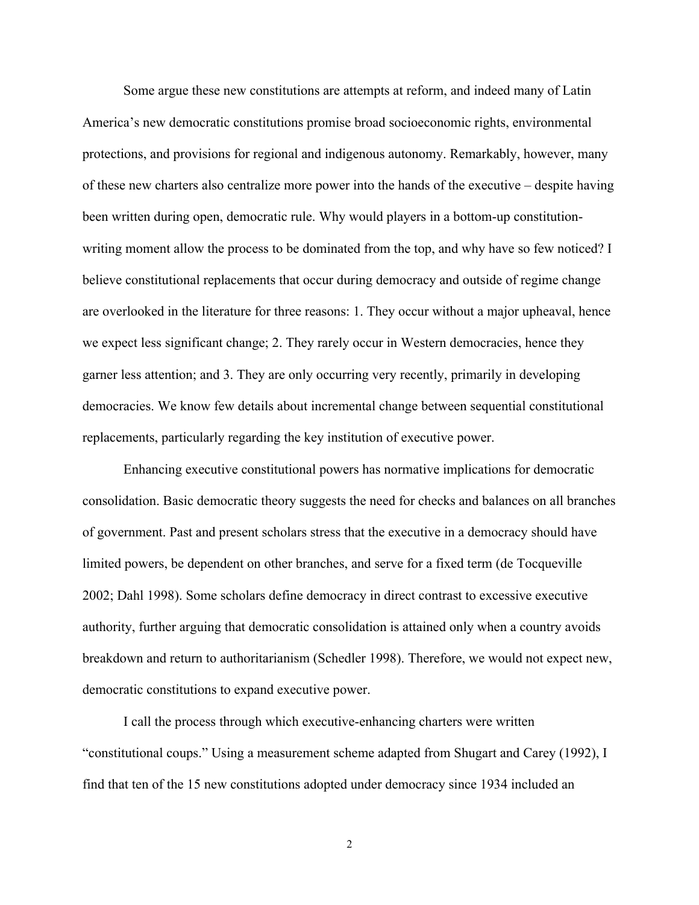Some argue these new constitutions are attempts at reform, and indeed many of Latin America's new democratic constitutions promise broad socioeconomic rights, environmental protections, and provisions for regional and indigenous autonomy. Remarkably, however, many of these new charters also centralize more power into the hands of the executive – despite having been written during open, democratic rule. Why would players in a bottom-up constitution-writing moment allow the process to be dominated from the top, and why have so few noticed? I believe constitutional replacements that occur during democracy and outside of regime change are overlooked in the literature for three reasons: 1. They occur without a major upheaval, hence we expect less significant change; 2. They rarely occur in Western democracies, hence they garner less attention; and 3. They are only occurring very recently, primarily in developing democracies. We know few details about incremental change between sequential constitutional replacements, particularly regarding the key institution of executive power.

Enhancing executive constitutional powers has normative implications for democratic consolidation. Basic democratic theory suggests the need for checks and balances on all branches of government. Past and present scholars stress that the executive in a democracy should have limited powers, be dependent on other branches, and serve for a fixed term (de Tocqueville 2002; Dahl 1998). Some scholars define democracy in direct contrast to excessive executive authority, further arguing that democratic consolidation is attained only when a country avoids breakdown and return to authoritarianism (Schedler 1998). Therefore, we would not expect new, democratic constitutions to expand executive power.

I call the process through which executive-enhancing charters were written "constitutional coups." Using a measurement scheme adapted from Shugart and Carey (1992), I find that ten of the 15 new constitutions adopted under democracy since 1934 included an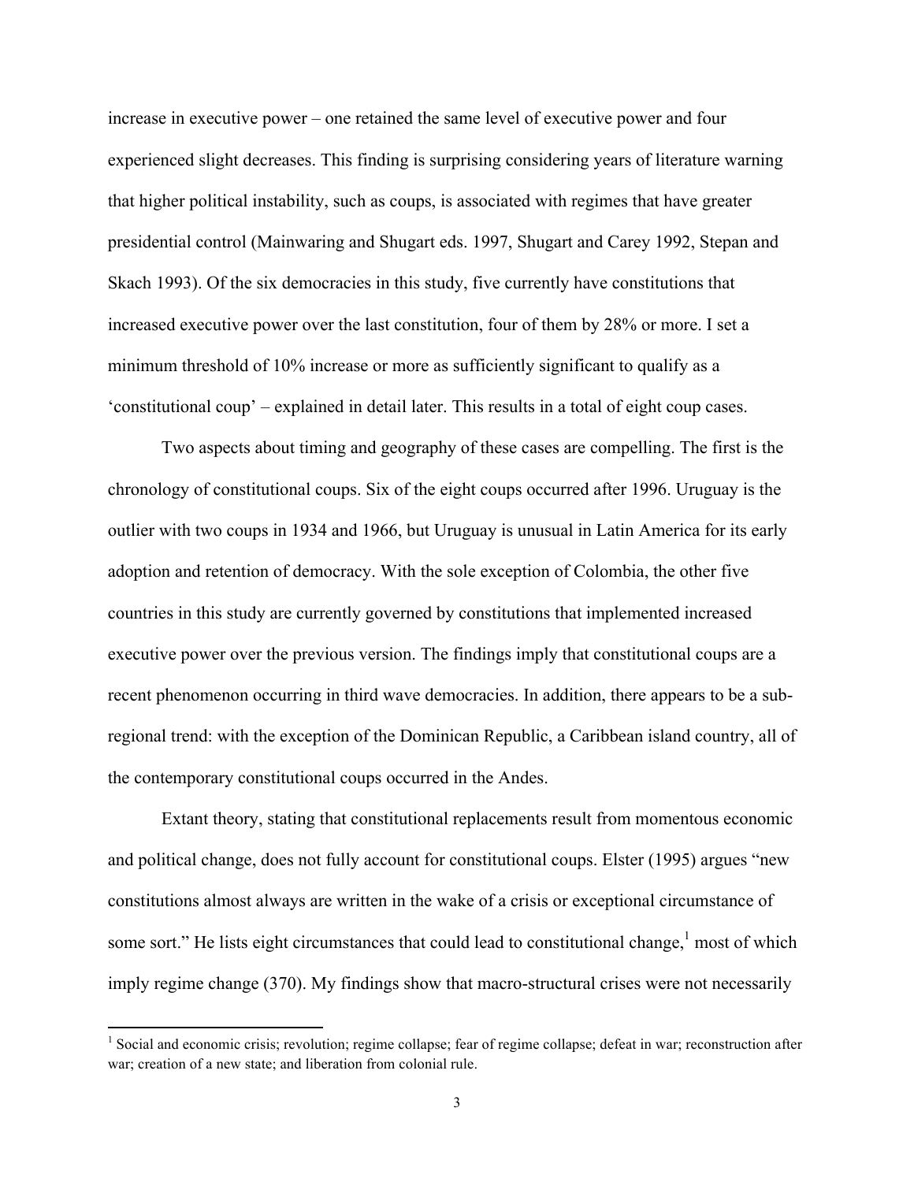increase in executive power – one retained the same level of executive power and four experienced slight decreases. This finding is surprising considering years of literature warning that higher political instability, such as coups, is associated with regimes that have greater presidential control (Mainwaring and Shugart eds. 1997, Shugart and Carey 1992, Stepan and Skach 1993). Of the six democracies in this study, five currently have constitutions that increased executive power over the last constitution, four of them by 28% or more. I set a minimum threshold of 10% increase or more as sufficiently significant to qualify as a 'constitutional coup' – explained in detail later. This results in a total of eight coup cases.

Two aspects about timing and geography of these cases are compelling. The first is the chronology of constitutional coups. Six of the eight coups occurred after 1996. Uruguay is the outlier with two coups in 1934 and 1966, but Uruguay is unusual in Latin America for its early adoption and retention of democracy. With the sole exception of Colombia, the other five countries in this study are currently governed by constitutions that implemented increased executive power over the previous version. The findings imply that constitutional coups are a recent phenomenon occurring in third wave democracies. In addition, there appears to be a sub-regional trend: with the exception of the Dominican Republic, a Caribbean island country, all of the contemporary constitutional coups occurred in the Andes.

Extant theory, stating that constitutional replacements result from momentous economic and political change, does not fully account for constitutional coups. Elster (1995) argues "new constitutions almost always are written in the wake of a crisis or exceptional circumstance of some sort." He lists eight circumstances that could lead to constitutional change,[1] most of which imply regime change (370). My findings show that macro-structural crises were not necessarily

[1] Social and economic crisis; revolution; regime collapse; fear of regime collapse; defeat in war; reconstruction after war; creation of a new state; and liberation from colonial rule.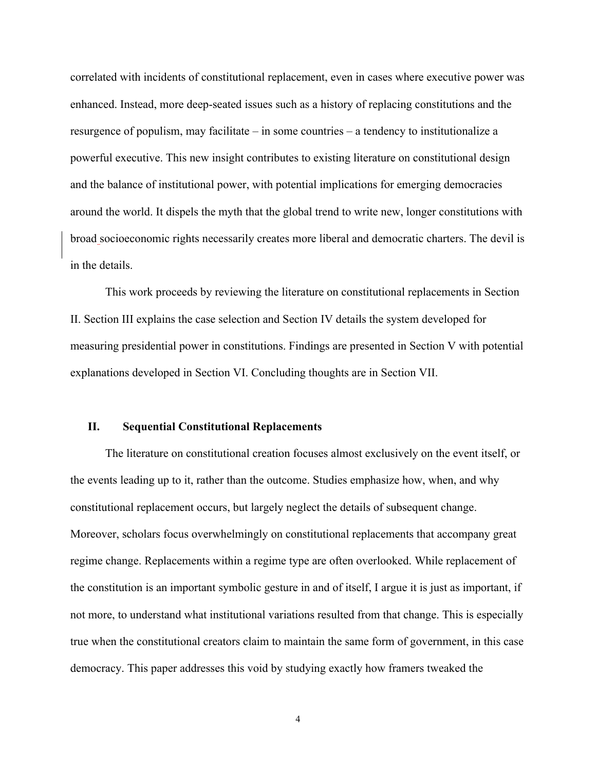correlated with incidents of constitutional replacement, even in cases where executive power was enhanced. Instead, more deep-seated issues such as a history of replacing constitutions and the resurgence of populism, may facilitate – in some countries – a tendency to institutionalize a powerful executive. This new insight contributes to existing literature on constitutional design and the balance of institutional power, with potential implications for emerging democracies around the world. It dispels the myth that the global trend to write new, longer constitutions with broad socioeconomic rights necessarily creates more liberal and democratic charters. The devil is in the details.

This work proceeds by reviewing the literature on constitutional replacements in Section II. Section III explains the case selection and Section IV details the system developed for measuring presidential power in constitutions. Findings are presented in Section V with potential explanations developed in Section VI. Concluding thoughts are in Section VII.

## II. Sequential Constitutional Replacements

The literature on constitutional creation focuses almost exclusively on the event itself, or the events leading up to it, rather than the outcome. Studies emphasize how, when, and why constitutional replacement occurs, but largely neglect the details of subsequent change. Moreover, scholars focus overwhelmingly on constitutional replacements that accompany great regime change. Replacements within a regime type are often overlooked. While replacement of the constitution is an important symbolic gesture in and of itself, I argue it is just as important, if not more, to understand what institutional variations resulted from that change. This is especially true when the constitutional creators claim to maintain the same form of government, in this case democracy. This paper addresses this void by studying exactly how framers tweaked the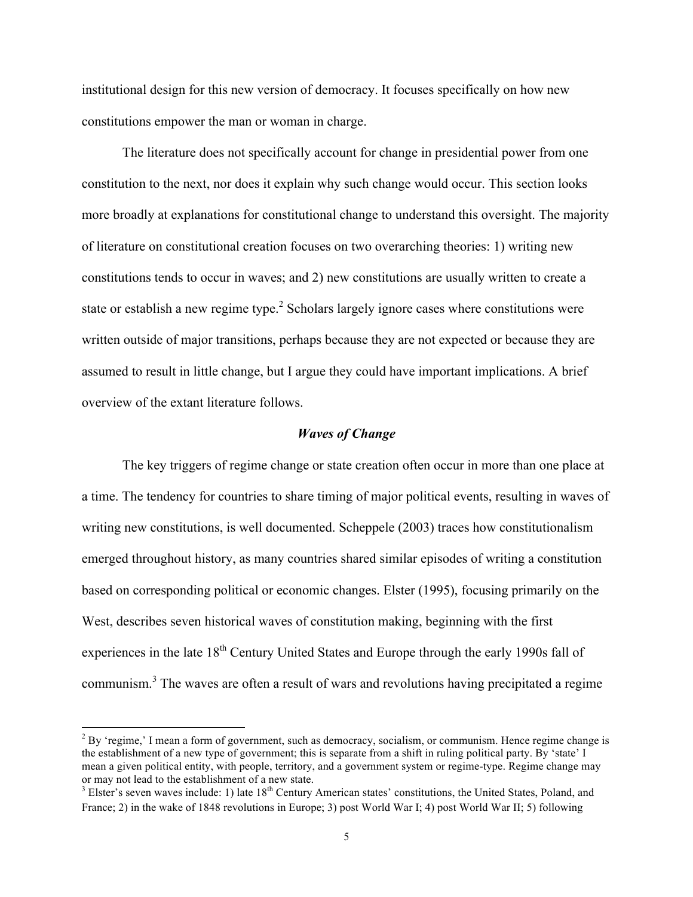institutional design for this new version of democracy. It focuses specifically on how new constitutions empower the man or woman in charge.

The literature does not specifically account for change in presidential power from one constitution to the next, nor does it explain why such change would occur. This section looks more broadly at explanations for constitutional change to understand this oversight. The majority of literature on constitutional creation focuses on two overarching theories: 1) writing new constitutions tends to occur in waves; and 2) new constitutions are usually written to create a state or establish a new regime type.[2] Scholars largely ignore cases where constitutions were written outside of major transitions, perhaps because they are not expected or because they are assumed to result in little change, but I argue they could have important implications. A brief overview of the extant literature follows.

### *Waves of Change*

The key triggers of regime change or state creation often occur in more than one place at a time. The tendency for countries to share timing of major political events, resulting in waves of writing new constitutions, is well documented. Scheppele (2003) traces how constitutionalism emerged throughout history, as many countries shared similar episodes of writing a constitution based on corresponding political or economic changes. Elster (1995), focusing primarily on the West, describes seven historical waves of constitution making, beginning with the first experiences in the late 18th Century United States and Europe through the early 1990s fall of communism.[3] The waves are often a result of wars and revolutions having precipitated a regime

---

[2] By 'regime,' I mean a form of government, such as democracy, socialism, or communism. Hence regime change is the establishment of a new type of government; this is separate from a shift in ruling political party. By 'state' I mean a given political entity, with people, territory, and a government system or regime-type. Regime change may or may not lead to the establishment of a new state.

[3] Elster's seven waves include: 1) late 18th Century American states' constitutions, the United States, Poland, and France; 2) in the wake of 1848 revolutions in Europe; 3) post World War I; 4) post World War II; 5) following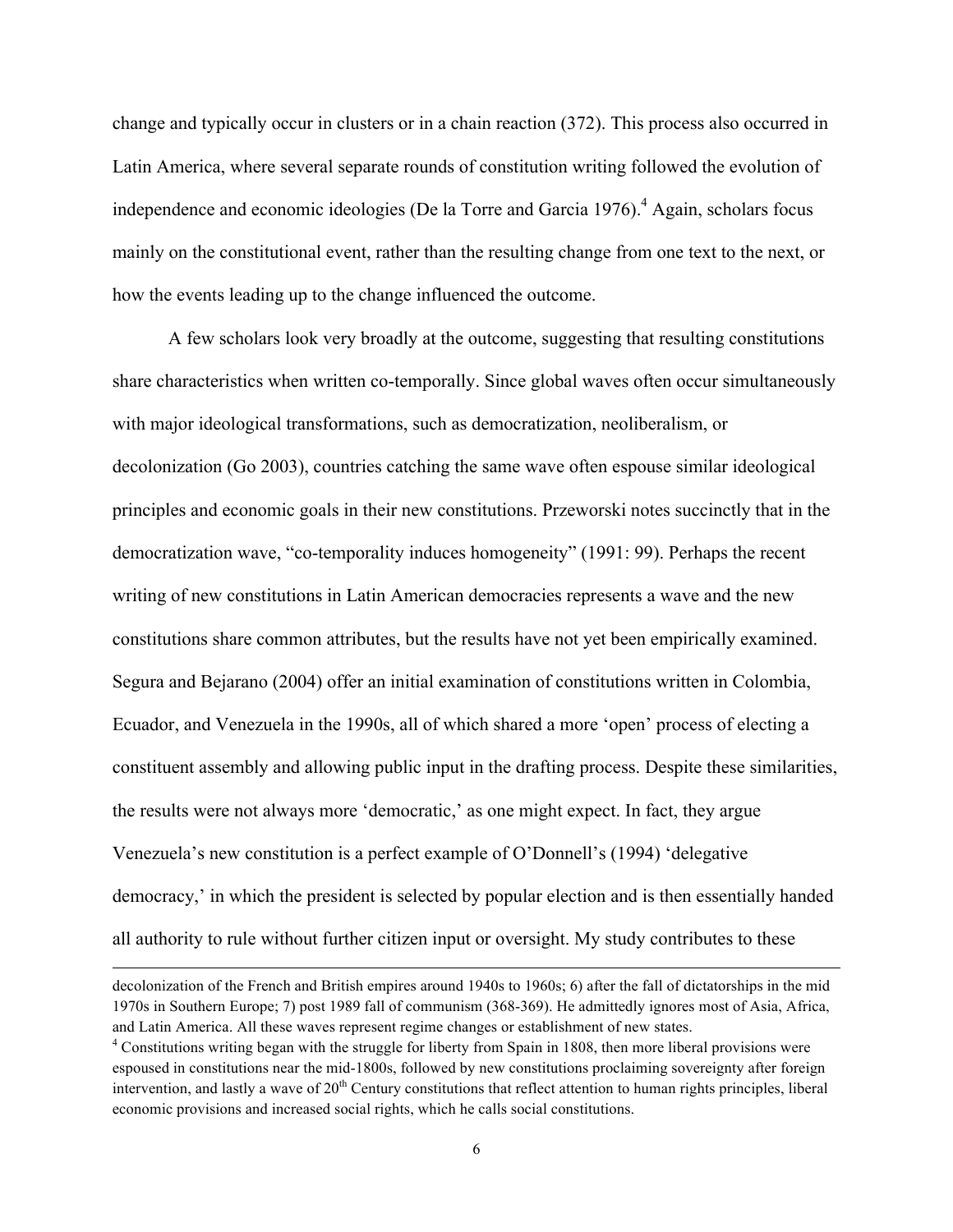change and typically occur in clusters or in a chain reaction (372). This process also occurred in Latin America, where several separate rounds of constitution writing followed the evolution of independence and economic ideologies (De la Torre and Garcia 1976).[4] Again, scholars focus mainly on the constitutional event, rather than the resulting change from one text to the next, or how the events leading up to the change influenced the outcome.

A few scholars look very broadly at the outcome, suggesting that resulting constitutions share characteristics when written co-temporally. Since global waves often occur simultaneously with major ideological transformations, such as democratization, neoliberalism, or decolonization (Go 2003), countries catching the same wave often espouse similar ideological principles and economic goals in their new constitutions. Przeworski notes succinctly that in the democratization wave, "co-temporality induces homogeneity" (1991: 99). Perhaps the recent writing of new constitutions in Latin American democracies represents a wave and the new constitutions share common attributes, but the results have not yet been empirically examined. Segura and Bejarano (2004) offer an initial examination of constitutions written in Colombia, Ecuador, and Venezuela in the 1990s, all of which shared a more 'open' process of electing a constituent assembly and allowing public input in the drafting process. Despite these similarities, the results were not always more 'democratic,' as one might expect. In fact, they argue Venezuela's new constitution is a perfect example of O'Donnell's (1994) 'delegative democracy,' in which the president is selected by popular election and is then essentially handed all authority to rule without further citizen input or oversight. My study contributes to these

decolonization of the French and British empires around 1940s to 1960s; 6) after the fall of dictatorships in the mid 1970s in Southern Europe; 7) post 1989 fall of communism (368-369). He admittedly ignores most of Asia, Africa, and Latin America. All these waves represent regime changes or establishment of new states.

[4] Constitutions writing began with the struggle for liberty from Spain in 1808, then more liberal provisions were espoused in constitutions near the mid-1800s, followed by new constitutions proclaiming sovereignty after foreign intervention, and lastly a wave of 20th Century constitutions that reflect attention to human rights principles, liberal economic provisions and increased social rights, which he calls social constitutions.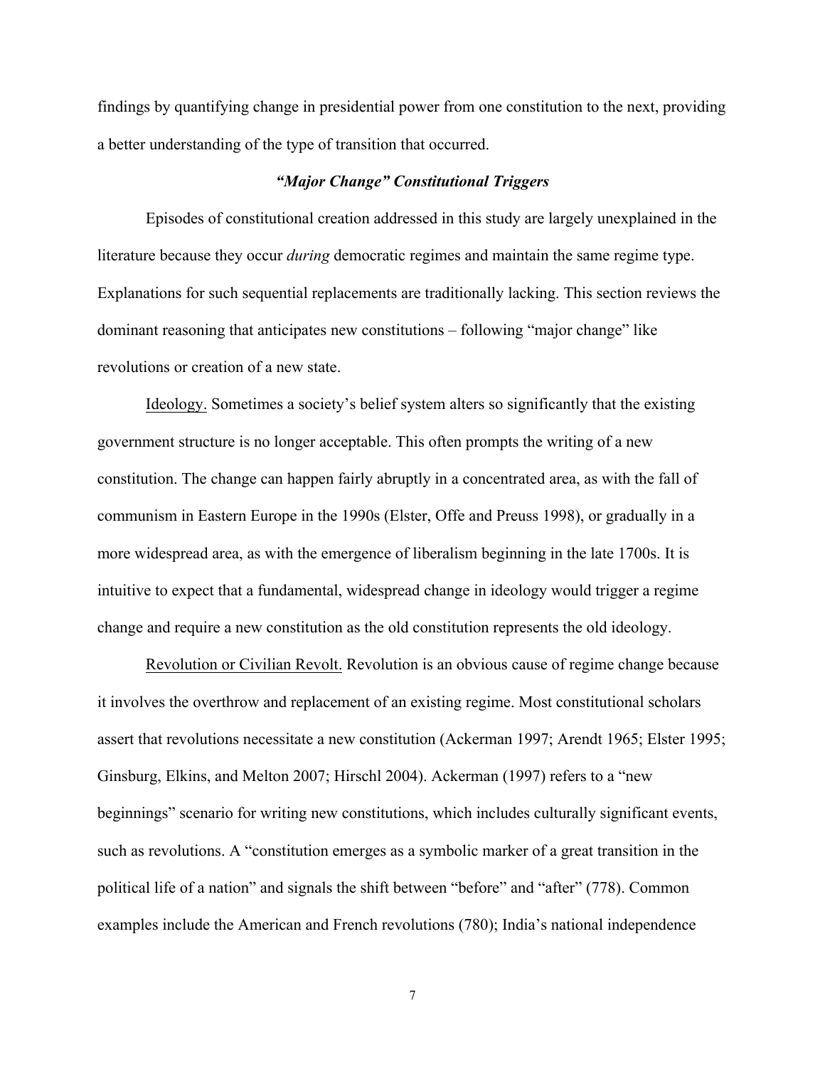findings by quantifying change in presidential power from one constitution to the next, providing a better understanding of the type of transition that occurred.

### *"Major Change" Constitutional Triggers*

Episodes of constitutional creation addressed in this study are largely unexplained in the literature because they occur *during* democratic regimes and maintain the same regime type. Explanations for such sequential replacements are traditionally lacking. This section reviews the dominant reasoning that anticipates new constitutions – following "major change" like revolutions or creation of a new state.

<u>Ideology.</u> Sometimes a society's belief system alters so significantly that the existing government structure is no longer acceptable. This often prompts the writing of a new constitution. The change can happen fairly abruptly in a concentrated area, as with the fall of communism in Eastern Europe in the 1990s (Elster, Offe and Preuss 1998), or gradually in a more widespread area, as with the emergence of liberalism beginning in the late 1700s. It is intuitive to expect that a fundamental, widespread change in ideology would trigger a regime change and require a new constitution as the old constitution represents the old ideology.

<u>Revolution or Civilian Revolt.</u> Revolution is an obvious cause of regime change because it involves the overthrow and replacement of an existing regime. Most constitutional scholars assert that revolutions necessitate a new constitution (Ackerman 1997; Arendt 1965; Elster 1995; Ginsburg, Elkins, and Melton 2007; Hirschl 2004). Ackerman (1997) refers to a "new beginnings" scenario for writing new constitutions, which includes culturally significant events, such as revolutions. A "constitution emerges as a symbolic marker of a great transition in the political life of a nation" and signals the shift between "before" and "after" (778). Common examples include the American and French revolutions (780); India's national independence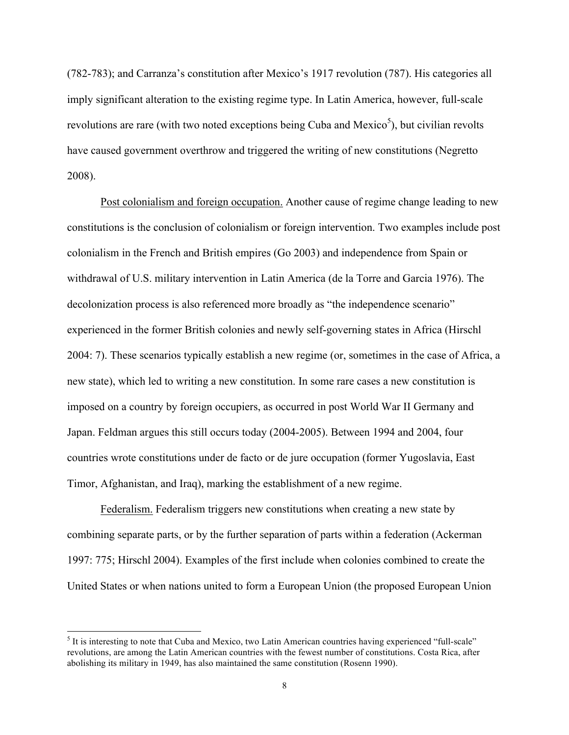(782-783); and Carranza's constitution after Mexico's 1917 revolution (787). His categories all imply significant alteration to the existing regime type. In Latin America, however, full-scale revolutions are rare (with two noted exceptions being Cuba and Mexico[5]), but civilian revolts have caused government overthrow and triggered the writing of new constitutions (Negretto 2008).

<u>Post colonialism and foreign occupation.</u> Another cause of regime change leading to new constitutions is the conclusion of colonialism or foreign intervention. Two examples include post colonialism in the French and British empires (Go 2003) and independence from Spain or withdrawal of U.S. military intervention in Latin America (de la Torre and Garcia 1976). The decolonization process is also referenced more broadly as "the independence scenario" experienced in the former British colonies and newly self-governing states in Africa (Hirschl 2004: 7). These scenarios typically establish a new regime (or, sometimes in the case of Africa, a new state), which led to writing a new constitution. In some rare cases a new constitution is imposed on a country by foreign occupiers, as occurred in post World War II Germany and Japan. Feldman argues this still occurs today (2004-2005). Between 1994 and 2004, four countries wrote constitutions under de facto or de jure occupation (former Yugoslavia, East Timor, Afghanistan, and Iraq), marking the establishment of a new regime.

<u>Federalism.</u> Federalism triggers new constitutions when creating a new state by combining separate parts, or by the further separation of parts within a federation (Ackerman 1997: 775; Hirschl 2004). Examples of the first include when colonies combined to create the United States or when nations united to form a European Union (the proposed European Union

---

[5] It is interesting to note that Cuba and Mexico, two Latin American countries having experienced "full-scale" revolutions, are among the Latin American countries with the fewest number of constitutions. Costa Rica, after abolishing its military in 1949, has also maintained the same constitution (Rosenn 1990).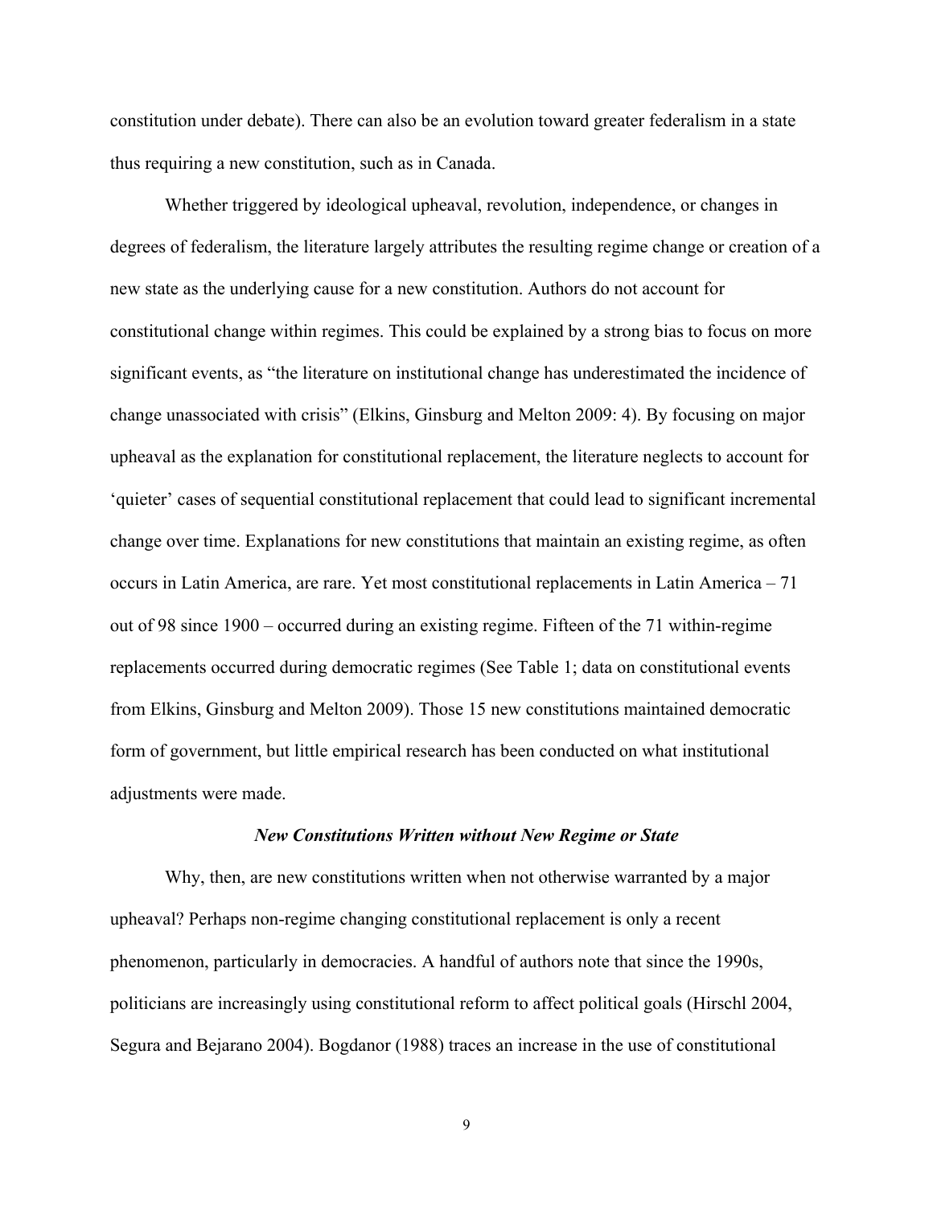constitution under debate). There can also be an evolution toward greater federalism in a state thus requiring a new constitution, such as in Canada.

Whether triggered by ideological upheaval, revolution, independence, or changes in degrees of federalism, the literature largely attributes the resulting regime change or creation of a new state as the underlying cause for a new constitution. Authors do not account for constitutional change within regimes. This could be explained by a strong bias to focus on more significant events, as "the literature on institutional change has underestimated the incidence of change unassociated with crisis" (Elkins, Ginsburg and Melton 2009: 4). By focusing on major upheaval as the explanation for constitutional replacement, the literature neglects to account for 'quieter' cases of sequential constitutional replacement that could lead to significant incremental change over time. Explanations for new constitutions that maintain an existing regime, as often occurs in Latin America, are rare. Yet most constitutional replacements in Latin America – 71 out of 98 since 1900 – occurred during an existing regime. Fifteen of the 71 within-regime replacements occurred during democratic regimes (See Table 1; data on constitutional events from Elkins, Ginsburg and Melton 2009). Those 15 new constitutions maintained democratic form of government, but little empirical research has been conducted on what institutional adjustments were made.

### *New Constitutions Written without New Regime or State*

Why, then, are new constitutions written when not otherwise warranted by a major upheaval? Perhaps non-regime changing constitutional replacement is only a recent phenomenon, particularly in democracies. A handful of authors note that since the 1990s, politicians are increasingly using constitutional reform to affect political goals (Hirschl 2004, Segura and Bejarano 2004). Bogdanor (1988) traces an increase in the use of constitutional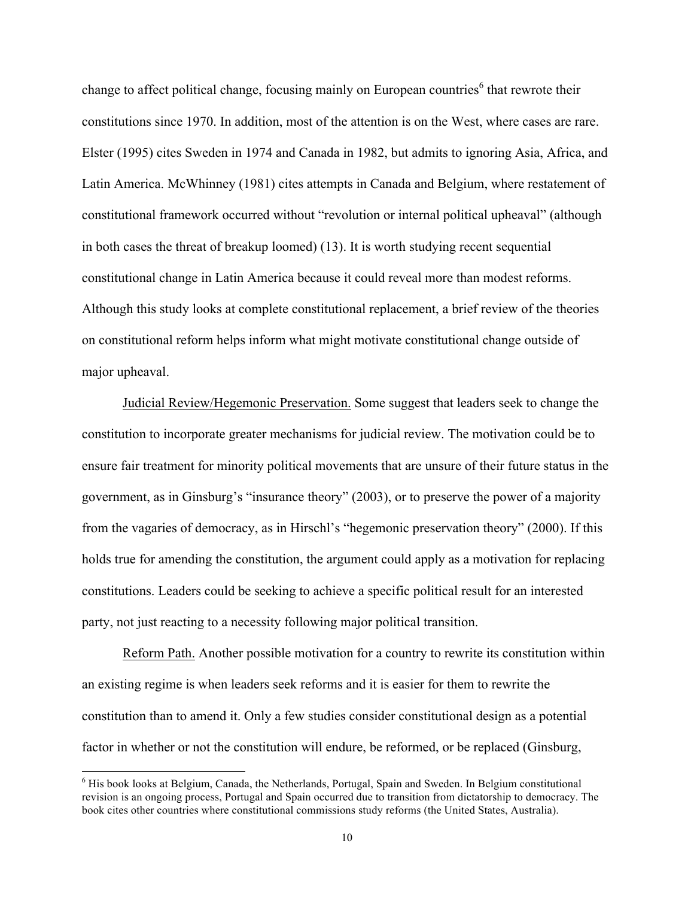change to affect political change, focusing mainly on European countries[6] that rewrote their constitutions since 1970. In addition, most of the attention is on the West, where cases are rare. Elster (1995) cites Sweden in 1974 and Canada in 1982, but admits to ignoring Asia, Africa, and Latin America. McWhinney (1981) cites attempts in Canada and Belgium, where restatement of constitutional framework occurred without "revolution or internal political upheaval" (although in both cases the threat of breakup loomed) (13). It is worth studying recent sequential constitutional change in Latin America because it could reveal more than modest reforms. Although this study looks at complete constitutional replacement, a brief review of the theories on constitutional reform helps inform what might motivate constitutional change outside of major upheaval.

Judicial Review/Hegemonic Preservation. Some suggest that leaders seek to change the constitution to incorporate greater mechanisms for judicial review. The motivation could be to ensure fair treatment for minority political movements that are unsure of their future status in the government, as in Ginsburg's "insurance theory" (2003), or to preserve the power of a majority from the vagaries of democracy, as in Hirschl's "hegemonic preservation theory" (2000). If this holds true for amending the constitution, the argument could apply as a motivation for replacing constitutions. Leaders could be seeking to achieve a specific political result for an interested party, not just reacting to a necessity following major political transition.

Reform Path. Another possible motivation for a country to rewrite its constitution within an existing regime is when leaders seek reforms and it is easier for them to rewrite the constitution than to amend it. Only a few studies consider constitutional design as a potential factor in whether or not the constitution will endure, be reformed, or be replaced (Ginsburg,

---

[6] His book looks at Belgium, Canada, the Netherlands, Portugal, Spain and Sweden. In Belgium constitutional revision is an ongoing process, Portugal and Spain occurred due to transition from dictatorship to democracy. The book cites other countries where constitutional commissions study reforms (the United States, Australia).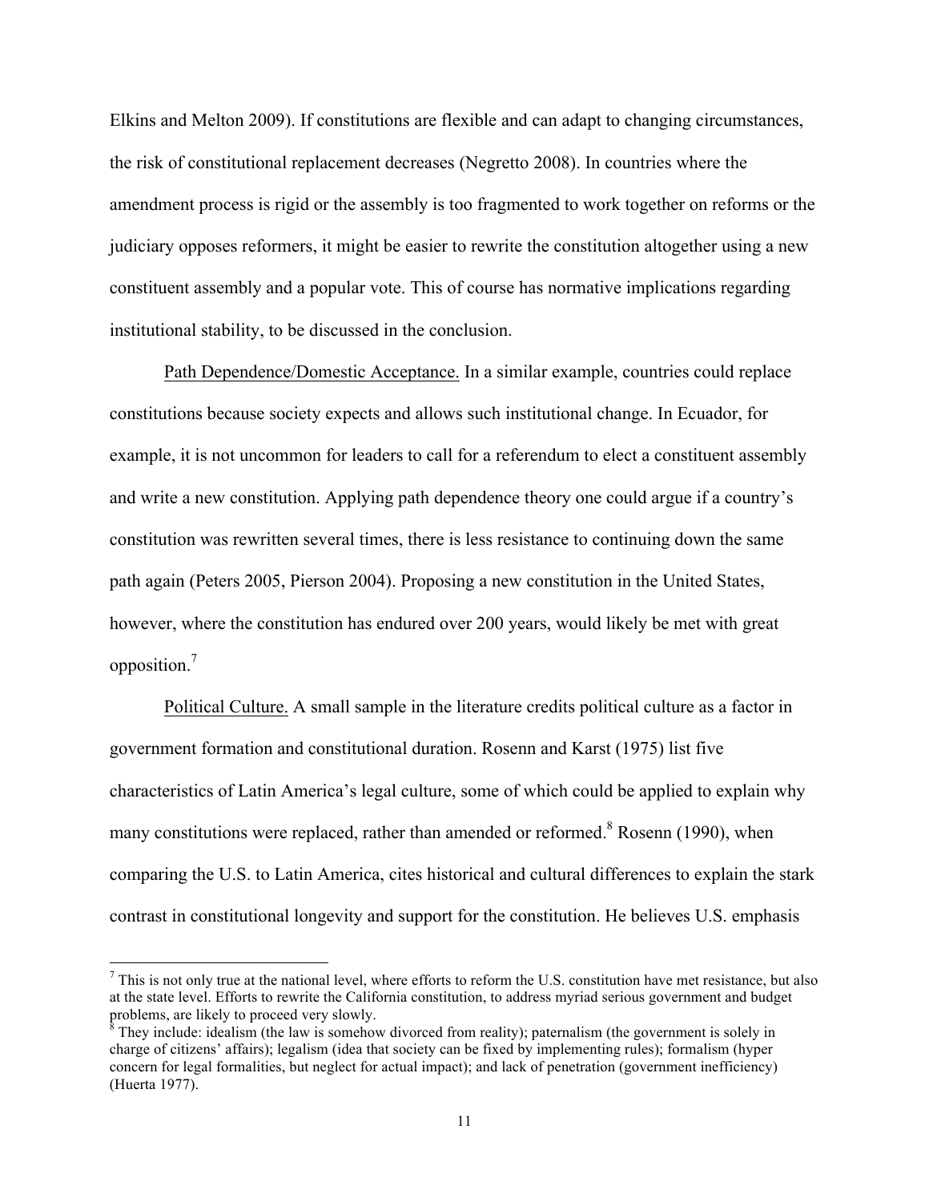Elkins and Melton 2009). If constitutions are flexible and can adapt to changing circumstances, the risk of constitutional replacement decreases (Negretto 2008). In countries where the amendment process is rigid or the assembly is too fragmented to work together on reforms or the judiciary opposes reformers, it might be easier to rewrite the constitution altogether using a new constituent assembly and a popular vote. This of course has normative implications regarding institutional stability, to be discussed in the conclusion.

<u>Path Dependence/Domestic Acceptance.</u> In a similar example, countries could replace constitutions because society expects and allows such institutional change. In Ecuador, for example, it is not uncommon for leaders to call for a referendum to elect a constituent assembly and write a new constitution. Applying path dependence theory one could argue if a country's constitution was rewritten several times, there is less resistance to continuing down the same path again (Peters 2005, Pierson 2004). Proposing a new constitution in the United States, however, where the constitution has endured over 200 years, would likely be met with great opposition.[7]

<u>Political Culture.</u> A small sample in the literature credits political culture as a factor in government formation and constitutional duration. Rosenn and Karst (1975) list five characteristics of Latin America's legal culture, some of which could be applied to explain why many constitutions were replaced, rather than amended or reformed.[8] Rosenn (1990), when comparing the U.S. to Latin America, cites historical and cultural differences to explain the stark contrast in constitutional longevity and support for the constitution. He believes U.S. emphasis

---

[7] This is not only true at the national level, where efforts to reform the U.S. constitution have met resistance, but also at the state level. Efforts to rewrite the California constitution, to address myriad serious government and budget problems, are likely to proceed very slowly.

[8] They include: idealism (the law is somehow divorced from reality); paternalism (the government is solely in charge of citizens' affairs); legalism (idea that society can be fixed by implementing rules); formalism (hyper concern for legal formalities, but neglect for actual impact); and lack of penetration (government inefficiency) (Huerta 1977).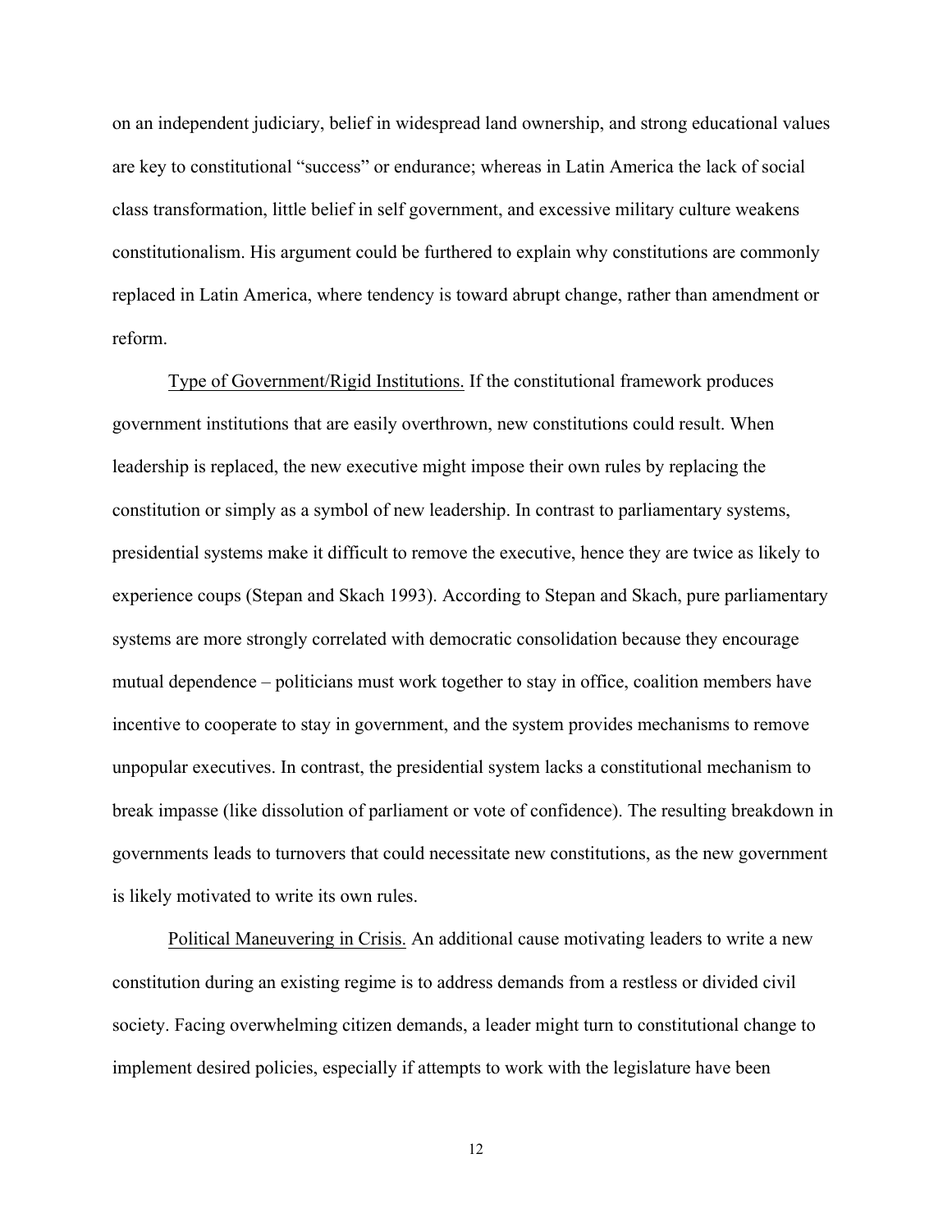on an independent judiciary, belief in widespread land ownership, and strong educational values are key to constitutional "success" or endurance; whereas in Latin America the lack of social class transformation, little belief in self government, and excessive military culture weakens constitutionalism. His argument could be furthered to explain why constitutions are commonly replaced in Latin America, where tendency is toward abrupt change, rather than amendment or reform.

<u>Type of Government/Rigid Institutions.</u> If the constitutional framework produces government institutions that are easily overthrown, new constitutions could result. When leadership is replaced, the new executive might impose their own rules by replacing the constitution or simply as a symbol of new leadership. In contrast to parliamentary systems, presidential systems make it difficult to remove the executive, hence they are twice as likely to experience coups (Stepan and Skach 1993). According to Stepan and Skach, pure parliamentary systems are more strongly correlated with democratic consolidation because they encourage mutual dependence – politicians must work together to stay in office, coalition members have incentive to cooperate to stay in government, and the system provides mechanisms to remove unpopular executives. In contrast, the presidential system lacks a constitutional mechanism to break impasse (like dissolution of parliament or vote of confidence). The resulting breakdown in governments leads to turnovers that could necessitate new constitutions, as the new government is likely motivated to write its own rules.

<u>Political Maneuvering in Crisis.</u> An additional cause motivating leaders to write a new constitution during an existing regime is to address demands from a restless or divided civil society. Facing overwhelming citizen demands, a leader might turn to constitutional change to implement desired policies, especially if attempts to work with the legislature have been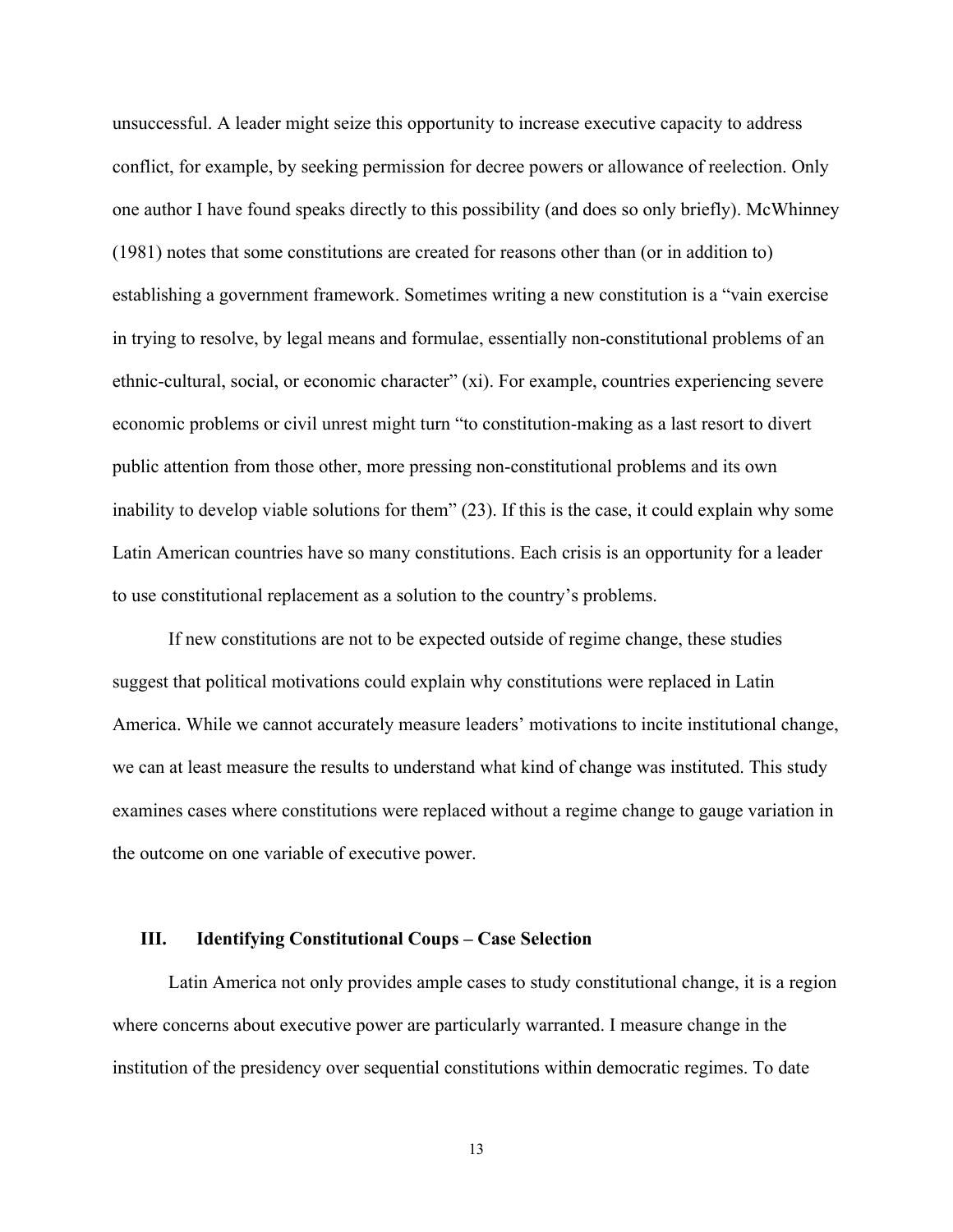unsuccessful. A leader might seize this opportunity to increase executive capacity to address conflict, for example, by seeking permission for decree powers or allowance of reelection. Only one author I have found speaks directly to this possibility (and does so only briefly). McWhinney (1981) notes that some constitutions are created for reasons other than (or in addition to) establishing a government framework. Sometimes writing a new constitution is a "vain exercise in trying to resolve, by legal means and formulae, essentially non-constitutional problems of an ethnic-cultural, social, or economic character" (xi). For example, countries experiencing severe economic problems or civil unrest might turn "to constitution-making as a last resort to divert public attention from those other, more pressing non-constitutional problems and its own inability to develop viable solutions for them" (23). If this is the case, it could explain why some Latin American countries have so many constitutions. Each crisis is an opportunity for a leader to use constitutional replacement as a solution to the country's problems.

If new constitutions are not to be expected outside of regime change, these studies suggest that political motivations could explain why constitutions were replaced in Latin America. While we cannot accurately measure leaders' motivations to incite institutional change, we can at least measure the results to understand what kind of change was instituted. This study examines cases where constitutions were replaced without a regime change to gauge variation in the outcome on one variable of executive power.

## III. Identifying Constitutional Coups – Case Selection

Latin America not only provides ample cases to study constitutional change, it is a region where concerns about executive power are particularly warranted. I measure change in the institution of the presidency over sequential constitutions within democratic regimes. To date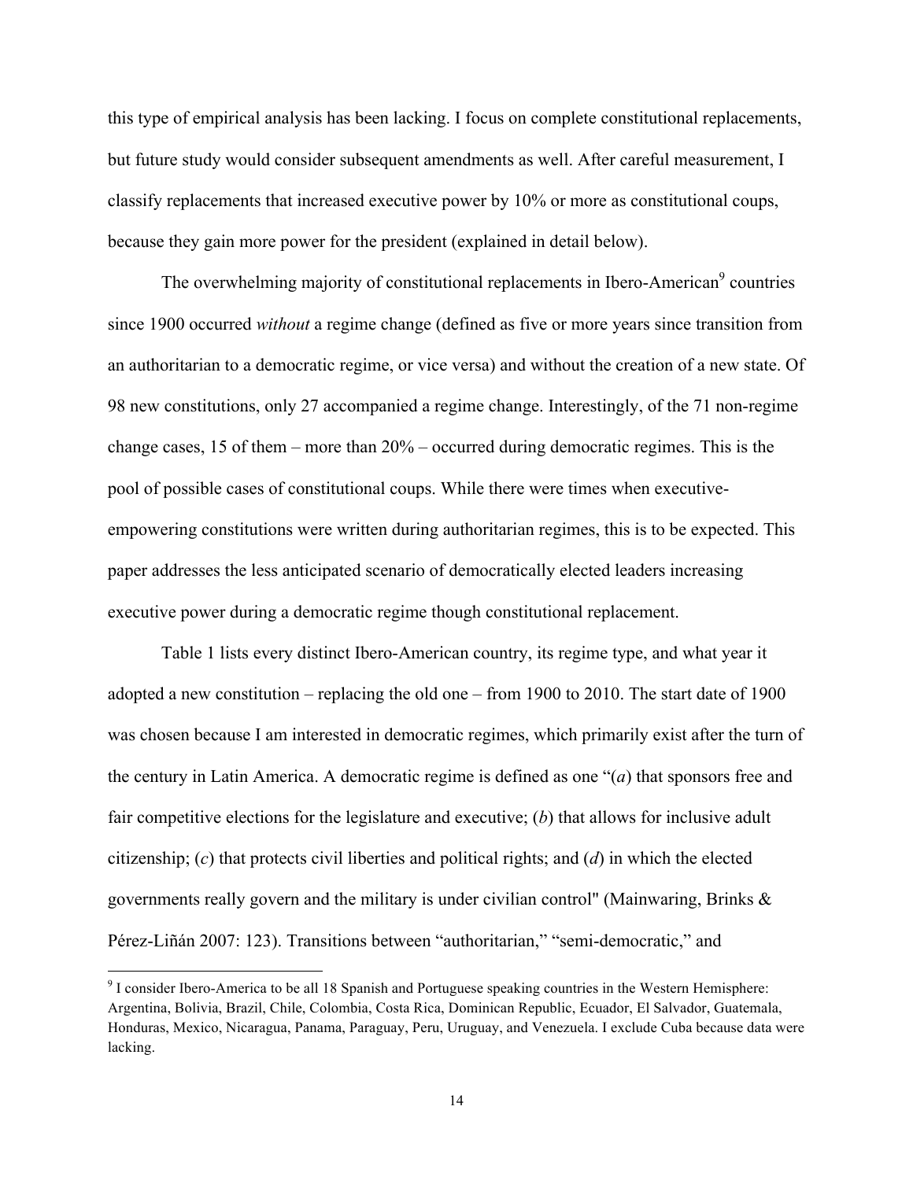this type of empirical analysis has been lacking. I focus on complete constitutional replacements, but future study would consider subsequent amendments as well. After careful measurement, I classify replacements that increased executive power by 10% or more as constitutional coups, because they gain more power for the president (explained in detail below).

The overwhelming majority of constitutional replacements in Ibero-American[9] countries since 1900 occurred *without* a regime change (defined as five or more years since transition from an authoritarian to a democratic regime, or vice versa) and without the creation of a new state. Of 98 new constitutions, only 27 accompanied a regime change. Interestingly, of the 71 non-regime change cases, 15 of them – more than 20% – occurred during democratic regimes. This is the pool of possible cases of constitutional coups. While there were times when executive-empowering constitutions were written during authoritarian regimes, this is to be expected. This paper addresses the less anticipated scenario of democratically elected leaders increasing executive power during a democratic regime though constitutional replacement.

Table 1 lists every distinct Ibero-American country, its regime type, and what year it adopted a new constitution – replacing the old one – from 1900 to 2010. The start date of 1900 was chosen because I am interested in democratic regimes, which primarily exist after the turn of the century in Latin America. A democratic regime is defined as one "(*a*) that sponsors free and fair competitive elections for the legislature and executive; (*b*) that allows for inclusive adult citizenship; (*c*) that protects civil liberties and political rights; and (*d*) in which the elected governments really govern and the military is under civilian control" (Mainwaring, Brinks & Pérez-Liñán 2007: 123). Transitions between "authoritarian," "semi-democratic," and

[9] I consider Ibero-America to be all 18 Spanish and Portuguese speaking countries in the Western Hemisphere: Argentina, Bolivia, Brazil, Chile, Colombia, Costa Rica, Dominican Republic, Ecuador, El Salvador, Guatemala, Honduras, Mexico, Nicaragua, Panama, Paraguay, Peru, Uruguay, and Venezuela. I exclude Cuba because data were lacking.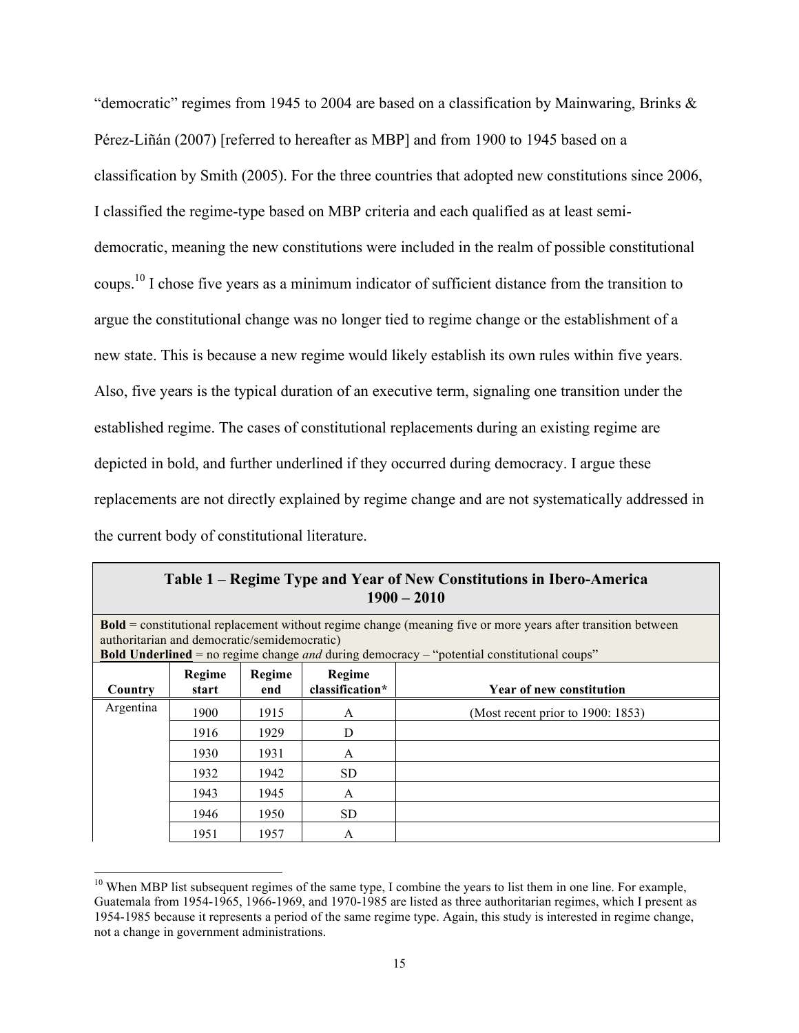"democratic" regimes from 1945 to 2004 are based on a classification by Mainwaring, Brinks & Pérez-Liñán (2007) [referred to hereafter as MBP] and from 1900 to 1945 based on a classification by Smith (2005). For the three countries that adopted new constitutions since 2006, I classified the regime-type based on MBP criteria and each qualified as at least semi-democratic, meaning the new constitutions were included in the realm of possible constitutional coups.[10] I chose five years as a minimum indicator of sufficient distance from the transition to argue the constitutional change was no longer tied to regime change or the establishment of a new state. This is because a new regime would likely establish its own rules within five years. Also, five years is the typical duration of an executive term, signaling one transition under the established regime. The cases of constitutional replacements during an existing regime are depicted in bold, and further underlined if they occurred during democracy. I argue these replacements are not directly explained by regime change and are not systematically addressed in the current body of constitutional literature.

**Table 1 – Regime Type and Year of New Constitutions in Ibero-America 1900 – 2010**

**Bold** = constitutional replacement without regime change (meaning five or more years after transition between authoritarian and democratic/semidemocratic)
**Bold Underlined** = no regime change *and* during democracy – "potential constitutional coups"

| Country | Regime start | Regime end | Regime classification* | Year of new constitution |
|---|---|---|---|---|
| Argentina | 1900 | 1915 | A | (Most recent prior to 1900: 1853) |
| | 1916 | 1929 | D | |
| | 1930 | 1931 | A | |
| | 1932 | 1942 | SD | |
| | 1943 | 1945 | A | |
| | 1946 | 1950 | SD | |
| | 1951 | 1957 | A | |

[10] When MBP list subsequent regimes of the same type, I combine the years to list them in one line. For example, Guatemala from 1954-1965, 1966-1969, and 1970-1985 are listed as three authoritarian regimes, which I present as 1954-1985 because it represents a period of the same regime type. Again, this study is interested in regime change, not a change in government administrations.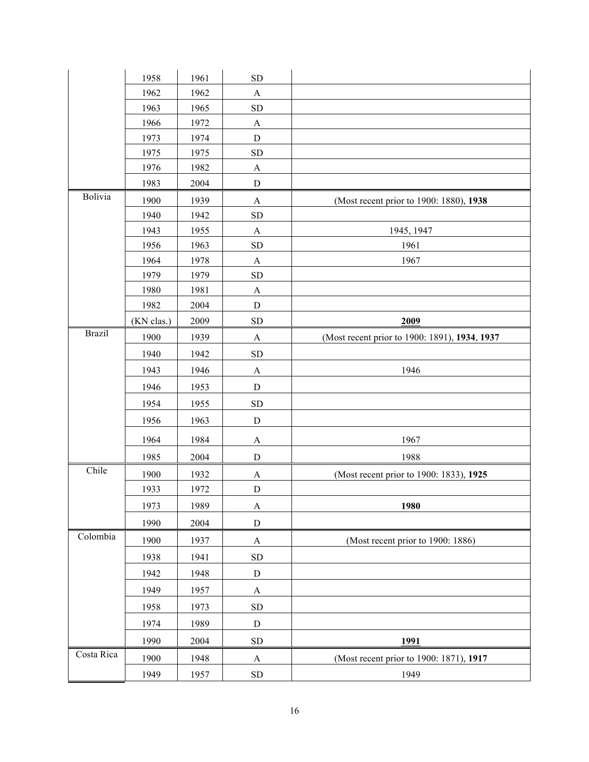| | | | | |
|---|---|---|---|---|
| | 1958 | 1961 | SD | |
| | 1962 | 1962 | A | |
| | 1963 | 1965 | SD | |
| | 1966 | 1972 | A | |
| | 1973 | 1974 | D | |
| | 1975 | 1975 | SD | |
| | 1976 | 1982 | A | |
| | 1983 | 2004 | D | |
| Bolivia | 1900 | 1939 | A | (Most recent prior to 1900: 1880), **1938** |
| | 1940 | 1942 | SD | |
| | 1943 | 1955 | A | 1945, 1947 |
| | 1956 | 1963 | SD | 1961 |
| | 1964 | 1978 | A | 1967 |
| | 1979 | 1979 | SD | |
| | 1980 | 1981 | A | |
| | 1982 | 2004 | D | |
| | (KN clas.) | 2009 | SD | **<u>2009</u>** |
| Brazil | 1900 | 1939 | A | (Most recent prior to 1900: 1891), **1934**, **1937** |
| | 1940 | 1942 | SD | |
| | 1943 | 1946 | A | 1946 |
| | 1946 | 1953 | D | |
| | 1954 | 1955 | SD | |
| | 1956 | 1963 | D | |
| | 1964 | 1984 | A | 1967 |
| | 1985 | 2004 | D | 1988 |
| Chile | 1900 | 1932 | A | (Most recent prior to 1900: 1833), **1925** |
| | 1933 | 1972 | D | |
| | 1973 | 1989 | A | **1980** |
| | 1990 | 2004 | D | |
| Colombia | 1900 | 1937 | A | (Most recent prior to 1900: 1886) |
| | 1938 | 1941 | SD | |
| | 1942 | 1948 | D | |
| | 1949 | 1957 | A | |
| | 1958 | 1973 | SD | |
| | 1974 | 1989 | D | |
| | 1990 | 2004 | SD | **<u>1991</u>** |
| Costa Rica | 1900 | 1948 | A | (Most recent prior to 1900: 1871), **1917** |
| | 1949 | 1957 | SD | 1949 |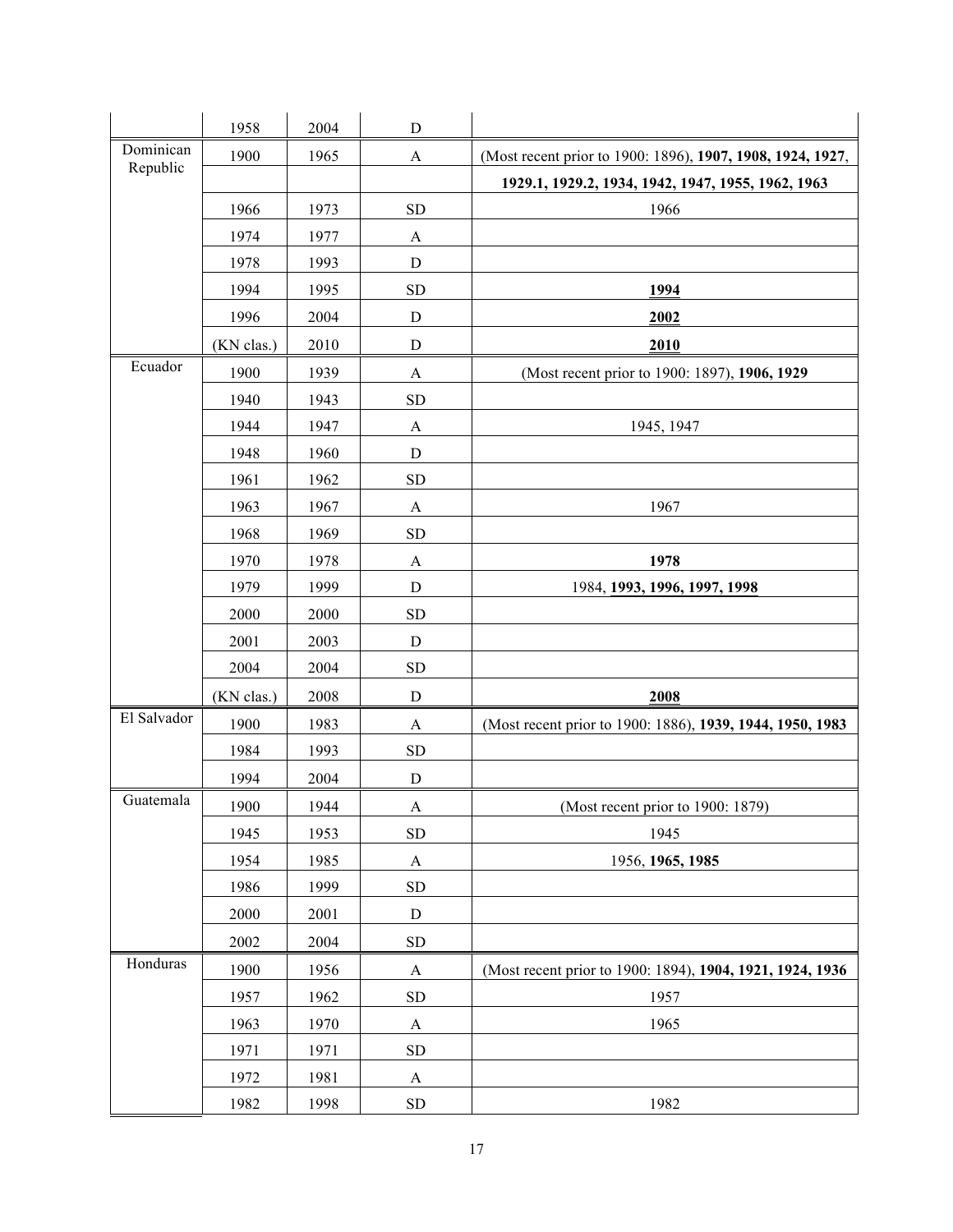| | | | | |
|---|---|---|---|---|
| | 1958 | 2004 | D | |
| Dominican Republic | 1900 | 1965 | A | (Most recent prior to 1900: 1896), **1907, 1908, 1924, 1927**, |
| | | | | **1929.1, 1929.2, 1934, 1942, 1947, 1955, 1962, 1963** |
| | 1966 | 1973 | SD | 1966 |
| | 1974 | 1977 | A | |
| | 1978 | 1993 | D | |
| | 1994 | 1995 | SD | **1994** |
| | 1996 | 2004 | D | **2002** |
| | (KN clas.) | 2010 | D | **2010** |
| Ecuador | 1900 | 1939 | A | (Most recent prior to 1900: 1897), **1906, 1929** |
| | 1940 | 1943 | SD | |
| | 1944 | 1947 | A | 1945, 1947 |
| | 1948 | 1960 | D | |
| | 1961 | 1962 | SD | |
| | 1963 | 1967 | A | 1967 |
| | 1968 | 1969 | SD | |
| | 1970 | 1978 | A | **1978** |
| | 1979 | 1999 | D | 1984, **1993, 1996, 1997, 1998** |
| | 2000 | 2000 | SD | |
| | 2001 | 2003 | D | |
| | 2004 | 2004 | SD | |
| | (KN clas.) | 2008 | D | **2008** |
| El Salvador | 1900 | 1983 | A | (Most recent prior to 1900: 1886), **1939, 1944, 1950, 1983** |
| | 1984 | 1993 | SD | |
| | 1994 | 2004 | D | |
| Guatemala | 1900 | 1944 | A | (Most recent prior to 1900: 1879) |
| | 1945 | 1953 | SD | 1945 |
| | 1954 | 1985 | A | 1956, **1965, 1985** |
| | 1986 | 1999 | SD | |
| | 2000 | 2001 | D | |
| | 2002 | 2004 | SD | |
| Honduras | 1900 | 1956 | A | (Most recent prior to 1900: 1894), **1904, 1921, 1924, 1936** |
| | 1957 | 1962 | SD | 1957 |
| | 1963 | 1970 | A | 1965 |
| | 1971 | 1971 | SD | |
| | 1972 | 1981 | A | |
| | 1982 | 1998 | SD | 1982 |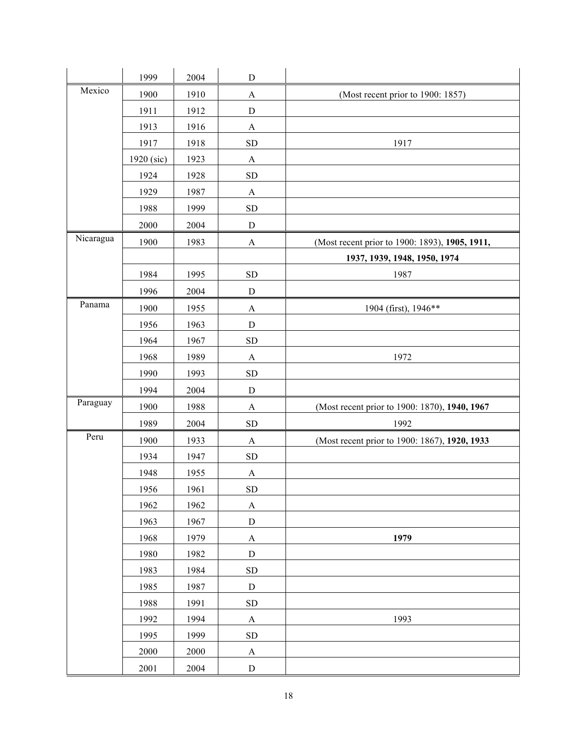| | | | | |
|---|---|---|---|---|
| | 1999 | 2004 | D | |
| Mexico | 1900 | 1910 | A | (Most recent prior to 1900: 1857) |
| | 1911 | 1912 | D | |
| | 1913 | 1916 | A | |
| | 1917 | 1918 | SD | 1917 |
| | 1920 (sic) | 1923 | A | |
| | 1924 | 1928 | SD | |
| | 1929 | 1987 | A | |
| | 1988 | 1999 | SD | |
| | 2000 | 2004 | D | |
| Nicaragua | 1900 | 1983 | A | (Most recent prior to 1900: 1893), **1905, 1911,** |
| | | | | **1937, 1939, 1948, 1950, 1974** |
| | 1984 | 1995 | SD | 1987 |
| | 1996 | 2004 | D | |
| Panama | 1900 | 1955 | A | 1904 (first), 1946** |
| | 1956 | 1963 | D | |
| | 1964 | 1967 | SD | |
| | 1968 | 1989 | A | 1972 |
| | 1990 | 1993 | SD | |
| | 1994 | 2004 | D | |
| Paraguay | 1900 | 1988 | A | (Most recent prior to 1900: 1870), **1940, 1967** |
| | 1989 | 2004 | SD | 1992 |
| Peru | 1900 | 1933 | A | (Most recent prior to 1900: 1867), **1920, 1933** |
| | 1934 | 1947 | SD | |
| | 1948 | 1955 | A | |
| | 1956 | 1961 | SD | |
| | 1962 | 1962 | A | |
| | 1963 | 1967 | D | |
| | 1968 | 1979 | A | **1979** |
| | 1980 | 1982 | D | |
| | 1983 | 1984 | SD | |
| | 1985 | 1987 | D | |
| | 1988 | 1991 | SD | |
| | 1992 | 1994 | A | 1993 |
| | 1995 | 1999 | SD | |
| | 2000 | 2000 | A | |
| | 2001 | 2004 | D | |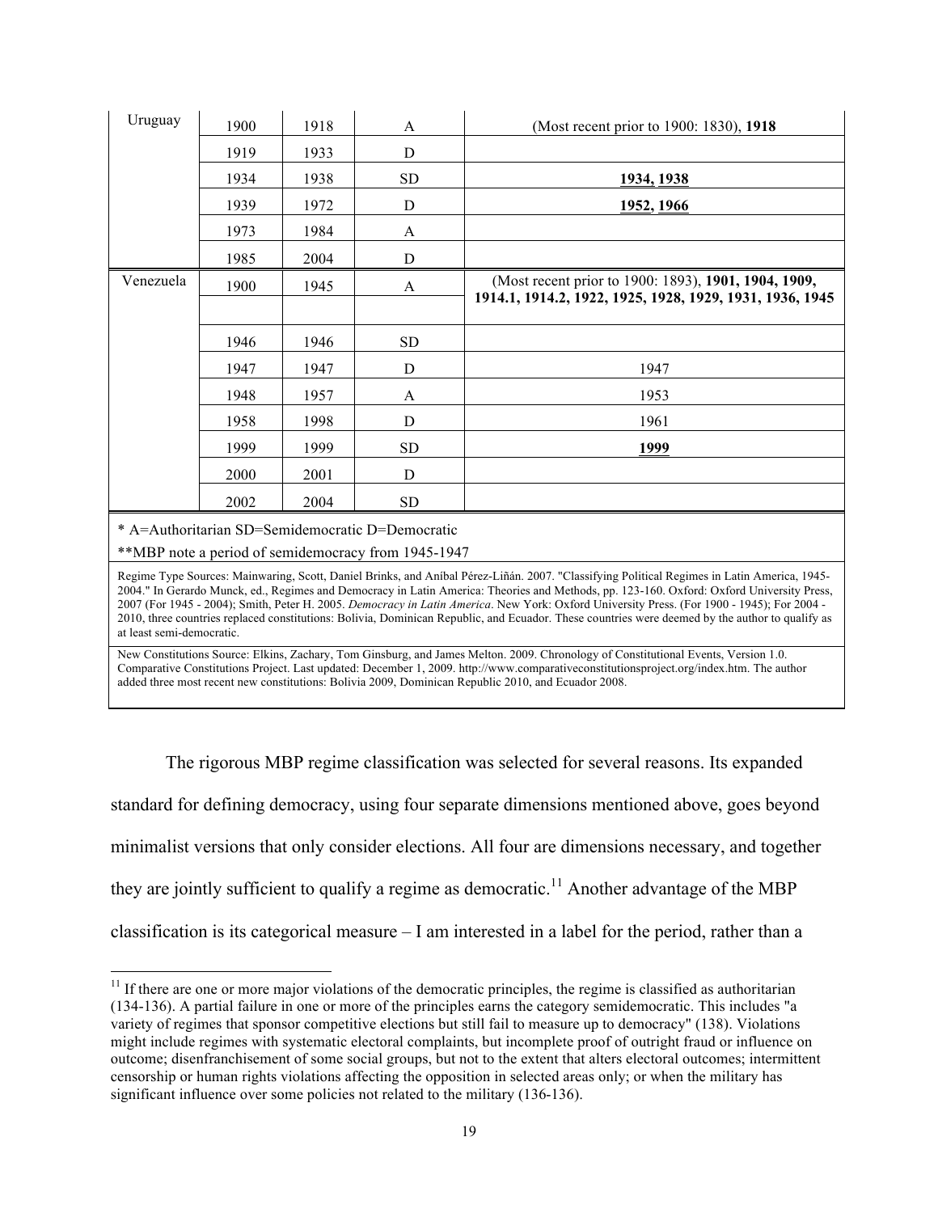| | | | | |
|---|---|---|---|---|
| Uruguay | 1900 | 1918 | A | (Most recent prior to 1900: 1830), **1918** |
| | 1919 | 1933 | D | |
| | 1934 | 1938 | SD | **<u>1934</u>, <u>1938</u>** |
| | 1939 | 1972 | D | **<u>1952</u>, <u>1966</u>** |
| | 1973 | 1984 | A | |
| | 1985 | 2004 | D | |
| Venezuela | 1900 | 1945 | A | (Most recent prior to 1900: 1893), **1901, 1904, 1909, 1914.1, 1914.2, 1922, 1925, 1928, 1929, 1931, 1936, 1945** |
| | | | | |
| | 1946 | 1946 | SD | |
| | 1947 | 1947 | D | 1947 |
| | 1948 | 1957 | A | 1953 |
| | 1958 | 1998 | D | 1961 |
| | 1999 | 1999 | SD | **<u>1999</u>** |
| | 2000 | 2001 | D | |
| | 2002 | 2004 | SD | |

* A=Authoritarian SD=Semidemocratic D=Democratic

**MBP note a period of semidemocracy from 1945-1947

Regime Type Sources: Mainwaring, Scott, Daniel Brinks, and Aníbal Pérez-Liñán. 2007. "Classifying Political Regimes in Latin America, 1945-2004." In Gerardo Munck, ed., Regimes and Democracy in Latin America: Theories and Methods, pp. 123-160. Oxford: Oxford University Press, 2007 (For 1945 - 2004); Smith, Peter H. 2005. *Democracy in Latin America*. New York: Oxford University Press. (For 1900 - 1945); For 2004 - 2010, three countries replaced constitutions: Bolivia, Dominican Republic, and Ecuador. These countries were deemed by the author to qualify as at least semi-democratic.

New Constitutions Source: Elkins, Zachary, Tom Ginsburg, and James Melton. 2009. Chronology of Constitutional Events, Version 1.0. Comparative Constitutions Project. Last updated: December 1, 2009. http://www.comparativeconstitutionsproject.org/index.htm. The author added three most recent new constitutions: Bolivia 2009, Dominican Republic 2010, and Ecuador 2008.

The rigorous MBP regime classification was selected for several reasons. Its expanded standard for defining democracy, using four separate dimensions mentioned above, goes beyond minimalist versions that only consider elections. All four are dimensions necessary, and together they are jointly sufficient to qualify a regime as democratic.[11] Another advantage of the MBP classification is its categorical measure – I am interested in a label for the period, rather than a

[11] If there are one or more major violations of the democratic principles, the regime is classified as authoritarian (134-136). A partial failure in one or more of the principles earns the category semidemocratic. This includes "a variety of regimes that sponsor competitive elections but still fail to measure up to democracy" (138). Violations might include regimes with systematic electoral complaints, but incomplete proof of outright fraud or influence on outcome; disenfranchisement of some social groups, but not to the extent that alters electoral outcomes; intermittent censorship or human rights violations affecting the opposition in selected areas only; or when the military has significant influence over some policies not related to the military (136-136).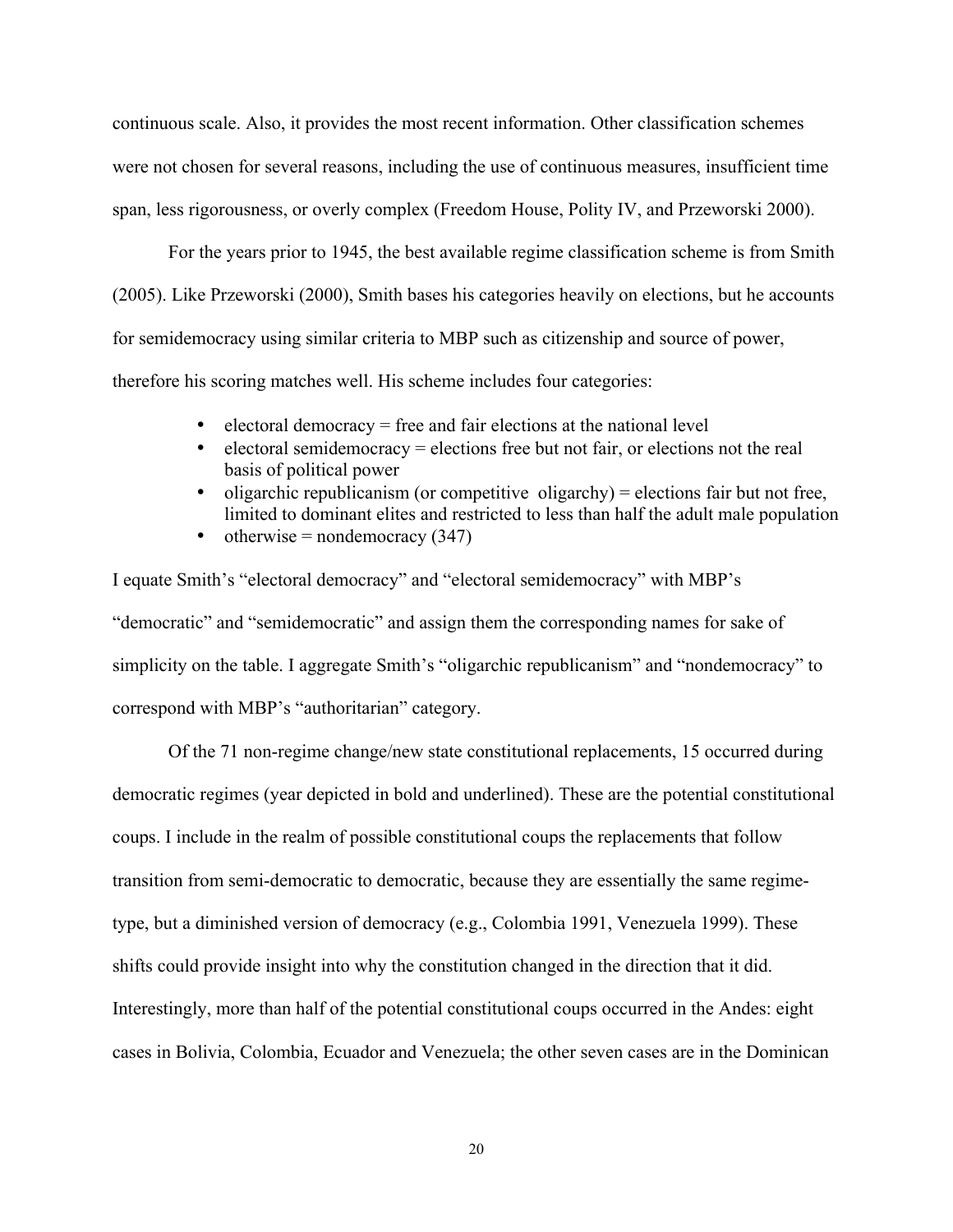continuous scale. Also, it provides the most recent information. Other classification schemes were not chosen for several reasons, including the use of continuous measures, insufficient time span, less rigorousness, or overly complex (Freedom House, Polity IV, and Przeworski 2000).

For the years prior to 1945, the best available regime classification scheme is from Smith (2005). Like Przeworski (2000), Smith bases his categories heavily on elections, but he accounts for semidemocracy using similar criteria to MBP such as citizenship and source of power, therefore his scoring matches well. His scheme includes four categories:

- electoral democracy = free and fair elections at the national level
- electoral semidemocracy = elections free but not fair, or elections not the real basis of political power
- oligarchic republicanism (or competitive oligarchy) = elections fair but not free, limited to dominant elites and restricted to less than half the adult male population
- otherwise = nondemocracy (347)

I equate Smith's "electoral democracy" and "electoral semidemocracy" with MBP's "democratic" and "semidemocratic" and assign them the corresponding names for sake of simplicity on the table. I aggregate Smith's "oligarchic republicanism" and "nondemocracy" to correspond with MBP's "authoritarian" category.

Of the 71 non-regime change/new state constitutional replacements, 15 occurred during democratic regimes (year depicted in bold and underlined). These are the potential constitutional coups. I include in the realm of possible constitutional coups the replacements that follow transition from semi-democratic to democratic, because they are essentially the same regime-type, but a diminished version of democracy (e.g., Colombia 1991, Venezuela 1999). These shifts could provide insight into why the constitution changed in the direction that it did. Interestingly, more than half of the potential constitutional coups occurred in the Andes: eight cases in Bolivia, Colombia, Ecuador and Venezuela; the other seven cases are in the Dominican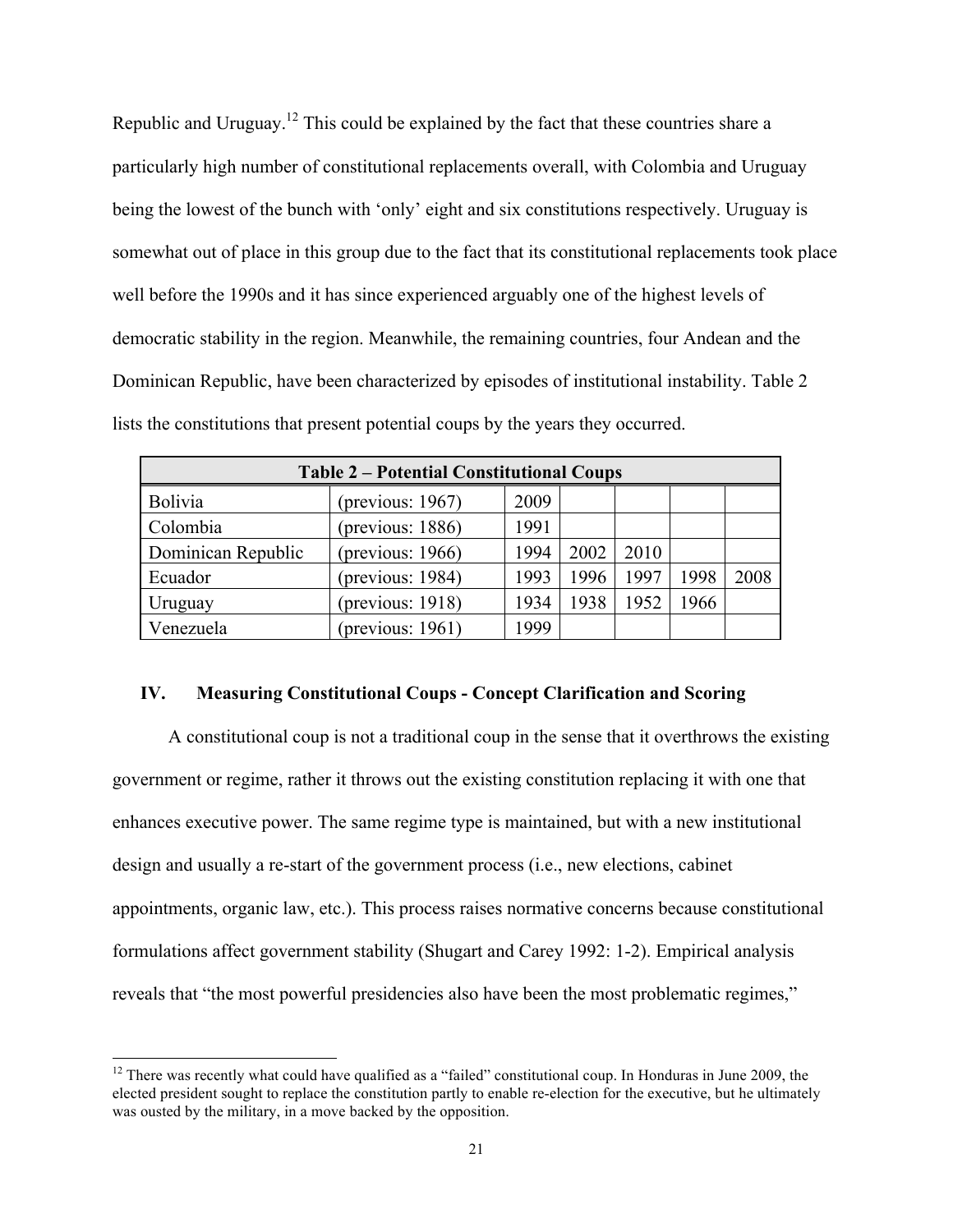Republic and Uruguay.[12] This could be explained by the fact that these countries share a particularly high number of constitutional replacements overall, with Colombia and Uruguay being the lowest of the bunch with 'only' eight and six constitutions respectively. Uruguay is somewhat out of place in this group due to the fact that its constitutional replacements took place well before the 1990s and it has since experienced arguably one of the highest levels of democratic stability in the region. Meanwhile, the remaining countries, four Andean and the Dominican Republic, have been characterized by episodes of institutional instability. Table 2 lists the constitutions that present potential coups by the years they occurred.

| Table 2 – Potential Constitutional Coups | | | | | | |
|---|---|---|---|---|---|---|
| Bolivia | (previous: 1967) | 2009 | | | | |
| Colombia | (previous: 1886) | 1991 | | | | |
| Dominican Republic | (previous: 1966) | 1994 | 2002 | 2010 | | |
| Ecuador | (previous: 1984) | 1993 | 1996 | 1997 | 1998 | 2008 |
| Uruguay | (previous: 1918) | 1934 | 1938 | 1952 | 1966 | |
| Venezuela | (previous: 1961) | 1999 | | | | |

## IV. Measuring Constitutional Coups - Concept Clarification and Scoring

A constitutional coup is not a traditional coup in the sense that it overthrows the existing government or regime, rather it throws out the existing constitution replacing it with one that enhances executive power. The same regime type is maintained, but with a new institutional design and usually a re-start of the government process (i.e., new elections, cabinet appointments, organic law, etc.). This process raises normative concerns because constitutional formulations affect government stability (Shugart and Carey 1992: 1-2). Empirical analysis reveals that "the most powerful presidencies also have been the most problematic regimes,"

[12] There was recently what could have qualified as a "failed" constitutional coup. In Honduras in June 2009, the elected president sought to replace the constitution partly to enable re-election for the executive, but he ultimately was ousted by the military, in a move backed by the opposition.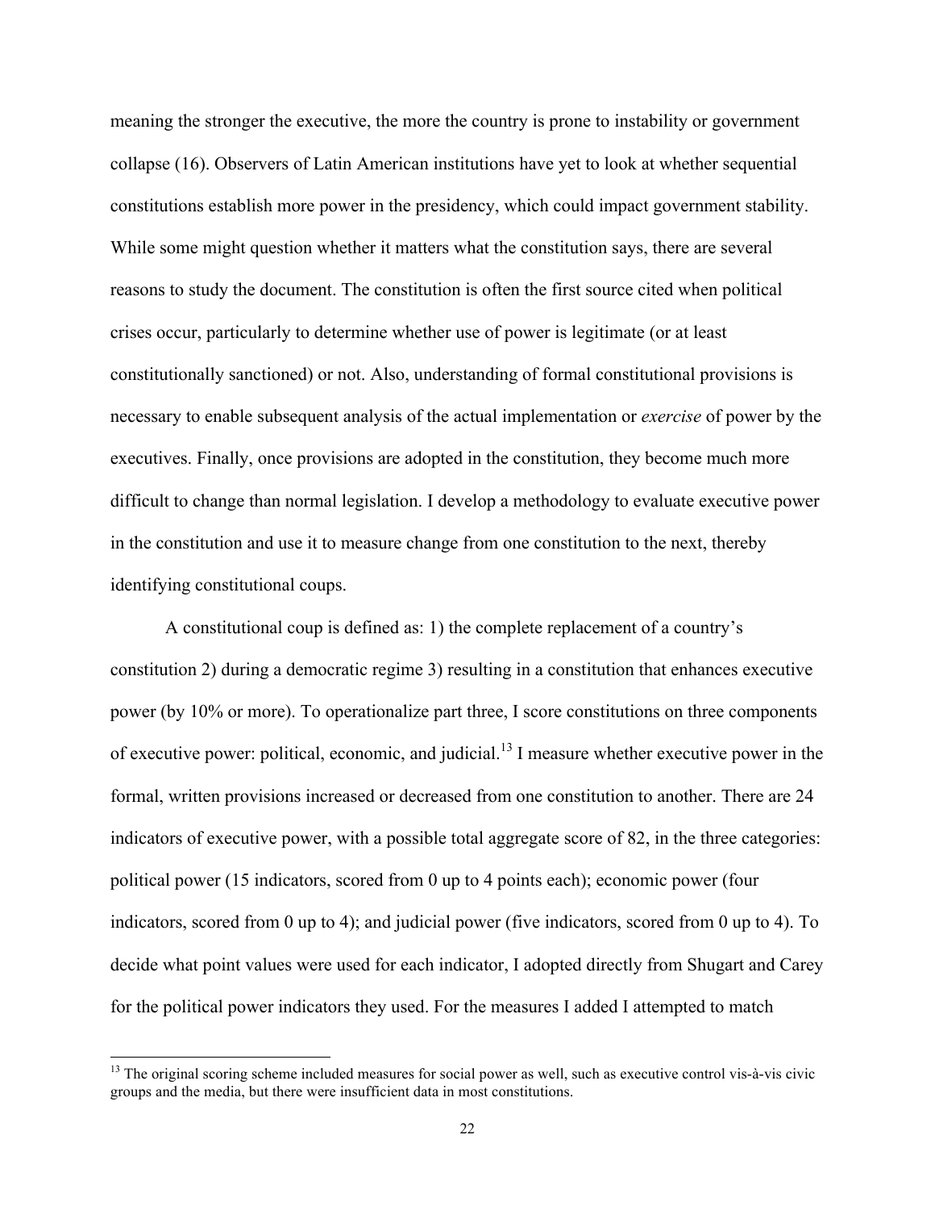meaning the stronger the executive, the more the country is prone to instability or government collapse (16). Observers of Latin American institutions have yet to look at whether sequential constitutions establish more power in the presidency, which could impact government stability. While some might question whether it matters what the constitution says, there are several reasons to study the document. The constitution is often the first source cited when political crises occur, particularly to determine whether use of power is legitimate (or at least constitutionally sanctioned) or not. Also, understanding of formal constitutional provisions is necessary to enable subsequent analysis of the actual implementation or *exercise* of power by the executives. Finally, once provisions are adopted in the constitution, they become much more difficult to change than normal legislation. I develop a methodology to evaluate executive power in the constitution and use it to measure change from one constitution to the next, thereby identifying constitutional coups.

A constitutional coup is defined as: 1) the complete replacement of a country's constitution 2) during a democratic regime 3) resulting in a constitution that enhances executive power (by 10% or more). To operationalize part three, I score constitutions on three components of executive power: political, economic, and judicial.[13] I measure whether executive power in the formal, written provisions increased or decreased from one constitution to another. There are 24 indicators of executive power, with a possible total aggregate score of 82, in the three categories: political power (15 indicators, scored from 0 up to 4 points each); economic power (four indicators, scored from 0 up to 4); and judicial power (five indicators, scored from 0 up to 4). To decide what point values were used for each indicator, I adopted directly from Shugart and Carey for the political power indicators they used. For the measures I added I attempted to match

[13] The original scoring scheme included measures for social power as well, such as executive control vis-à-vis civic groups and the media, but there were insufficient data in most constitutions.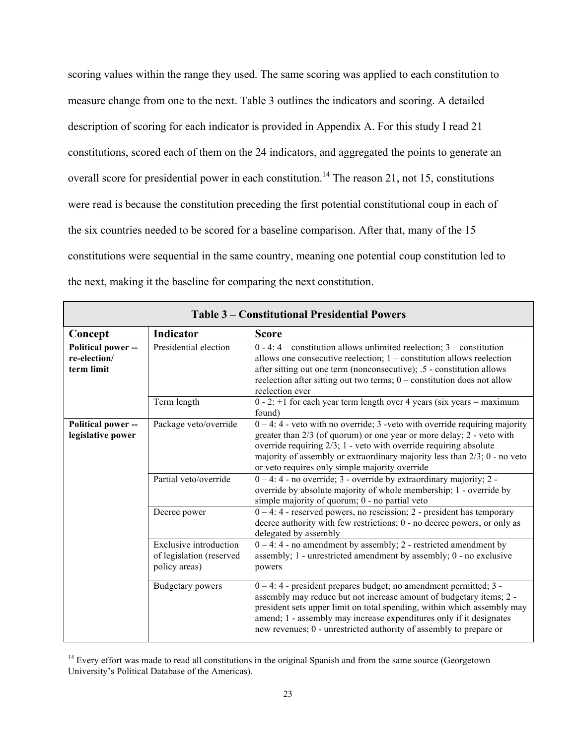scoring values within the range they used. The same scoring was applied to each constitution to measure change from one to the next. Table 3 outlines the indicators and scoring. A detailed description of scoring for each indicator is provided in Appendix A. For this study I read 21 constitutions, scored each of them on the 24 indicators, and aggregated the points to generate an overall score for presidential power in each constitution.[14] The reason 21, not 15, constitutions were read is because the constitution preceding the first potential constitutional coup in each of the six countries needed to be scored for a baseline comparison. After that, many of the 15 constitutions were sequential in the same country, meaning one potential coup constitution led to the next, making it the baseline for comparing the next constitution.

| Table 3 – Constitutional Presidential Powers | | |
|---|---|---|
| **Concept** | **Indicator** | **Score** |
| **Political power -- re-election/ term limit** | Presidential election | 0 - 4: 4 – constitution allows unlimited reelection; 3 – constitution allows one consecutive reelection; 1 – constitution allows reelection after sitting out one term (nonconsecutive); .5 - constitution allows reelection after sitting out two terms; 0 – constitution does not allow reelection ever |
| | Term length | 0 - 2: +1 for each year term length over 4 years (six years = maximum found) |
| **Political power -- legislative power** | Package veto/override | 0 – 4: 4 - veto with no override; 3 -veto with override requiring majority greater than 2/3 (of quorum) or one year or more delay; 2 - veto with override requiring 2/3; 1 - veto with override requiring absolute majority of assembly or extraordinary majority less than 2/3; 0 - no veto or veto requires only simple majority override |
| | Partial veto/override | 0 – 4: 4 - no override; 3 - override by extraordinary majority; 2 - override by absolute majority of whole membership; 1 - override by simple majority of quorum; 0 - no partial veto |
| | Decree power | 0 – 4: 4 - reserved powers, no rescission; 2 - president has temporary decree authority with few restrictions; 0 - no decree powers, or only as delegated by assembly |
| | Exclusive introduction of legislation (reserved policy areas) | 0 – 4: 4 - no amendment by assembly; 2 - restricted amendment by assembly; 1 - unrestricted amendment by assembly; 0 - no exclusive powers |
| | Budgetary powers | 0 – 4: 4 - president prepares budget; no amendment permitted; 3 - assembly may reduce but not increase amount of budgetary items; 2 - president sets upper limit on total spending, within which assembly may amend; 1 - assembly may increase expenditures only if it designates new revenues; 0 - unrestricted authority of assembly to prepare or |

[14] Every effort was made to read all constitutions in the original Spanish and from the same source (Georgetown University's Political Database of the Americas).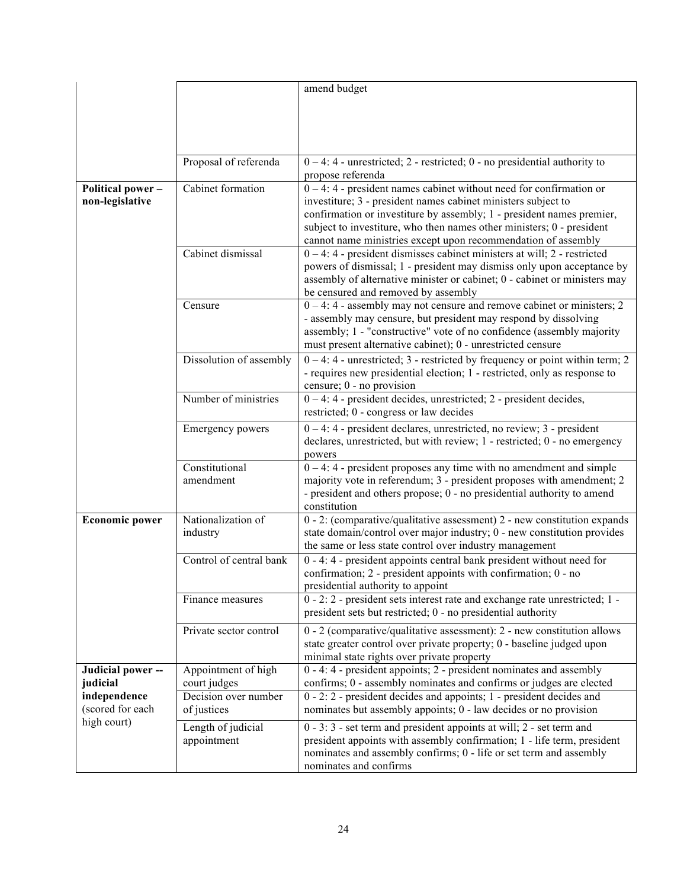| | | |
|---|---|---|
| | | amend budget |
| | Proposal of referenda | 0 – 4: 4 - unrestricted; 2 - restricted; 0 - no presidential authority to propose referenda |
| **Political power – non-legislative** | Cabinet formation | 0 – 4: 4 - president names cabinet without need for confirmation or investiture; 3 - president names cabinet ministers subject to confirmation or investiture by assembly; 1 - president names premier, subject to investiture, who then names other ministers; 0 - president cannot name ministries except upon recommendation of assembly |
| | Cabinet dismissal | 0 – 4: 4 - president dismisses cabinet ministers at will; 2 - restricted powers of dismissal; 1 - president may dismiss only upon acceptance by assembly of alternative minister or cabinet; 0 - cabinet or ministers may be censured and removed by assembly |
| | Censure | 0 – 4: 4 - assembly may not censure and remove cabinet or ministers; 2 - assembly may censure, but president may respond by dissolving assembly; 1 - "constructive" vote of no confidence (assembly majority must present alternative cabinet); 0 - unrestricted censure |
| | Dissolution of assembly | 0 – 4: 4 - unrestricted; 3 - restricted by frequency or point within term; 2 - requires new presidential election; 1 - restricted, only as response to censure; 0 - no provision |
| | Number of ministries | 0 – 4: 4 - president decides, unrestricted; 2 - president decides, restricted; 0 - congress or law decides |
| | Emergency powers | 0 – 4: 4 - president declares, unrestricted, no review; 3 - president declares, unrestricted, but with review; 1 - restricted; 0 - no emergency powers |
| | Constitutional amendment | 0 – 4: 4 - president proposes any time with no amendment and simple majority vote in referendum; 3 - president proposes with amendment; 2 - president and others propose; 0 - no presidential authority to amend constitution |
| **Economic power** | Nationalization of industry | 0 - 2: (comparative/qualitative assessment) 2 - new constitution expands state domain/control over major industry; 0 - new constitution provides the same or less state control over industry management |
| | Control of central bank | 0 - 4: 4 - president appoints central bank president without need for confirmation; 2 - president appoints with confirmation; 0 - no presidential authority to appoint |
| | Finance measures | 0 - 2: 2 - president sets interest rate and exchange rate unrestricted; 1 - president sets but restricted; 0 - no presidential authority |
| | Private sector control | 0 - 2 (comparative/qualitative assessment): 2 - new constitution allows state greater control over private property; 0 - baseline judged upon minimal state rights over private property |
| **Judicial power -- judicial independence** (scored for each high court) | Appointment of high court judges | 0 - 4: 4 - president appoints; 2 - president nominates and assembly confirms; 0 - assembly nominates and confirms or judges are elected |
| | Decision over number of justices | 0 - 2: 2 - president decides and appoints; 1 - president decides and nominates but assembly appoints; 0 - law decides or no provision |
| | Length of judicial appointment | 0 - 3: 3 - set term and president appoints at will; 2 - set term and president appoints with assembly confirmation; 1 - life term, president nominates and assembly confirms; 0 - life or set term and assembly nominates and confirms |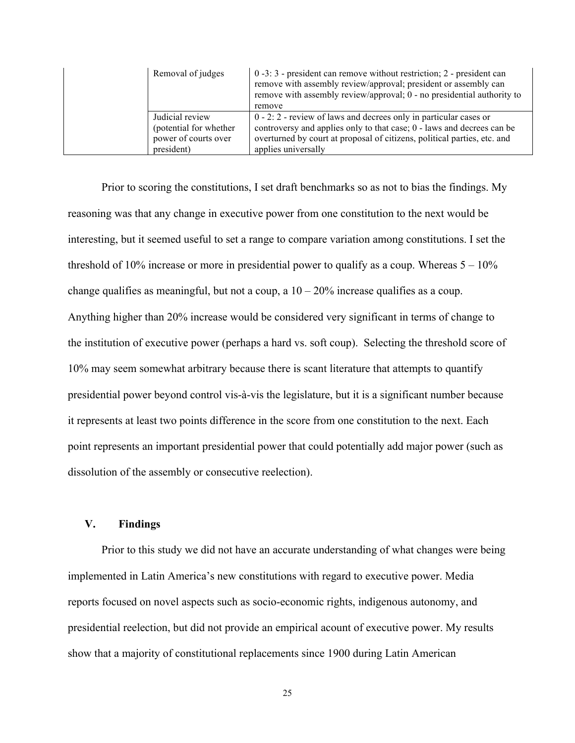| | | |
|---|---|---|
| | Removal of judges | 0 -3: 3 - president can remove without restriction; 2 - president can remove with assembly review/approval; president or assembly can remove with assembly review/approval; 0 - no presidential authority to remove |
| | Judicial review (potential for whether power of courts over president) | 0 - 2: 2 - review of laws and decrees only in particular cases or controversy and applies only to that case; 0 - laws and decrees can be overturned by court at proposal of citizens, political parties, etc. and applies universally |

Prior to scoring the constitutions, I set draft benchmarks so as not to bias the findings. My reasoning was that any change in executive power from one constitution to the next would be interesting, but it seemed useful to set a range to compare variation among constitutions. I set the threshold of 10% increase or more in presidential power to qualify as a coup. Whereas 5 – 10% change qualifies as meaningful, but not a coup, a 10 – 20% increase qualifies as a coup. Anything higher than 20% increase would be considered very significant in terms of change to the institution of executive power (perhaps a hard vs. soft coup). Selecting the threshold score of 10% may seem somewhat arbitrary because there is scant literature that attempts to quantify presidential power beyond control vis-à-vis the legislature, but it is a significant number because it represents at least two points difference in the score from one constitution to the next. Each point represents an important presidential power that could potentially add major power (such as dissolution of the assembly or consecutive reelection).

## V. Findings

Prior to this study we did not have an accurate understanding of what changes were being implemented in Latin America's new constitutions with regard to executive power. Media reports focused on novel aspects such as socio-economic rights, indigenous autonomy, and presidential reelection, but did not provide an empirical acount of executive power. My results show that a majority of constitutional replacements since 1900 during Latin American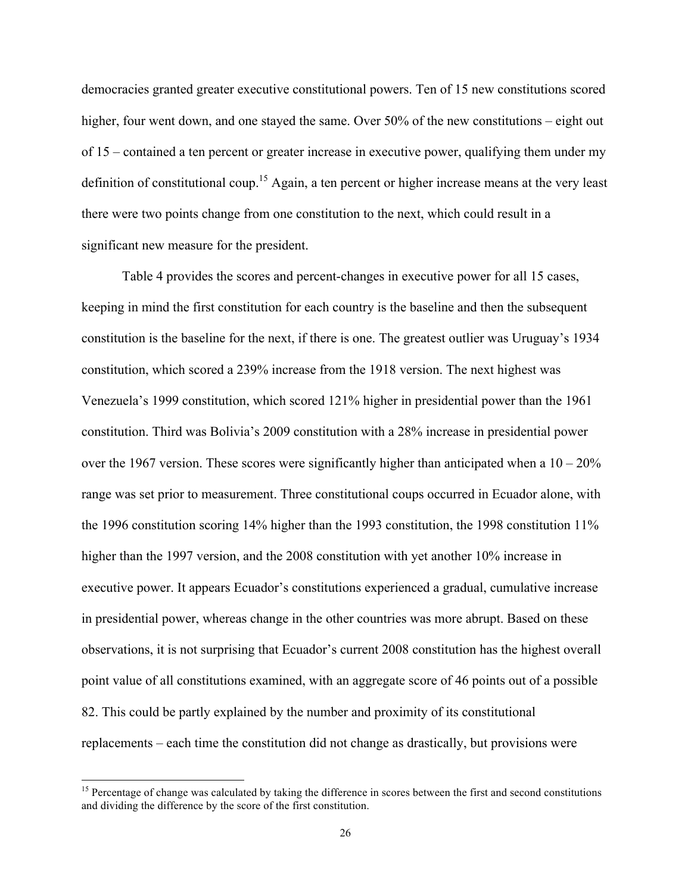democracies granted greater executive constitutional powers. Ten of 15 new constitutions scored higher, four went down, and one stayed the same. Over 50% of the new constitutions – eight out of 15 – contained a ten percent or greater increase in executive power, qualifying them under my definition of constitutional coup.[15] Again, a ten percent or higher increase means at the very least there were two points change from one constitution to the next, which could result in a significant new measure for the president.

Table 4 provides the scores and percent-changes in executive power for all 15 cases, keeping in mind the first constitution for each country is the baseline and then the subsequent constitution is the baseline for the next, if there is one. The greatest outlier was Uruguay's 1934 constitution, which scored a 239% increase from the 1918 version. The next highest was Venezuela's 1999 constitution, which scored 121% higher in presidential power than the 1961 constitution. Third was Bolivia's 2009 constitution with a 28% increase in presidential power over the 1967 version. These scores were significantly higher than anticipated when a 10 – 20% range was set prior to measurement. Three constitutional coups occurred in Ecuador alone, with the 1996 constitution scoring 14% higher than the 1993 constitution, the 1998 constitution 11% higher than the 1997 version, and the 2008 constitution with yet another 10% increase in executive power. It appears Ecuador's constitutions experienced a gradual, cumulative increase in presidential power, whereas change in the other countries was more abrupt. Based on these observations, it is not surprising that Ecuador's current 2008 constitution has the highest overall point value of all constitutions examined, with an aggregate score of 46 points out of a possible 82. This could be partly explained by the number and proximity of its constitutional replacements – each time the constitution did not change as drastically, but provisions were

[15] Percentage of change was calculated by taking the difference in scores between the first and second constitutions and dividing the difference by the score of the first constitution.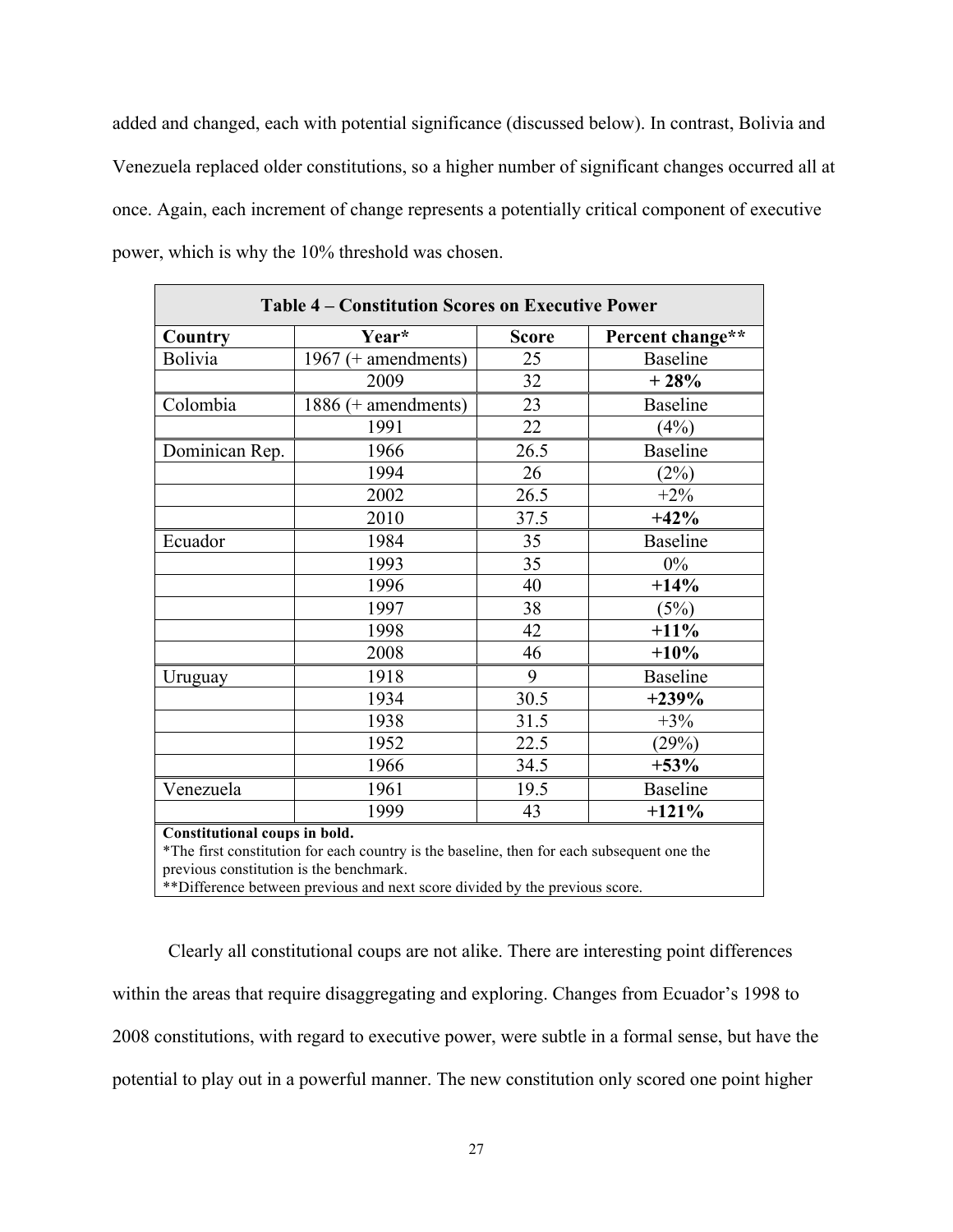added and changed, each with potential significance (discussed below). In contrast, Bolivia and Venezuela replaced older constitutions, so a higher number of significant changes occurred all at once. Again, each increment of change represents a potentially critical component of executive power, which is why the 10% threshold was chosen.

**Table 4 – Constitution Scores on Executive Power**

| Country | Year* | Score | Percent change** |
|---|---|---|---|
| Bolivia | 1967 (+ amendments) | 25 | Baseline |
| | 2009 | 32 | **+ 28%** |
| Colombia | 1886 (+ amendments) | 23 | Baseline |
| | 1991 | 22 | (4%) |
| Dominican Rep. | 1966 | 26.5 | Baseline |
| | 1994 | 26 | (2%) |
| | 2002 | 26.5 | +2% |
| | 2010 | 37.5 | **+42%** |
| Ecuador | 1984 | 35 | Baseline |
| | 1993 | 35 | 0% |
| | 1996 | 40 | **+14%** |
| | 1997 | 38 | (5%) |
| | 1998 | 42 | **+11%** |
| | 2008 | 46 | **+10%** |
| Uruguay | 1918 | 9 | Baseline |
| | 1934 | 30.5 | **+239%** |
| | 1938 | 31.5 | +3% |
| | 1952 | 22.5 | (29%) |
| | 1966 | 34.5 | **+53%** |
| Venezuela | 1961 | 19.5 | Baseline |
| | 1999 | 43 | **+121%** |

**Constitutional coups in bold.**
*The first constitution for each country is the baseline, then for each subsequent one the previous constitution is the benchmark.
**Difference between previous and next score divided by the previous score.

Clearly all constitutional coups are not alike. There are interesting point differences within the areas that require disaggregating and exploring. Changes from Ecuador's 1998 to 2008 constitutions, with regard to executive power, were subtle in a formal sense, but have the potential to play out in a powerful manner. The new constitution only scored one point higher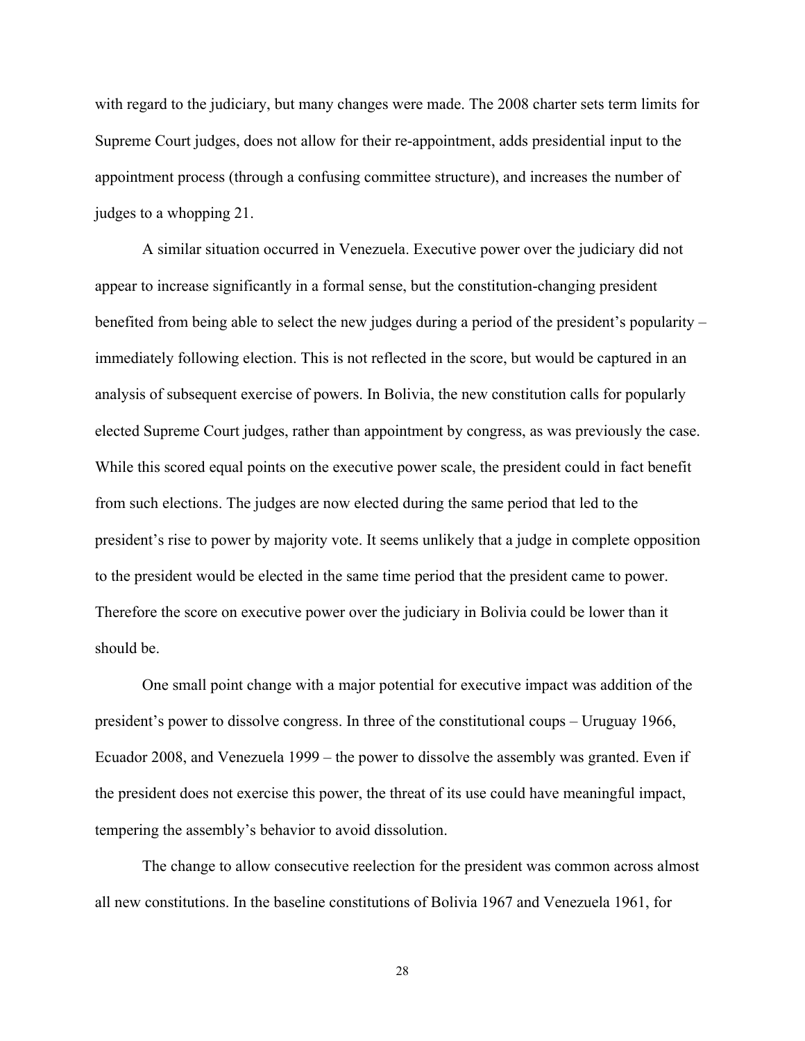with regard to the judiciary, but many changes were made. The 2008 charter sets term limits for Supreme Court judges, does not allow for their re-appointment, adds presidential input to the appointment process (through a confusing committee structure), and increases the number of judges to a whopping 21.

A similar situation occurred in Venezuela. Executive power over the judiciary did not appear to increase significantly in a formal sense, but the constitution-changing president benefited from being able to select the new judges during a period of the president's popularity – immediately following election. This is not reflected in the score, but would be captured in an analysis of subsequent exercise of powers. In Bolivia, the new constitution calls for popularly elected Supreme Court judges, rather than appointment by congress, as was previously the case. While this scored equal points on the executive power scale, the president could in fact benefit from such elections. The judges are now elected during the same period that led to the president's rise to power by majority vote. It seems unlikely that a judge in complete opposition to the president would be elected in the same time period that the president came to power. Therefore the score on executive power over the judiciary in Bolivia could be lower than it should be.

One small point change with a major potential for executive impact was addition of the president's power to dissolve congress. In three of the constitutional coups – Uruguay 1966, Ecuador 2008, and Venezuela 1999 – the power to dissolve the assembly was granted. Even if the president does not exercise this power, the threat of its use could have meaningful impact, tempering the assembly's behavior to avoid dissolution.

The change to allow consecutive reelection for the president was common across almost all new constitutions. In the baseline constitutions of Bolivia 1967 and Venezuela 1961, for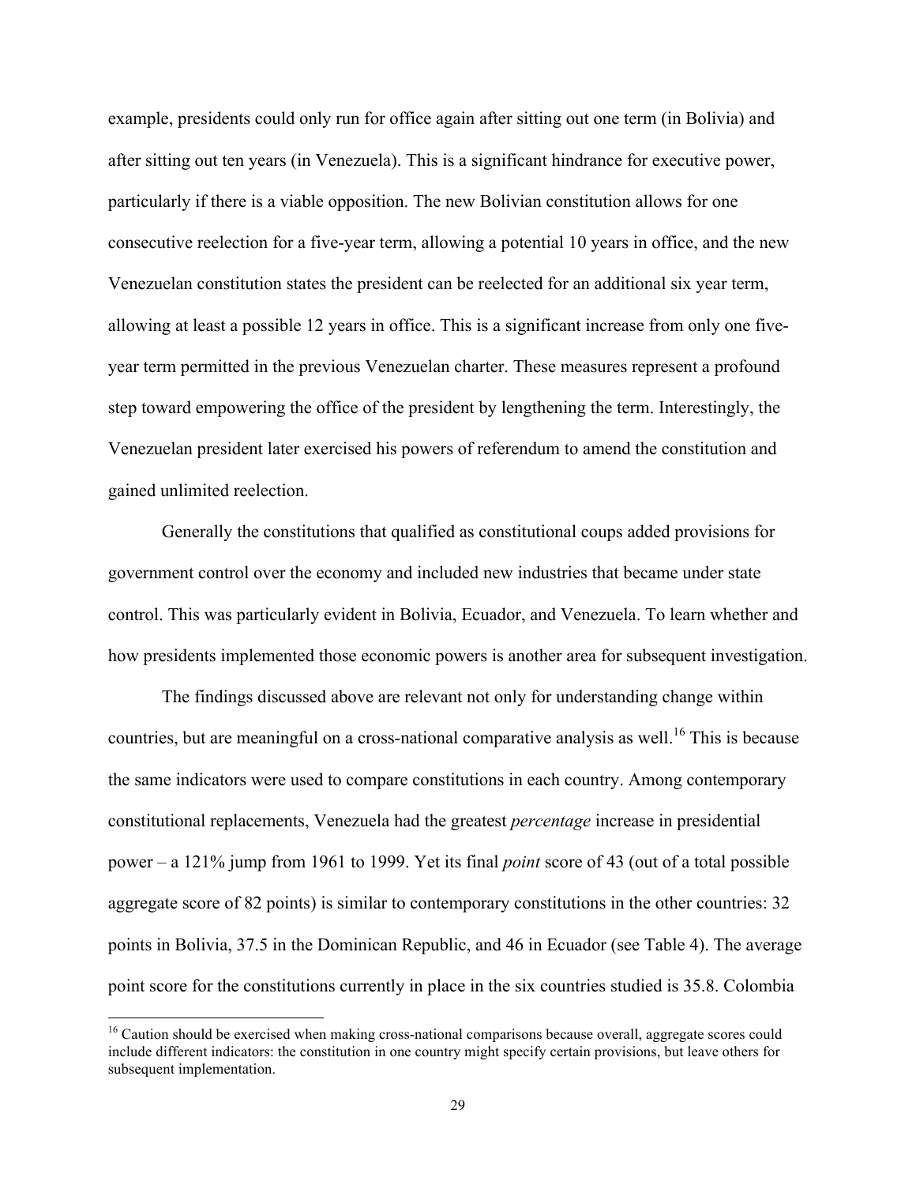example, presidents could only run for office again after sitting out one term (in Bolivia) and after sitting out ten years (in Venezuela). This is a significant hindrance for executive power, particularly if there is a viable opposition. The new Bolivian constitution allows for one consecutive reelection for a five-year term, allowing a potential 10 years in office, and the new Venezuelan constitution states the president can be reelected for an additional six year term, allowing at least a possible 12 years in office. This is a significant increase from only one five-year term permitted in the previous Venezuelan charter. These measures represent a profound step toward empowering the office of the president by lengthening the term. Interestingly, the Venezuelan president later exercised his powers of referendum to amend the constitution and gained unlimited reelection.

Generally the constitutions that qualified as constitutional coups added provisions for government control over the economy and included new industries that became under state control. This was particularly evident in Bolivia, Ecuador, and Venezuela. To learn whether and how presidents implemented those economic powers is another area for subsequent investigation.

The findings discussed above are relevant not only for understanding change within countries, but are meaningful on a cross-national comparative analysis as well.[16] This is because the same indicators were used to compare constitutions in each country. Among contemporary constitutional replacements, Venezuela had the greatest *percentage* increase in presidential power – a 121% jump from 1961 to 1999. Yet its final *point* score of 43 (out of a total possible aggregate score of 82 points) is similar to contemporary constitutions in the other countries: 32 points in Bolivia, 37.5 in the Dominican Republic, and 46 in Ecuador (see Table 4). The average point score for the constitutions currently in place in the six countries studied is 35.8. Colombia

[16] Caution should be exercised when making cross-national comparisons because overall, aggregate scores could include different indicators: the constitution in one country might specify certain provisions, but leave others for subsequent implementation.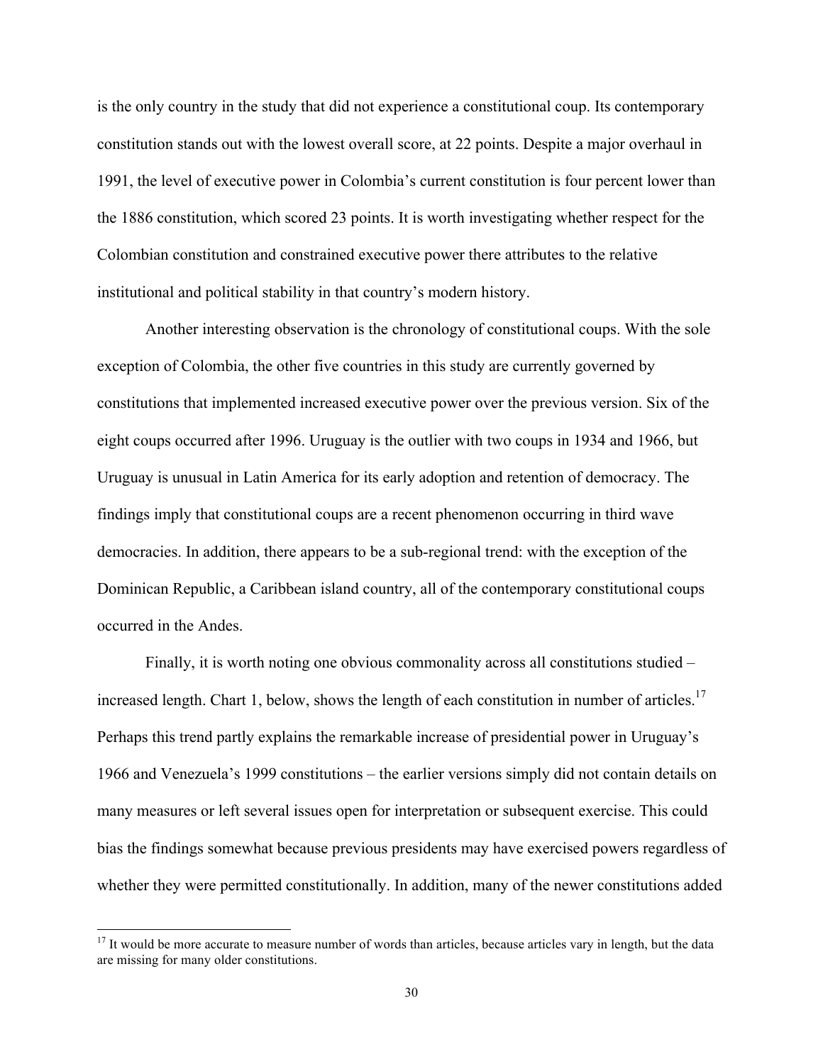is the only country in the study that did not experience a constitutional coup. Its contemporary constitution stands out with the lowest overall score, at 22 points. Despite a major overhaul in 1991, the level of executive power in Colombia's current constitution is four percent lower than the 1886 constitution, which scored 23 points. It is worth investigating whether respect for the Colombian constitution and constrained executive power there attributes to the relative institutional and political stability in that country's modern history.

Another interesting observation is the chronology of constitutional coups. With the sole exception of Colombia, the other five countries in this study are currently governed by constitutions that implemented increased executive power over the previous version. Six of the eight coups occurred after 1996. Uruguay is the outlier with two coups in 1934 and 1966, but Uruguay is unusual in Latin America for its early adoption and retention of democracy. The findings imply that constitutional coups are a recent phenomenon occurring in third wave democracies. In addition, there appears to be a sub-regional trend: with the exception of the Dominican Republic, a Caribbean island country, all of the contemporary constitutional coups occurred in the Andes.

Finally, it is worth noting one obvious commonality across all constitutions studied – increased length. Chart 1, below, shows the length of each constitution in number of articles.[17] Perhaps this trend partly explains the remarkable increase of presidential power in Uruguay's 1966 and Venezuela's 1999 constitutions – the earlier versions simply did not contain details on many measures or left several issues open for interpretation or subsequent exercise. This could bias the findings somewhat because previous presidents may have exercised powers regardless of whether they were permitted constitutionally. In addition, many of the newer constitutions added

[17] It would be more accurate to measure number of words than articles, because articles vary in length, but the data are missing for many older constitutions.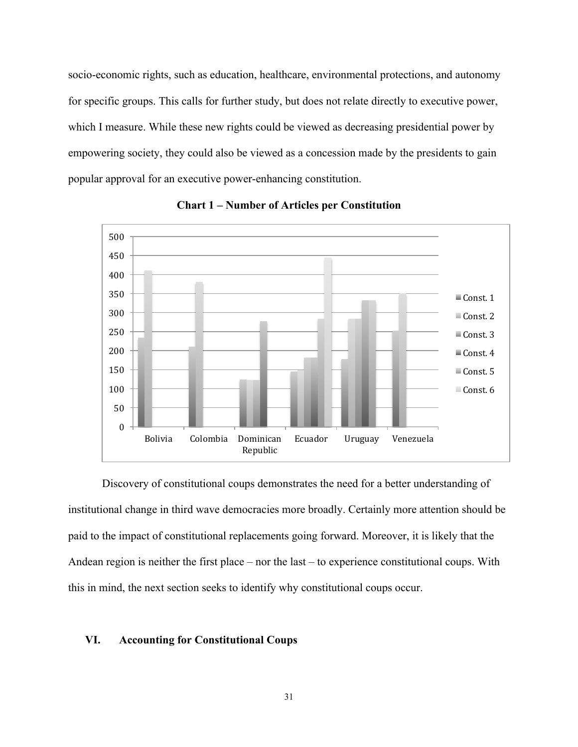socio-economic rights, such as education, healthcare, environmental protections, and autonomy for specific groups. This calls for further study, but does not relate directly to executive power, which I measure. While these new rights could be viewed as decreasing presidential power by empowering society, they could also be viewed as a concession made by the presidents to gain popular approval for an executive power-enhancing constitution.

**Chart 1 – Number of Articles per Constitution**

Discovery of constitutional coups demonstrates the need for a better understanding of institutional change in third wave democracies more broadly. Certainly more attention should be paid to the impact of constitutional replacements going forward. Moreover, it is likely that the Andean region is neither the first place – nor the last – to experience constitutional coups. With this in mind, the next section seeks to identify why constitutional coups occur.

## VI. Accounting for Constitutional Coups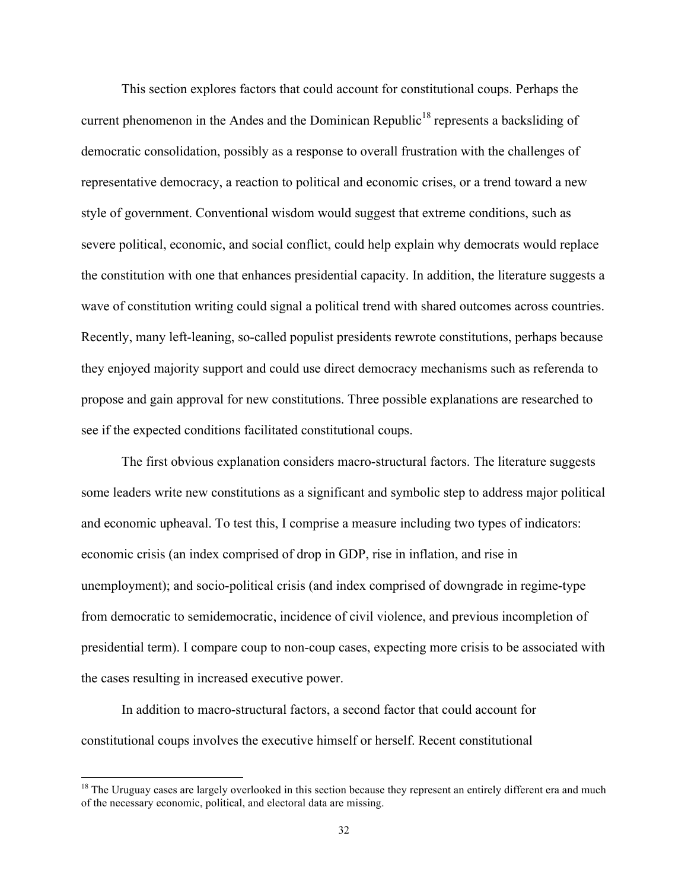This section explores factors that could account for constitutional coups. Perhaps the current phenomenon in the Andes and the Dominican Republic[18] represents a backsliding of democratic consolidation, possibly as a response to overall frustration with the challenges of representative democracy, a reaction to political and economic crises, or a trend toward a new style of government. Conventional wisdom would suggest that extreme conditions, such as severe political, economic, and social conflict, could help explain why democrats would replace the constitution with one that enhances presidential capacity. In addition, the literature suggests a wave of constitution writing could signal a political trend with shared outcomes across countries. Recently, many left-leaning, so-called populist presidents rewrote constitutions, perhaps because they enjoyed majority support and could use direct democracy mechanisms such as referenda to propose and gain approval for new constitutions. Three possible explanations are researched to see if the expected conditions facilitated constitutional coups.

The first obvious explanation considers macro-structural factors. The literature suggests some leaders write new constitutions as a significant and symbolic step to address major political and economic upheaval. To test this, I comprise a measure including two types of indicators: economic crisis (an index comprised of drop in GDP, rise in inflation, and rise in unemployment); and socio-political crisis (and index comprised of downgrade in regime-type from democratic to semidemocratic, incidence of civil violence, and previous incompletion of presidential term). I compare coup to non-coup cases, expecting more crisis to be associated with the cases resulting in increased executive power.

In addition to macro-structural factors, a second factor that could account for constitutional coups involves the executive himself or herself. Recent constitutional

[18] The Uruguay cases are largely overlooked in this section because they represent an entirely different era and much of the necessary economic, political, and electoral data are missing.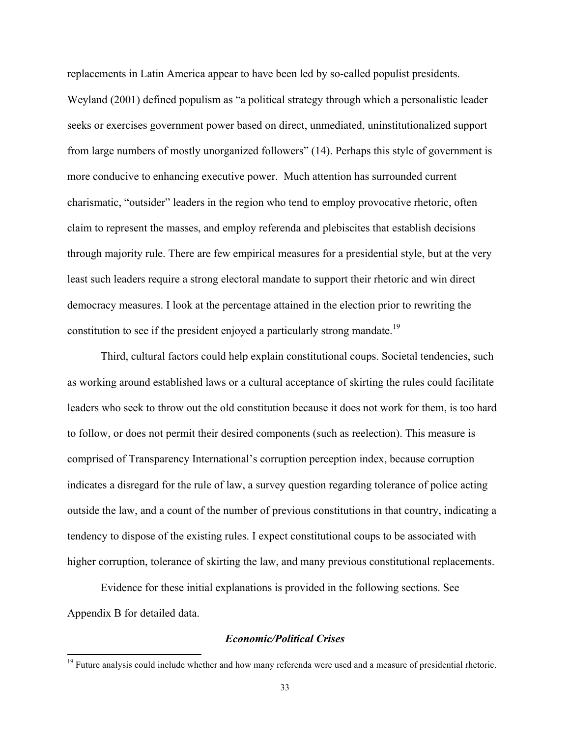replacements in Latin America appear to have been led by so-called populist presidents. Weyland (2001) defined populism as "a political strategy through which a personalistic leader seeks or exercises government power based on direct, unmediated, uninstitutionalized support from large numbers of mostly unorganized followers" (14). Perhaps this style of government is more conducive to enhancing executive power. Much attention has surrounded current charismatic, "outsider" leaders in the region who tend to employ provocative rhetoric, often claim to represent the masses, and employ referenda and plebiscites that establish decisions through majority rule. There are few empirical measures for a presidential style, but at the very least such leaders require a strong electoral mandate to support their rhetoric and win direct democracy measures. I look at the percentage attained in the election prior to rewriting the constitution to see if the president enjoyed a particularly strong mandate.[19]

Third, cultural factors could help explain constitutional coups. Societal tendencies, such as working around established laws or a cultural acceptance of skirting the rules could facilitate leaders who seek to throw out the old constitution because it does not work for them, is too hard to follow, or does not permit their desired components (such as reelection). This measure is comprised of Transparency International's corruption perception index, because corruption indicates a disregard for the rule of law, a survey question regarding tolerance of police acting outside the law, and a count of the number of previous constitutions in that country, indicating a tendency to dispose of the existing rules. I expect constitutional coups to be associated with higher corruption, tolerance of skirting the law, and many previous constitutional replacements.

Evidence for these initial explanations is provided in the following sections. See Appendix B for detailed data.

### *Economic/Political Crises*

[19] Future analysis could include whether and how many referenda were used and a measure of presidential rhetoric.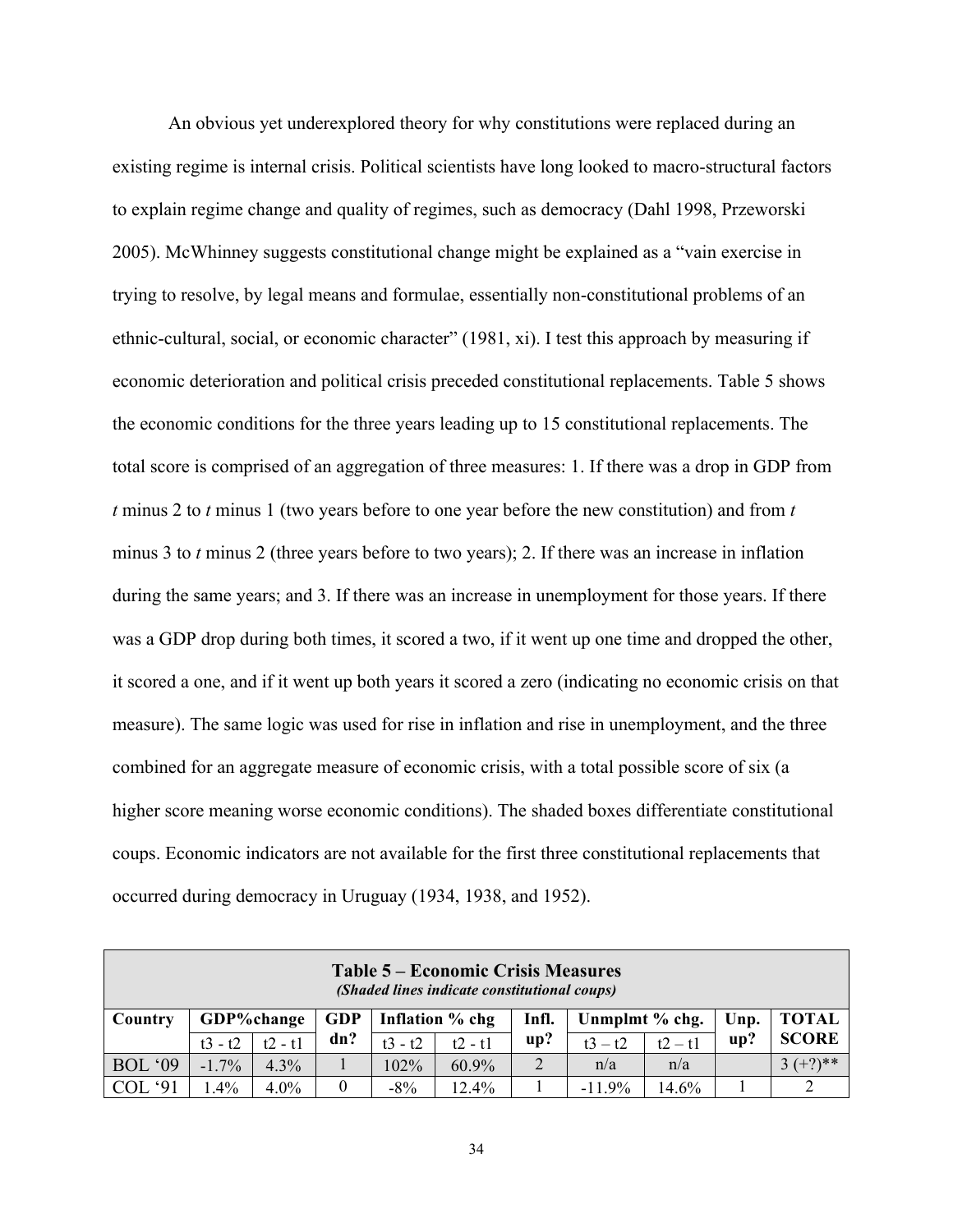An obvious yet underexplored theory for why constitutions were replaced during an existing regime is internal crisis. Political scientists have long looked to macro-structural factors to explain regime change and quality of regimes, such as democracy (Dahl 1998, Przeworski 2005). McWhinney suggests constitutional change might be explained as a "vain exercise in trying to resolve, by legal means and formulae, essentially non-constitutional problems of an ethnic-cultural, social, or economic character" (1981, xi). I test this approach by measuring if economic deterioration and political crisis preceded constitutional replacements. Table 5 shows the economic conditions for the three years leading up to 15 constitutional replacements. The total score is comprised of an aggregation of three measures: 1. If there was a drop in GDP from *t* minus 2 to *t* minus 1 (two years before to one year before the new constitution) and from *t* minus 3 to *t* minus 2 (three years before to two years); 2. If there was an increase in inflation during the same years; and 3. If there was an increase in unemployment for those years. If there was a GDP drop during both times, it scored a two, if it went up one time and dropped the other, it scored a one, and if it went up both years it scored a zero (indicating no economic crisis on that measure). The same logic was used for rise in inflation and rise in unemployment, and the three combined for an aggregate measure of economic crisis, with a total possible score of six (a higher score meaning worse economic conditions). The shaded boxes differentiate constitutional coups. Economic indicators are not available for the first three constitutional replacements that occurred during democracy in Uruguay (1934, 1938, and 1952).

**Table 5 – Economic Crisis Measures**
***(Shaded lines indicate constitutional coups)***

| Country | GDP%change | | GDP dn? | Inflation % chg | | Infl. up? | Unmplmt % chg. | | Unp. up? | TOTAL SCORE |
|---|---|---|---|---|---|---|---|---|---|---|
| | t3 - t2 | t2 - t1 | | t3 - t2 | t2 - t1 | | t3 – t2 | t2 – t1 | | |
| BOL '09 | -1.7% | 4.3% | 1 | 102% | 60.9% | 2 | n/a | n/a | | 3 (+?)** |
| COL '91 | 1.4% | 4.0% | 0 | -8% | 12.4% | 1 | -11.9% | 14.6% | 1 | 2 |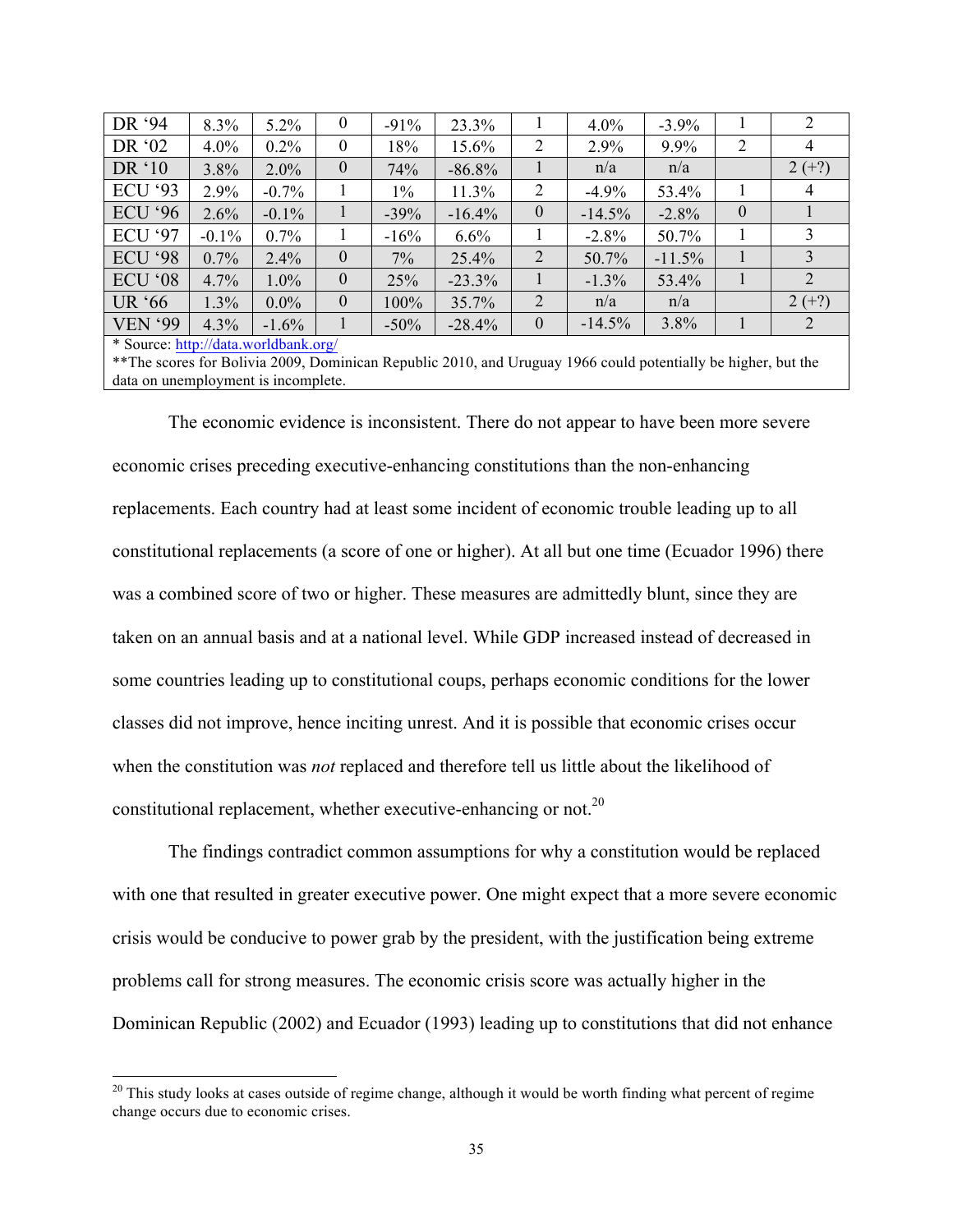| DR '94 | 8.3% | 5.2% | 0 | -91% | 23.3% | 1 | 4.0% | -3.9% | 1 | 2 |
|---|---|---|---|---|---|---|---|---|---|---|
| DR '02 | 4.0% | 0.2% | 0 | 18% | 15.6% | 2 | 2.9% | 9.9% | 2 | 4 |
| DR '10 | 3.8% | 2.0% | 0 | 74% | -86.8% | 1 | n/a | n/a | | 2 (+?) |
| ECU '93 | 2.9% | -0.7% | 1 | 1% | 11.3% | 2 | -4.9% | 53.4% | 1 | 4 |
| ECU '96 | 2.6% | -0.1% | 1 | -39% | -16.4% | 0 | -14.5% | -2.8% | 0 | 1 |
| ECU '97 | -0.1% | 0.7% | 1 | -16% | 6.6% | 1 | -2.8% | 50.7% | 1 | 3 |
| ECU '98 | 0.7% | 2.4% | 0 | 7% | 25.4% | 2 | 50.7% | -11.5% | 1 | 3 |
| ECU '08 | 4.7% | 1.0% | 0 | 25% | -23.3% | 1 | -1.3% | 53.4% | 1 | 2 |
| UR '66 | 1.3% | 0.0% | 0 | 100% | 35.7% | 2 | n/a | n/a | | 2 (+?) |
| VEN '99 | 4.3% | -1.6% | 1 | -50% | -28.4% | 0 | -14.5% | 3.8% | 1 | 2 |

* Source: http://data.worldbank.org/
**The scores for Bolivia 2009, Dominican Republic 2010, and Uruguay 1966 could potentially be higher, but the data on unemployment is incomplete.

The economic evidence is inconsistent. There do not appear to have been more severe economic crises preceding executive-enhancing constitutions than the non-enhancing replacements. Each country had at least some incident of economic trouble leading up to all constitutional replacements (a score of one or higher). At all but one time (Ecuador 1996) there was a combined score of two or higher. These measures are admittedly blunt, since they are taken on an annual basis and at a national level. While GDP increased instead of decreased in some countries leading up to constitutional coups, perhaps economic conditions for the lower classes did not improve, hence inciting unrest. And it is possible that economic crises occur when the constitution was *not* replaced and therefore tell us little about the likelihood of constitutional replacement, whether executive-enhancing or not.[20]

The findings contradict common assumptions for why a constitution would be replaced with one that resulted in greater executive power. One might expect that a more severe economic crisis would be conducive to power grab by the president, with the justification being extreme problems call for strong measures. The economic crisis score was actually higher in the Dominican Republic (2002) and Ecuador (1993) leading up to constitutions that did not enhance

[20] This study looks at cases outside of regime change, although it would be worth finding what percent of regime change occurs due to economic crises.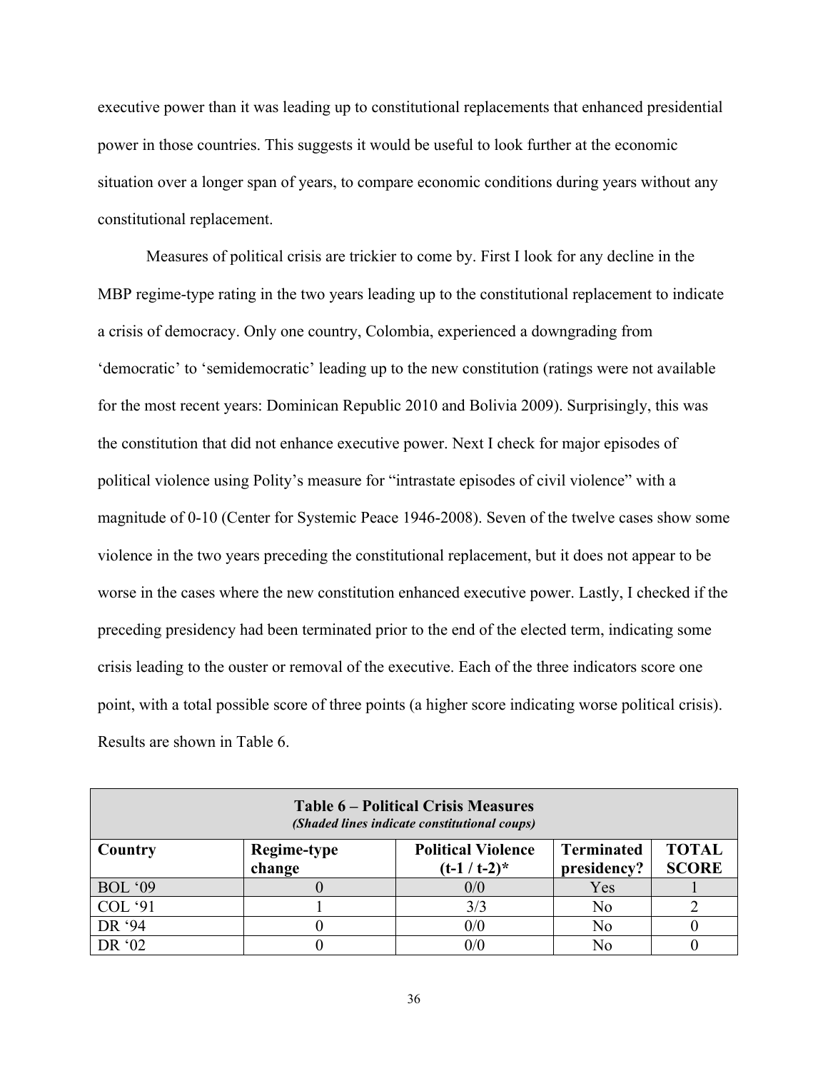executive power than it was leading up to constitutional replacements that enhanced presidential power in those countries. This suggests it would be useful to look further at the economic situation over a longer span of years, to compare economic conditions during years without any constitutional replacement.

Measures of political crisis are trickier to come by. First I look for any decline in the MBP regime-type rating in the two years leading up to the constitutional replacement to indicate a crisis of democracy. Only one country, Colombia, experienced a downgrading from 'democratic' to 'semidemocratic' leading up to the new constitution (ratings were not available for the most recent years: Dominican Republic 2010 and Bolivia 2009). Surprisingly, this was the constitution that did not enhance executive power. Next I check for major episodes of political violence using Polity's measure for "intrastate episodes of civil violence" with a magnitude of 0-10 (Center for Systemic Peace 1946-2008). Seven of the twelve cases show some violence in the two years preceding the constitutional replacement, but it does not appear to be worse in the cases where the new constitution enhanced executive power. Lastly, I checked if the preceding presidency had been terminated prior to the end of the elected term, indicating some crisis leading to the ouster or removal of the executive. Each of the three indicators score one point, with a total possible score of three points (a higher score indicating worse political crisis). Results are shown in Table 6.

**Table 6 – Political Crisis Measures**
*(Shaded lines indicate constitutional coups)*

| Country | Regime-type change | Political Violence (t-1 / t-2)* | Terminated presidency? | TOTAL SCORE |
|---|---|---|---|---|
| BOL '09 | 0 | 0/0 | Yes | 1 |
| COL '91 | 1 | 3/3 | No | 2 |
| DR '94 | 0 | 0/0 | No | 0 |
| DR '02 | 0 | 0/0 | No | 0 |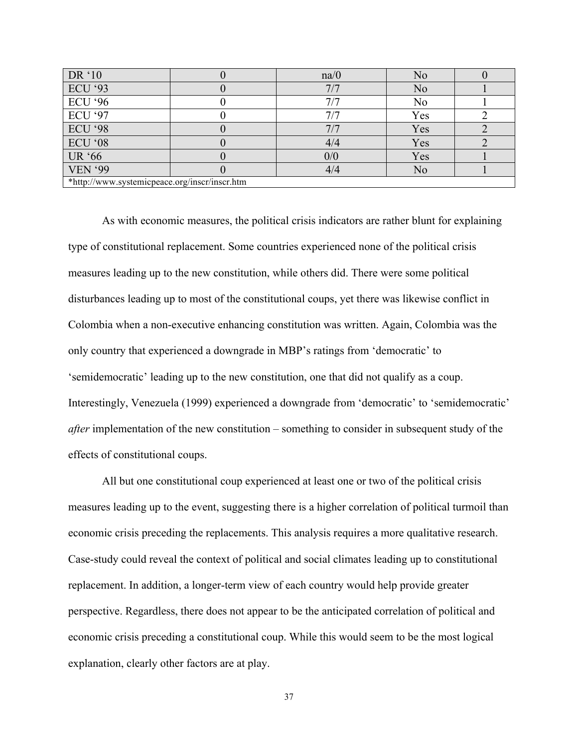| | | | | |
|---|---|---|---|---|
| DR ‘10 | 0 | na/0 | No | 0 |
| ECU ‘93 | 0 | 7/7 | No | 1 |
| ECU ‘96 | 0 | 7/7 | No | 1 |
| ECU ‘97 | 0 | 7/7 | Yes | 2 |
| ECU ‘98 | 0 | 7/7 | Yes | 2 |
| ECU ‘08 | 0 | 4/4 | Yes | 2 |
| UR ‘66 | 0 | 0/0 | Yes | 1 |
| VEN ‘99 | 0 | 4/4 | No | 1 |
| *http://www.systemicpeace.org/inscr/inscr.htm | | | | |

As with economic measures, the political crisis indicators are rather blunt for explaining type of constitutional replacement. Some countries experienced none of the political crisis measures leading up to the new constitution, while others did. There were some political disturbances leading up to most of the constitutional coups, yet there was likewise conflict in Colombia when a non-executive enhancing constitution was written. Again, Colombia was the only country that experienced a downgrade in MBP’s ratings from ‘democratic’ to ‘semidemocratic’ leading up to the new constitution, one that did not qualify as a coup. Interestingly, Venezuela (1999) experienced a downgrade from ‘democratic’ to ‘semidemocratic’ *after* implementation of the new constitution – something to consider in subsequent study of the effects of constitutional coups.

All but one constitutional coup experienced at least one or two of the political crisis measures leading up to the event, suggesting there is a higher correlation of political turmoil than economic crisis preceding the replacements. This analysis requires a more qualitative research. Case-study could reveal the context of political and social climates leading up to constitutional replacement. In addition, a longer-term view of each country would help provide greater perspective. Regardless, there does not appear to be the anticipated correlation of political and economic crisis preceding a constitutional coup. While this would seem to be the most logical explanation, clearly other factors are at play.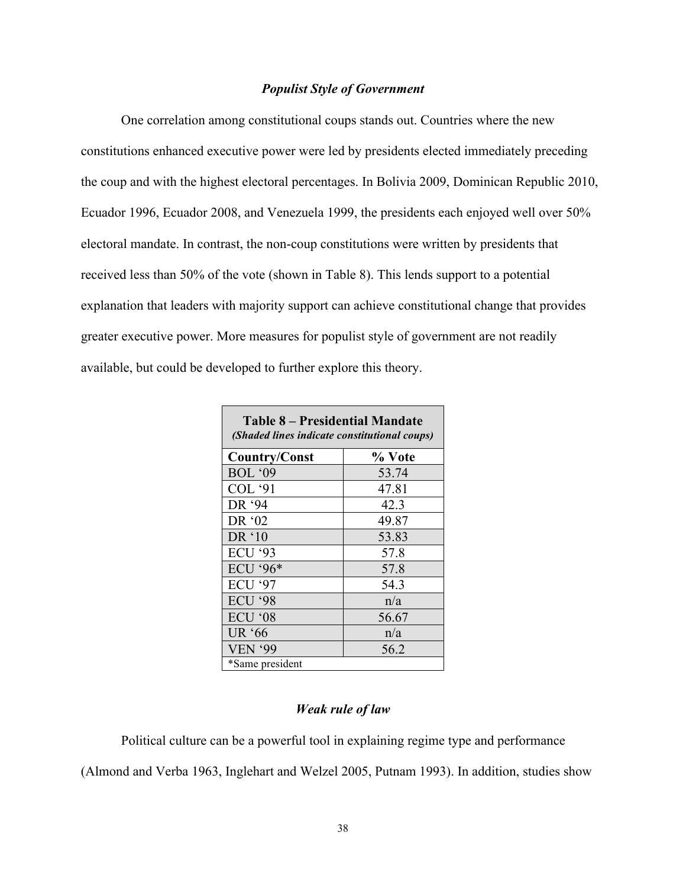### *Populist Style of Government*

One correlation among constitutional coups stands out. Countries where the new constitutions enhanced executive power were led by presidents elected immediately preceding the coup and with the highest electoral percentages. In Bolivia 2009, Dominican Republic 2010, Ecuador 1996, Ecuador 2008, and Venezuela 1999, the presidents each enjoyed well over 50% electoral mandate. In contrast, the non-coup constitutions were written by presidents that received less than 50% of the vote (shown in Table 8). This lends support to a potential explanation that leaders with majority support can achieve constitutional change that provides greater executive power. More measures for populist style of government are not readily available, but could be developed to further explore this theory.

**Table 8 – Presidential Mandate**
***(Shaded lines indicate constitutional coups)***

| Country/Const | % Vote |
|---|---|
| BOL '09 | 53.74 |
| COL '91 | 47.81 |
| DR '94 | 42.3 |
| DR '02 | 49.87 |
| DR '10 | 53.83 |
| ECU '93 | 57.8 |
| ECU '96* | 57.8 |
| ECU '97 | 54.3 |
| ECU '98 | n/a |
| ECU '08 | 56.67 |
| UR '66 | n/a |
| VEN '99 | 56.2 |

*Same president

### *Weak rule of law*

Political culture can be a powerful tool in explaining regime type and performance (Almond and Verba 1963, Inglehart and Welzel 2005, Putnam 1993). In addition, studies show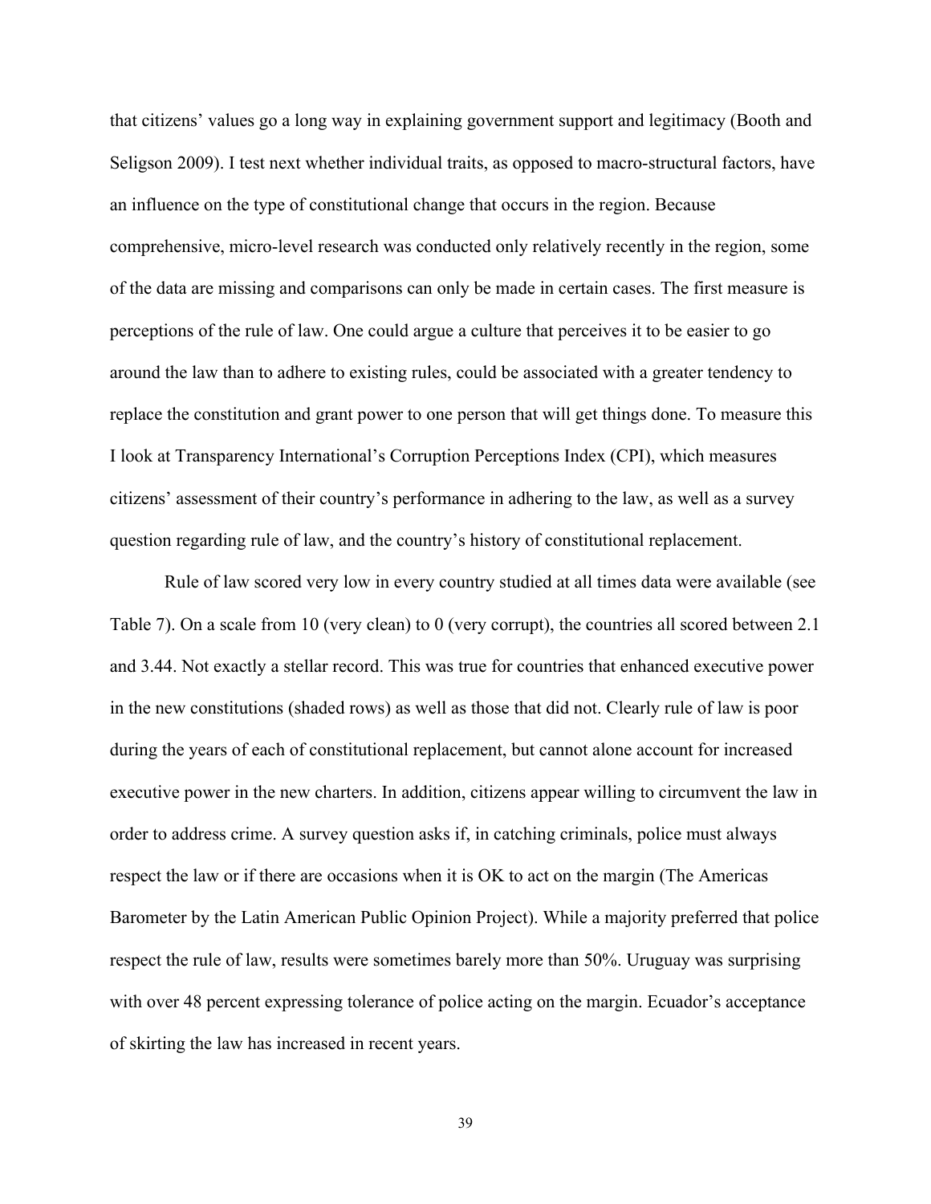that citizens' values go a long way in explaining government support and legitimacy (Booth and Seligson 2009). I test next whether individual traits, as opposed to macro-structural factors, have an influence on the type of constitutional change that occurs in the region. Because comprehensive, micro-level research was conducted only relatively recently in the region, some of the data are missing and comparisons can only be made in certain cases. The first measure is perceptions of the rule of law. One could argue a culture that perceives it to be easier to go around the law than to adhere to existing rules, could be associated with a greater tendency to replace the constitution and grant power to one person that will get things done. To measure this I look at Transparency International's Corruption Perceptions Index (CPI), which measures citizens' assessment of their country's performance in adhering to the law, as well as a survey question regarding rule of law, and the country's history of constitutional replacement.

Rule of law scored very low in every country studied at all times data were available (see Table 7). On a scale from 10 (very clean) to 0 (very corrupt), the countries all scored between 2.1 and 3.44. Not exactly a stellar record. This was true for countries that enhanced executive power in the new constitutions (shaded rows) as well as those that did not. Clearly rule of law is poor during the years of each of constitutional replacement, but cannot alone account for increased executive power in the new charters. In addition, citizens appear willing to circumvent the law in order to address crime. A survey question asks if, in catching criminals, police must always respect the law or if there are occasions when it is OK to act on the margin (The Americas Barometer by the Latin American Public Opinion Project). While a majority preferred that police respect the rule of law, results were sometimes barely more than 50%. Uruguay was surprising with over 48 percent expressing tolerance of police acting on the margin. Ecuador's acceptance of skirting the law has increased in recent years.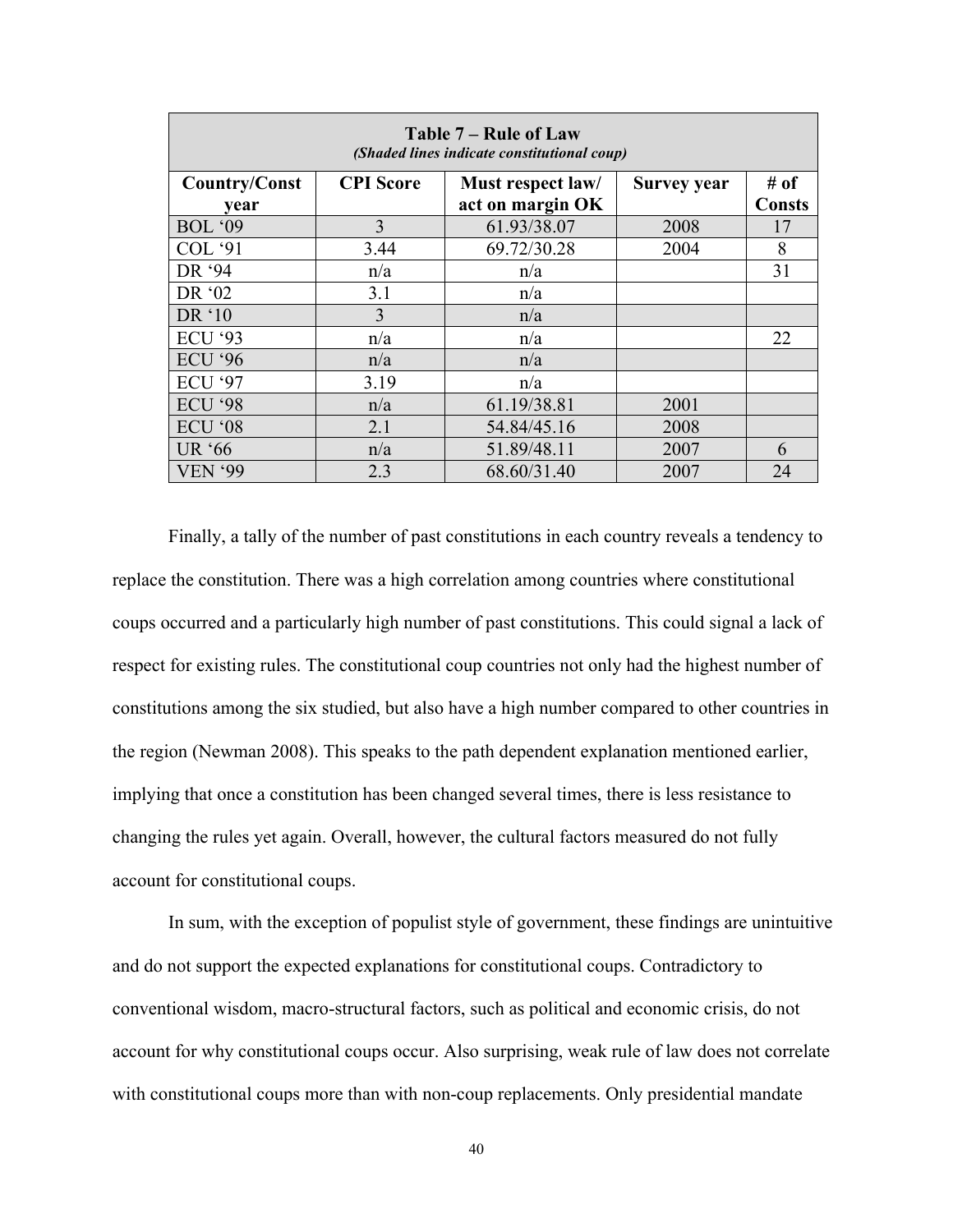| **Table 7 – Rule of Law** *(Shaded lines indicate constitutional coup)* | | | | |
|---|---|---|---|---|
| **Country/Const year** | **CPI Score** | **Must respect law/ act on margin OK** | **Survey year** | **# of Consts** |
| BOL '09 | 3 | 61.93/38.07 | 2008 | 17 |
| COL '91 | 3.44 | 69.72/30.28 | 2004 | 8 |
| DR '94 | n/a | n/a | | 31 |
| DR '02 | 3.1 | n/a | | |
| DR '10 | 3 | n/a | | |
| ECU '93 | n/a | n/a | | 22 |
| ECU '96 | n/a | n/a | | |
| ECU '97 | 3.19 | n/a | | |
| ECU '98 | n/a | 61.19/38.81 | 2001 | |
| ECU '08 | 2.1 | 54.84/45.16 | 2008 | |
| UR '66 | n/a | 51.89/48.11 | 2007 | 6 |
| VEN '99 | 2.3 | 68.60/31.40 | 2007 | 24 |

Finally, a tally of the number of past constitutions in each country reveals a tendency to replace the constitution. There was a high correlation among countries where constitutional coups occurred and a particularly high number of past constitutions. This could signal a lack of respect for existing rules. The constitutional coup countries not only had the highest number of constitutions among the six studied, but also have a high number compared to other countries in the region (Newman 2008). This speaks to the path dependent explanation mentioned earlier, implying that once a constitution has been changed several times, there is less resistance to changing the rules yet again. Overall, however, the cultural factors measured do not fully account for constitutional coups.

In sum, with the exception of populist style of government, these findings are unintuitive and do not support the expected explanations for constitutional coups. Contradictory to conventional wisdom, macro-structural factors, such as political and economic crisis, do not account for why constitutional coups occur. Also surprising, weak rule of law does not correlate with constitutional coups more than with non-coup replacements. Only presidential mandate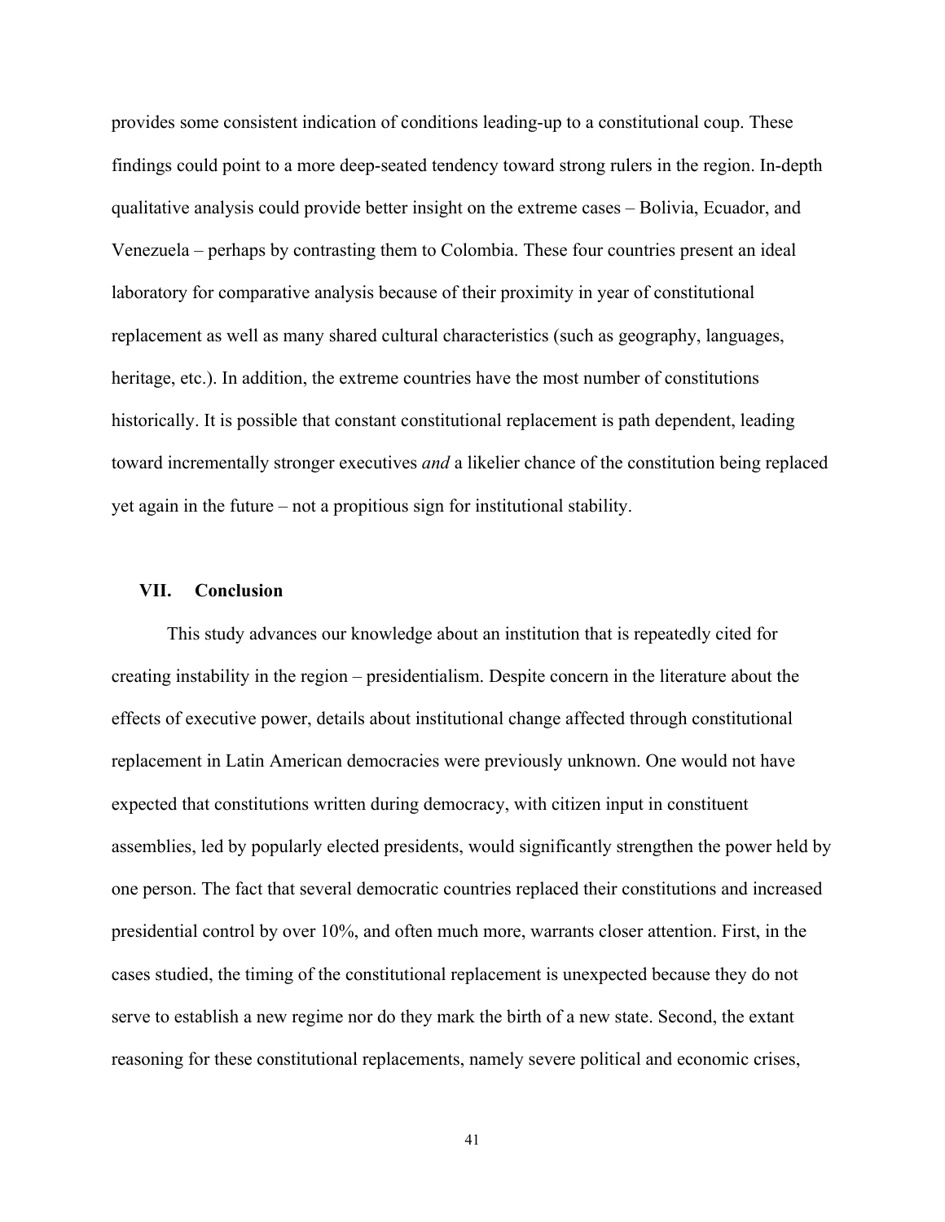provides some consistent indication of conditions leading-up to a constitutional coup. These findings could point to a more deep-seated tendency toward strong rulers in the region. In-depth qualitative analysis could provide better insight on the extreme cases – Bolivia, Ecuador, and Venezuela – perhaps by contrasting them to Colombia. These four countries present an ideal laboratory for comparative analysis because of their proximity in year of constitutional replacement as well as many shared cultural characteristics (such as geography, languages, heritage, etc.). In addition, the extreme countries have the most number of constitutions historically. It is possible that constant constitutional replacement is path dependent, leading toward incrementally stronger executives *and* a likelier chance of the constitution being replaced yet again in the future – not a propitious sign for institutional stability.

## VII. Conclusion

This study advances our knowledge about an institution that is repeatedly cited for creating instability in the region – presidentialism. Despite concern in the literature about the effects of executive power, details about institutional change affected through constitutional replacement in Latin American democracies were previously unknown. One would not have expected that constitutions written during democracy, with citizen input in constituent assemblies, led by popularly elected presidents, would significantly strengthen the power held by one person. The fact that several democratic countries replaced their constitutions and increased presidential control by over 10%, and often much more, warrants closer attention. First, in the cases studied, the timing of the constitutional replacement is unexpected because they do not serve to establish a new regime nor do they mark the birth of a new state. Second, the extant reasoning for these constitutional replacements, namely severe political and economic crises,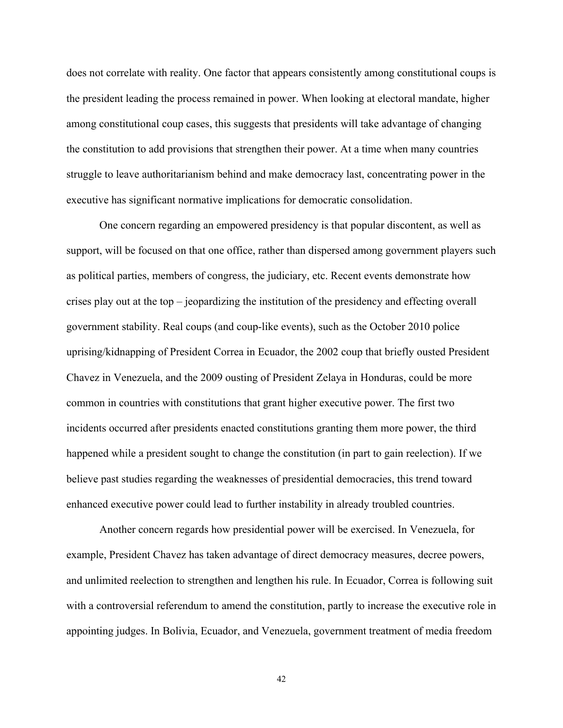does not correlate with reality. One factor that appears consistently among constitutional coups is the president leading the process remained in power. When looking at electoral mandate, higher among constitutional coup cases, this suggests that presidents will take advantage of changing the constitution to add provisions that strengthen their power. At a time when many countries struggle to leave authoritarianism behind and make democracy last, concentrating power in the executive has significant normative implications for democratic consolidation.

One concern regarding an empowered presidency is that popular discontent, as well as support, will be focused on that one office, rather than dispersed among government players such as political parties, members of congress, the judiciary, etc. Recent events demonstrate how crises play out at the top – jeopardizing the institution of the presidency and effecting overall government stability. Real coups (and coup-like events), such as the October 2010 police uprising/kidnapping of President Correa in Ecuador, the 2002 coup that briefly ousted President Chavez in Venezuela, and the 2009 ousting of President Zelaya in Honduras, could be more common in countries with constitutions that grant higher executive power. The first two incidents occurred after presidents enacted constitutions granting them more power, the third happened while a president sought to change the constitution (in part to gain reelection). If we believe past studies regarding the weaknesses of presidential democracies, this trend toward enhanced executive power could lead to further instability in already troubled countries.

Another concern regards how presidential power will be exercised. In Venezuela, for example, President Chavez has taken advantage of direct democracy measures, decree powers, and unlimited reelection to strengthen and lengthen his rule. In Ecuador, Correa is following suit with a controversial referendum to amend the constitution, partly to increase the executive role in appointing judges. In Bolivia, Ecuador, and Venezuela, government treatment of media freedom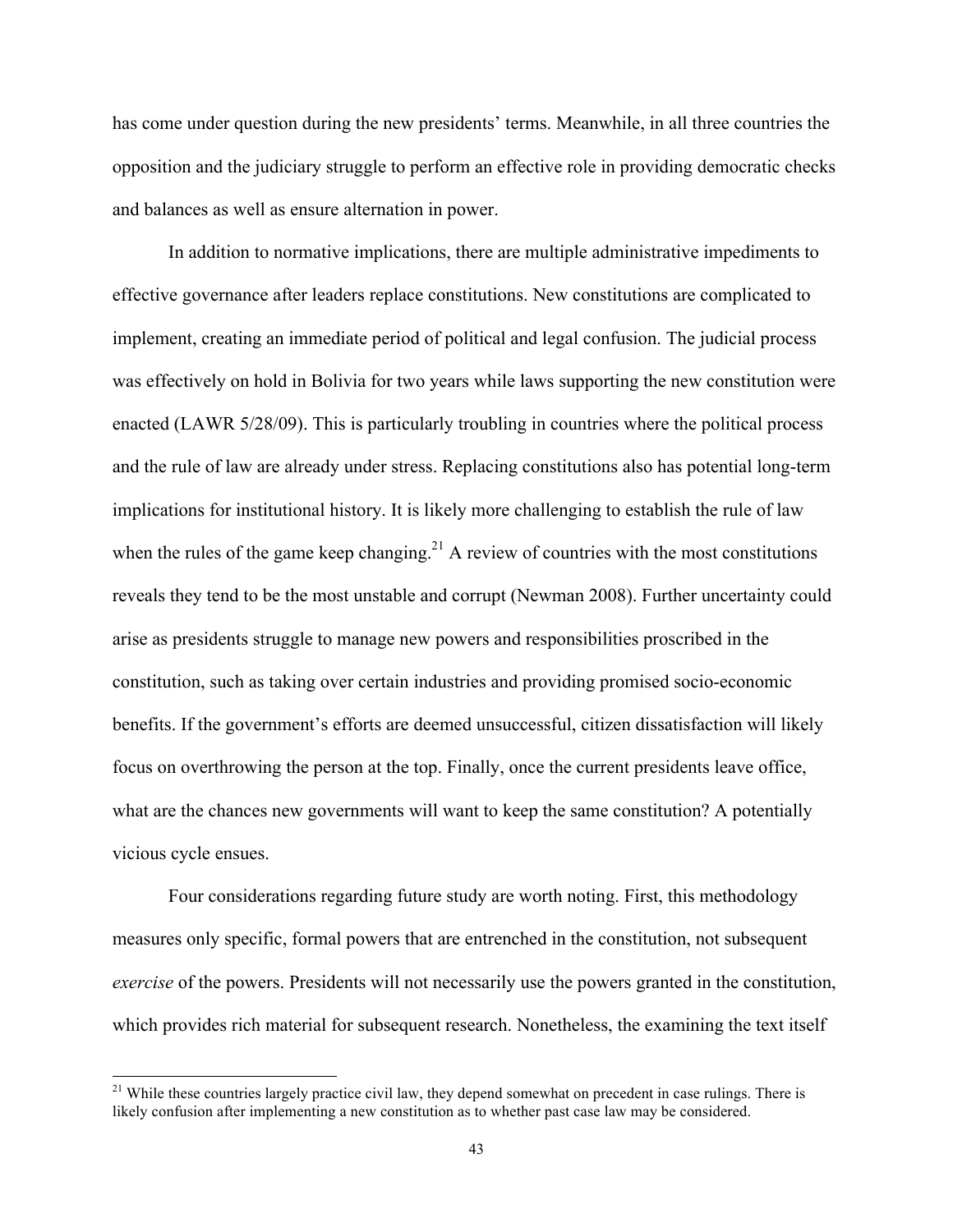has come under question during the new presidents' terms. Meanwhile, in all three countries the opposition and the judiciary struggle to perform an effective role in providing democratic checks and balances as well as ensure alternation in power.

In addition to normative implications, there are multiple administrative impediments to effective governance after leaders replace constitutions. New constitutions are complicated to implement, creating an immediate period of political and legal confusion. The judicial process was effectively on hold in Bolivia for two years while laws supporting the new constitution were enacted (LAWR 5/28/09). This is particularly troubling in countries where the political process and the rule of law are already under stress. Replacing constitutions also has potential long-term implications for institutional history. It is likely more challenging to establish the rule of law when the rules of the game keep changing.[21] A review of countries with the most constitutions reveals they tend to be the most unstable and corrupt (Newman 2008). Further uncertainty could arise as presidents struggle to manage new powers and responsibilities proscribed in the constitution, such as taking over certain industries and providing promised socio-economic benefits. If the government's efforts are deemed unsuccessful, citizen dissatisfaction will likely focus on overthrowing the person at the top. Finally, once the current presidents leave office, what are the chances new governments will want to keep the same constitution? A potentially vicious cycle ensues.

Four considerations regarding future study are worth noting. First, this methodology measures only specific, formal powers that are entrenched in the constitution, not subsequent *exercise* of the powers. Presidents will not necessarily use the powers granted in the constitution, which provides rich material for subsequent research. Nonetheless, the examining the text itself

[21] While these countries largely practice civil law, they depend somewhat on precedent in case rulings. There is likely confusion after implementing a new constitution as to whether past case law may be considered.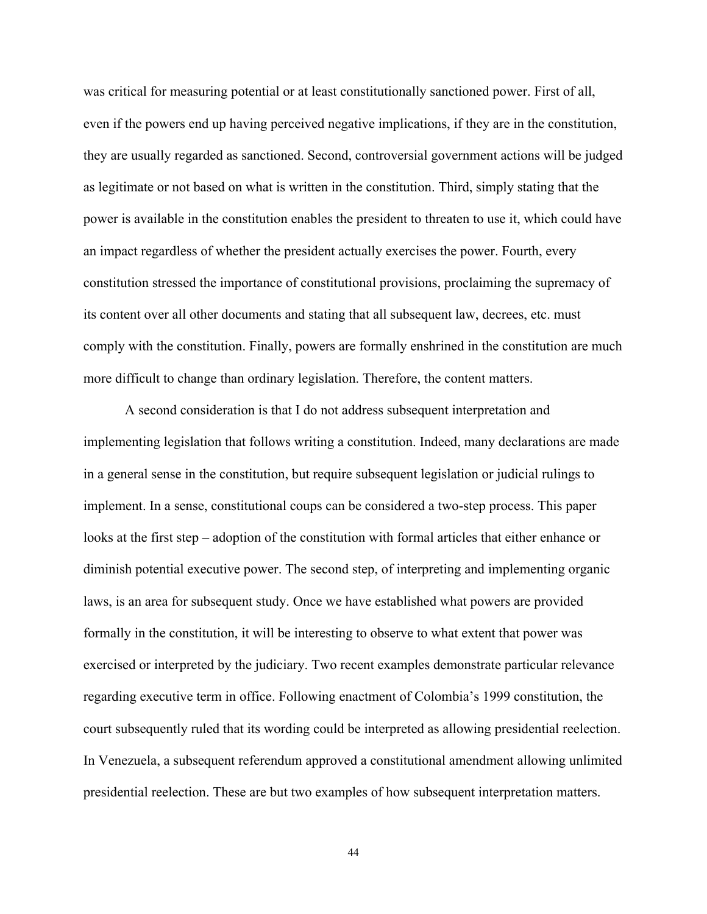was critical for measuring potential or at least constitutionally sanctioned power. First of all, even if the powers end up having perceived negative implications, if they are in the constitution, they are usually regarded as sanctioned. Second, controversial government actions will be judged as legitimate or not based on what is written in the constitution. Third, simply stating that the power is available in the constitution enables the president to threaten to use it, which could have an impact regardless of whether the president actually exercises the power. Fourth, every constitution stressed the importance of constitutional provisions, proclaiming the supremacy of its content over all other documents and stating that all subsequent law, decrees, etc. must comply with the constitution. Finally, powers are formally enshrined in the constitution are much more difficult to change than ordinary legislation. Therefore, the content matters.

A second consideration is that I do not address subsequent interpretation and implementing legislation that follows writing a constitution. Indeed, many declarations are made in a general sense in the constitution, but require subsequent legislation or judicial rulings to implement. In a sense, constitutional coups can be considered a two-step process. This paper looks at the first step – adoption of the constitution with formal articles that either enhance or diminish potential executive power. The second step, of interpreting and implementing organic laws, is an area for subsequent study. Once we have established what powers are provided formally in the constitution, it will be interesting to observe to what extent that power was exercised or interpreted by the judiciary. Two recent examples demonstrate particular relevance regarding executive term in office. Following enactment of Colombia's 1999 constitution, the court subsequently ruled that its wording could be interpreted as allowing presidential reelection. In Venezuela, a subsequent referendum approved a constitutional amendment allowing unlimited presidential reelection. These are but two examples of how subsequent interpretation matters.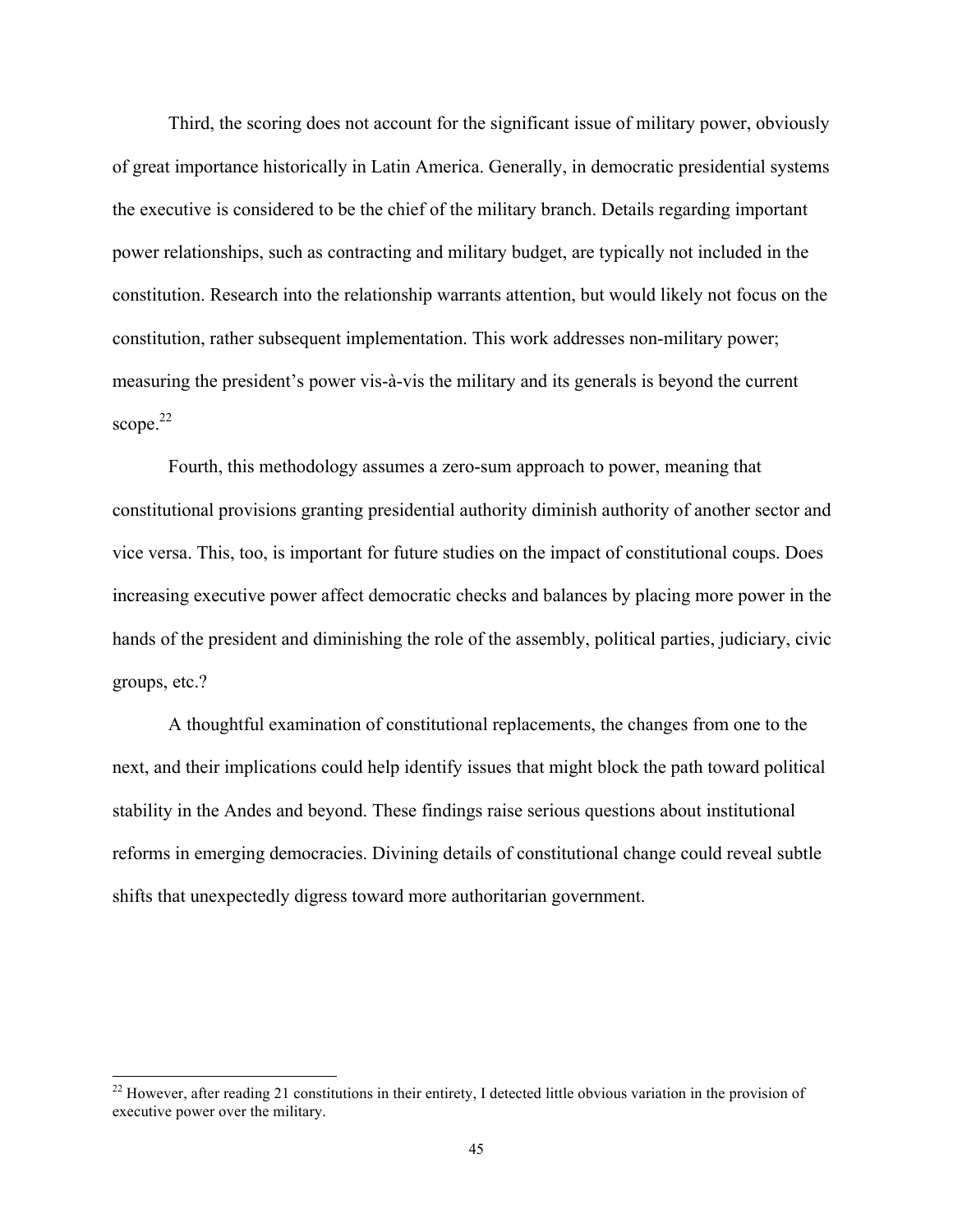Third, the scoring does not account for the significant issue of military power, obviously of great importance historically in Latin America. Generally, in democratic presidential systems the executive is considered to be the chief of the military branch. Details regarding important power relationships, such as contracting and military budget, are typically not included in the constitution. Research into the relationship warrants attention, but would likely not focus on the constitution, rather subsequent implementation. This work addresses non-military power; measuring the president's power vis-à-vis the military and its generals is beyond the current scope.[22]

Fourth, this methodology assumes a zero-sum approach to power, meaning that constitutional provisions granting presidential authority diminish authority of another sector and vice versa. This, too, is important for future studies on the impact of constitutional coups. Does increasing executive power affect democratic checks and balances by placing more power in the hands of the president and diminishing the role of the assembly, political parties, judiciary, civic groups, etc.?

A thoughtful examination of constitutional replacements, the changes from one to the next, and their implications could help identify issues that might block the path toward political stability in the Andes and beyond. These findings raise serious questions about institutional reforms in emerging democracies. Divining details of constitutional change could reveal subtle shifts that unexpectedly digress toward more authoritarian government.

---

[22] However, after reading 21 constitutions in their entirety, I detected little obvious variation in the provision of executive power over the military.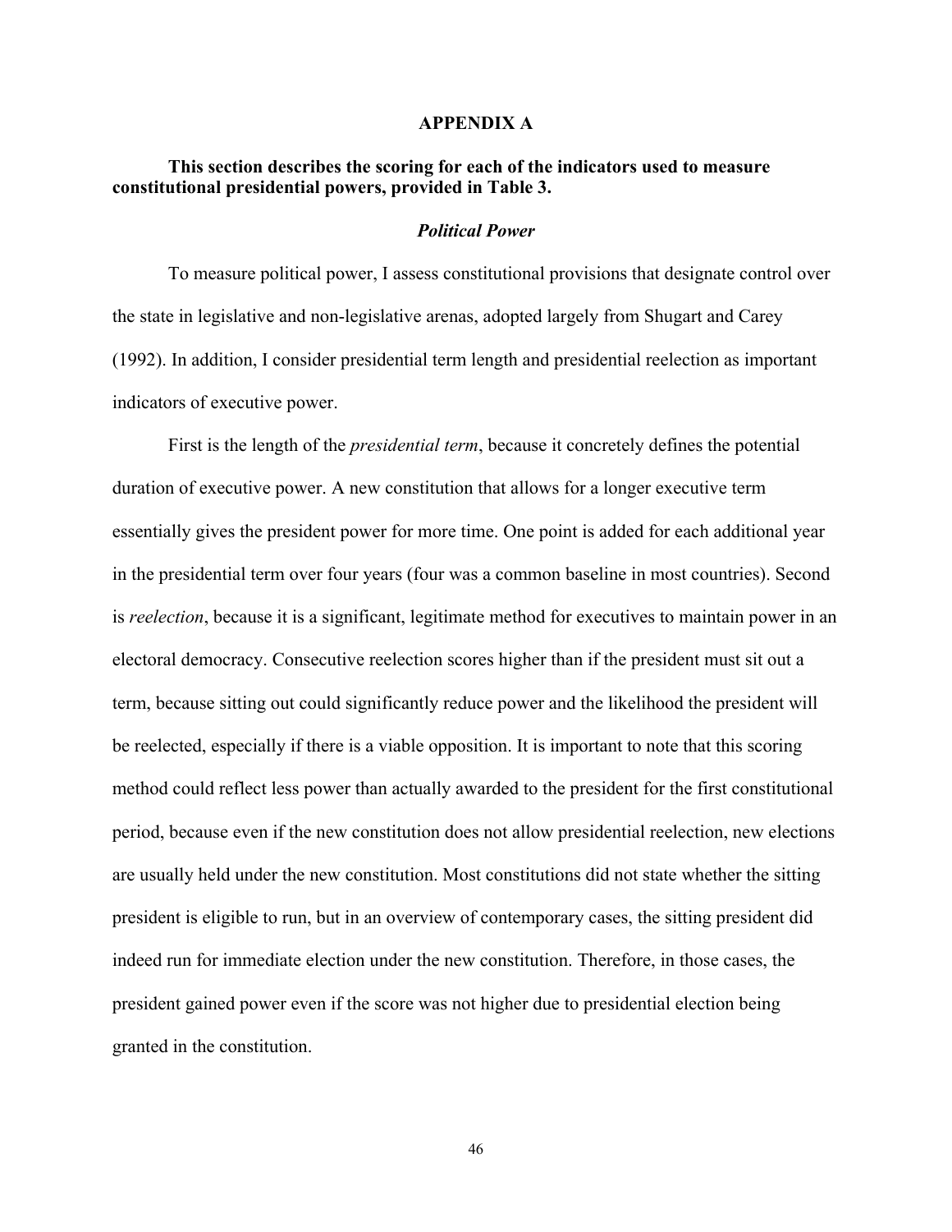# APPENDIX A

**This section describes the scoring for each of the indicators used to measure constitutional presidential powers, provided in Table 3.**

### *Political Power*

To measure political power, I assess constitutional provisions that designate control over the state in legislative and non-legislative arenas, adopted largely from Shugart and Carey (1992). In addition, I consider presidential term length and presidential reelection as important indicators of executive power.

First is the length of the *presidential term*, because it concretely defines the potential duration of executive power. A new constitution that allows for a longer executive term essentially gives the president power for more time. One point is added for each additional year in the presidential term over four years (four was a common baseline in most countries). Second is *reelection*, because it is a significant, legitimate method for executives to maintain power in an electoral democracy. Consecutive reelection scores higher than if the president must sit out a term, because sitting out could significantly reduce power and the likelihood the president will be reelected, especially if there is a viable opposition. It is important to note that this scoring method could reflect less power than actually awarded to the president for the first constitutional period, because even if the new constitution does not allow presidential reelection, new elections are usually held under the new constitution. Most constitutions did not state whether the sitting president is eligible to run, but in an overview of contemporary cases, the sitting president did indeed run for immediate election under the new constitution. Therefore, in those cases, the president gained power even if the score was not higher due to presidential election being granted in the constitution.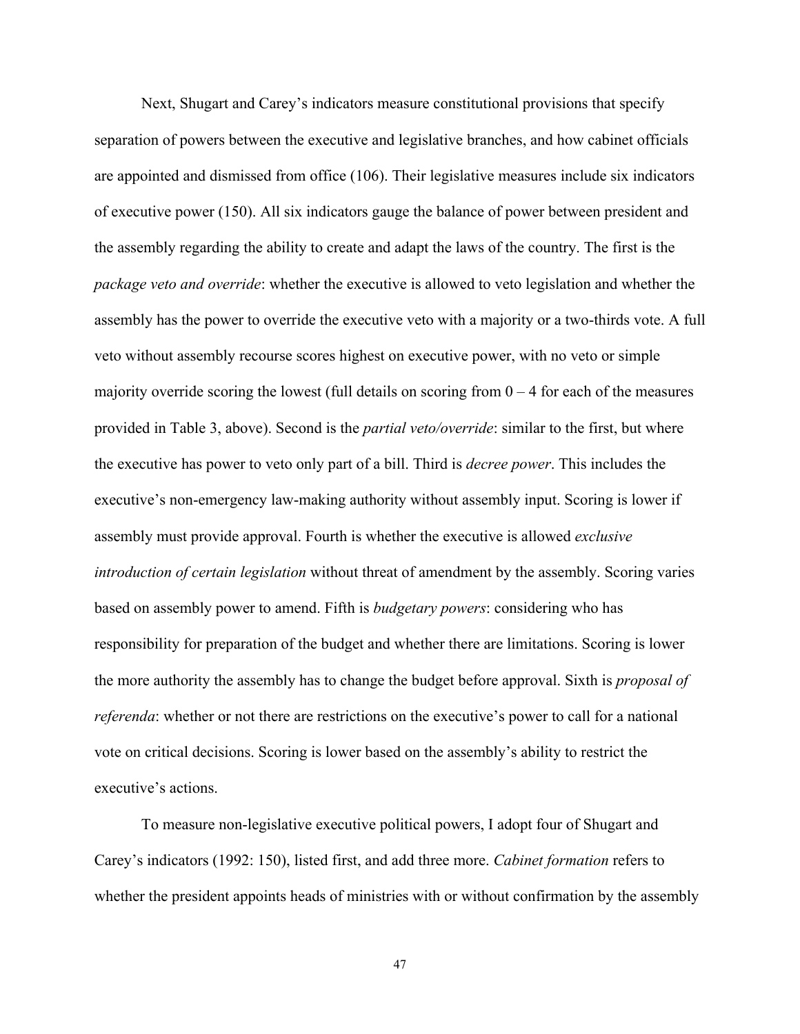Next, Shugart and Carey's indicators measure constitutional provisions that specify separation of powers between the executive and legislative branches, and how cabinet officials are appointed and dismissed from office (106). Their legislative measures include six indicators of executive power (150). All six indicators gauge the balance of power between president and the assembly regarding the ability to create and adapt the laws of the country. The first is the *package veto and override*: whether the executive is allowed to veto legislation and whether the assembly has the power to override the executive veto with a majority or a two-thirds vote. A full veto without assembly recourse scores highest on executive power, with no veto or simple majority override scoring the lowest (full details on scoring from 0 – 4 for each of the measures provided in Table 3, above). Second is the *partial veto/override*: similar to the first, but where the executive has power to veto only part of a bill. Third is *decree power*. This includes the executive's non-emergency law-making authority without assembly input. Scoring is lower if assembly must provide approval. Fourth is whether the executive is allowed *exclusive introduction of certain legislation* without threat of amendment by the assembly. Scoring varies based on assembly power to amend. Fifth is *budgetary powers*: considering who has responsibility for preparation of the budget and whether there are limitations. Scoring is lower the more authority the assembly has to change the budget before approval. Sixth is *proposal of referenda*: whether or not there are restrictions on the executive's power to call for a national vote on critical decisions. Scoring is lower based on the assembly's ability to restrict the executive's actions.

To measure non-legislative executive political powers, I adopt four of Shugart and Carey's indicators (1992: 150), listed first, and add three more. *Cabinet formation* refers to whether the president appoints heads of ministries with or without confirmation by the assembly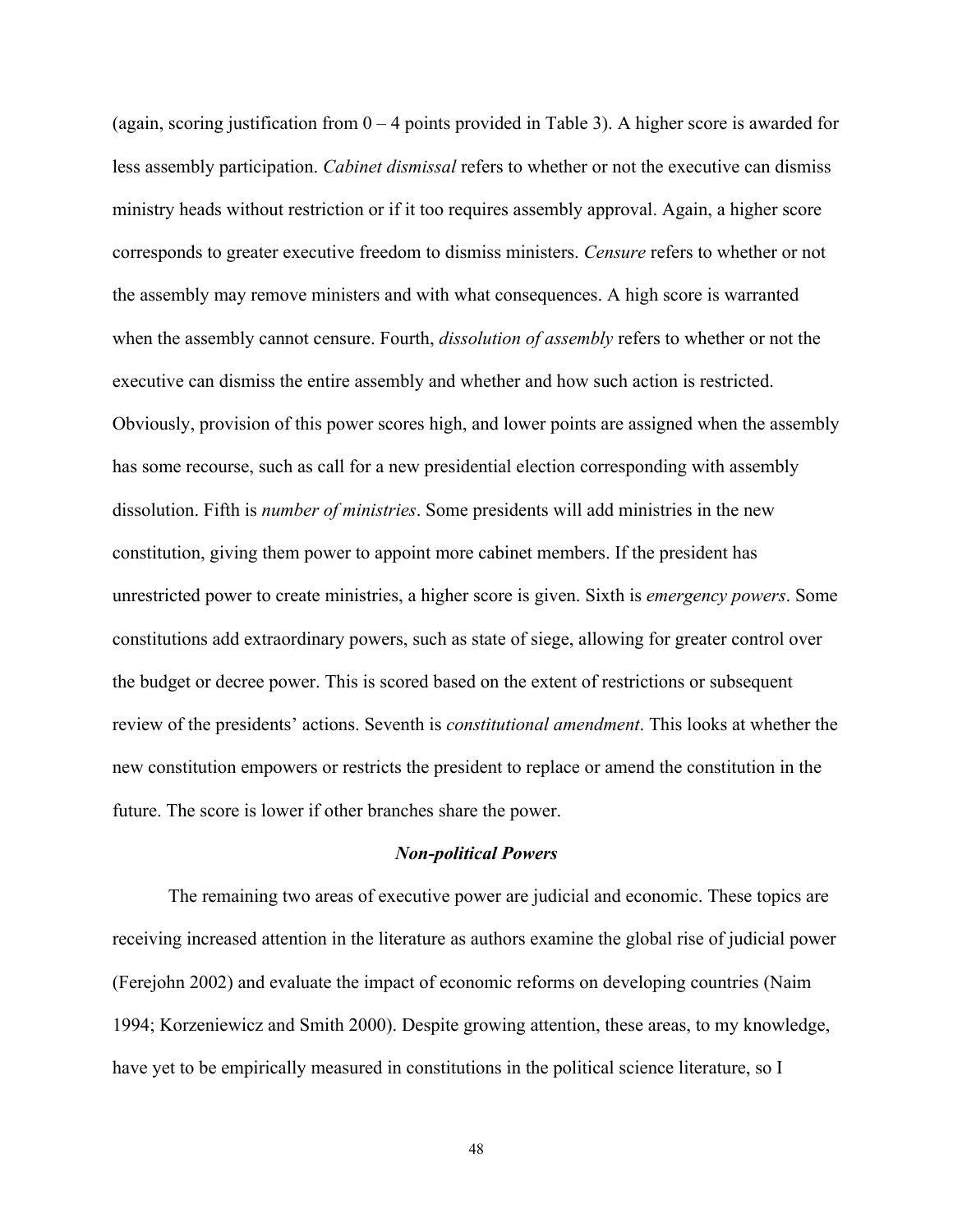(again, scoring justification from 0 – 4 points provided in Table 3). A higher score is awarded for less assembly participation. *Cabinet dismissal* refers to whether or not the executive can dismiss ministry heads without restriction or if it too requires assembly approval. Again, a higher score corresponds to greater executive freedom to dismiss ministers. *Censure* refers to whether or not the assembly may remove ministers and with what consequences. A high score is warranted when the assembly cannot censure. Fourth, *dissolution of assembly* refers to whether or not the executive can dismiss the entire assembly and whether and how such action is restricted. Obviously, provision of this power scores high, and lower points are assigned when the assembly has some recourse, such as call for a new presidential election corresponding with assembly dissolution. Fifth is *number of ministries*. Some presidents will add ministries in the new constitution, giving them power to appoint more cabinet members. If the president has unrestricted power to create ministries, a higher score is given. Sixth is *emergency powers*. Some constitutions add extraordinary powers, such as state of siege, allowing for greater control over the budget or decree power. This is scored based on the extent of restrictions or subsequent review of the presidents' actions. Seventh is *constitutional amendment*. This looks at whether the new constitution empowers or restricts the president to replace or amend the constitution in the future. The score is lower if other branches share the power.

### *Non-political Powers*

The remaining two areas of executive power are judicial and economic. These topics are receiving increased attention in the literature as authors examine the global rise of judicial power (Ferejohn 2002) and evaluate the impact of economic reforms on developing countries (Naim 1994; Korzeniewicz and Smith 2000). Despite growing attention, these areas, to my knowledge, have yet to be empirically measured in constitutions in the political science literature, so I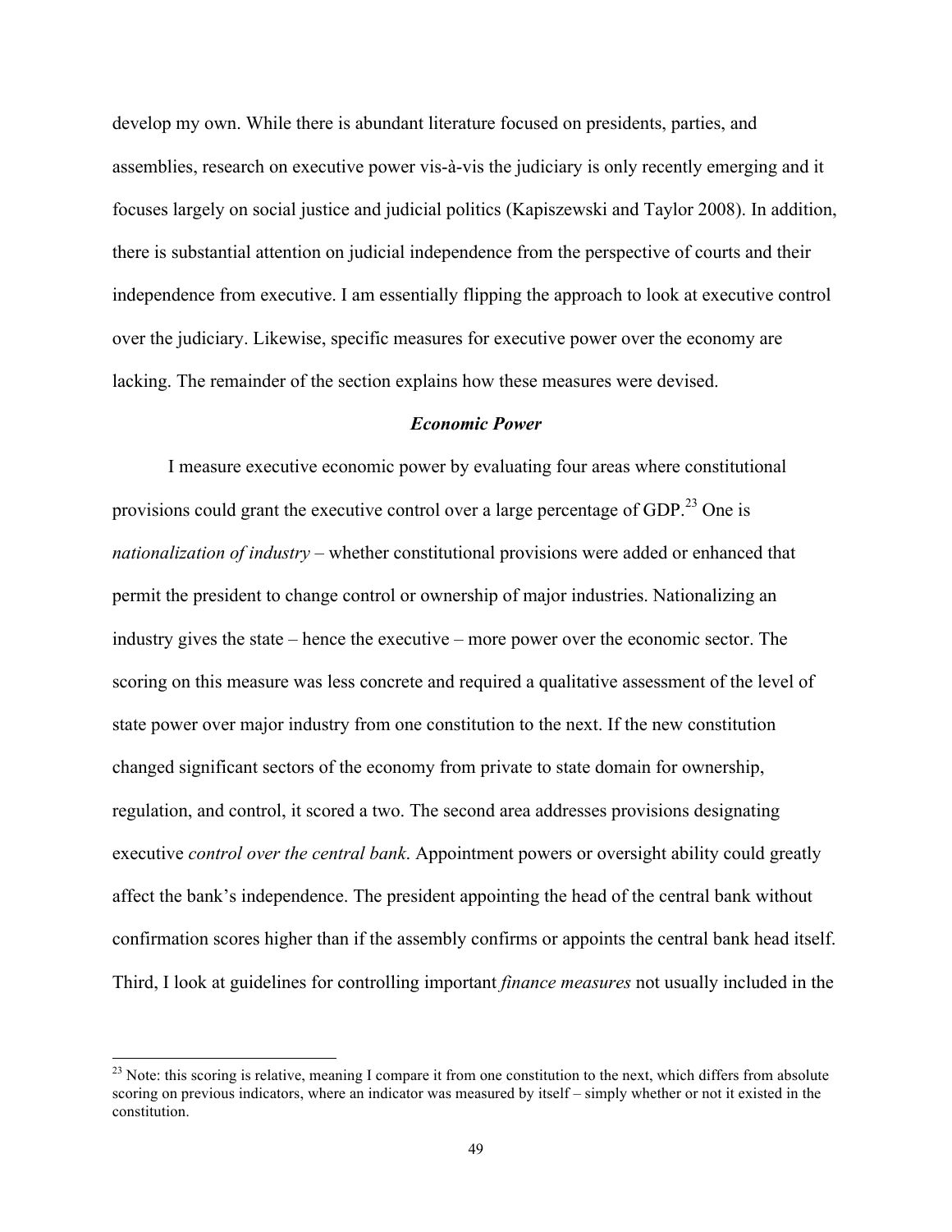develop my own. While there is abundant literature focused on presidents, parties, and assemblies, research on executive power vis-à-vis the judiciary is only recently emerging and it focuses largely on social justice and judicial politics (Kapiszewski and Taylor 2008). In addition, there is substantial attention on judicial independence from the perspective of courts and their independence from executive. I am essentially flipping the approach to look at executive control over the judiciary. Likewise, specific measures for executive power over the economy are lacking. The remainder of the section explains how these measures were devised.

### *Economic Power*

I measure executive economic power by evaluating four areas where constitutional provisions could grant the executive control over a large percentage of GDP.[23] One is *nationalization of industry* – whether constitutional provisions were added or enhanced that permit the president to change control or ownership of major industries. Nationalizing an industry gives the state – hence the executive – more power over the economic sector. The scoring on this measure was less concrete and required a qualitative assessment of the level of state power over major industry from one constitution to the next. If the new constitution changed significant sectors of the economy from private to state domain for ownership, regulation, and control, it scored a two. The second area addresses provisions designating executive *control over the central bank*. Appointment powers or oversight ability could greatly affect the bank's independence. The president appointing the head of the central bank without confirmation scores higher than if the assembly confirms or appoints the central bank head itself. Third, I look at guidelines for controlling important *finance measures* not usually included in the

[23] Note: this scoring is relative, meaning I compare it from one constitution to the next, which differs from absolute scoring on previous indicators, where an indicator was measured by itself – simply whether or not it existed in the constitution.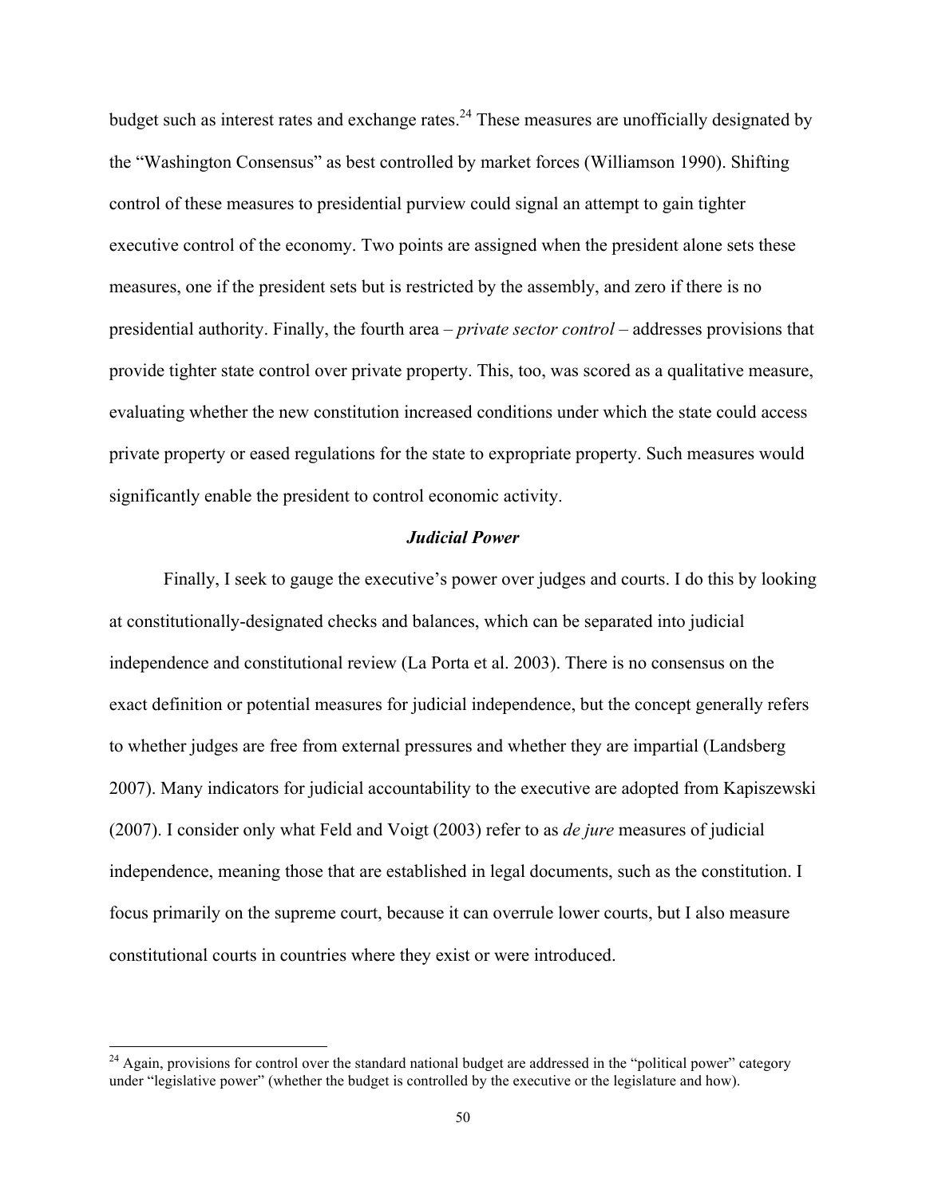budget such as interest rates and exchange rates.[24] These measures are unofficially designated by the "Washington Consensus" as best controlled by market forces (Williamson 1990). Shifting control of these measures to presidential purview could signal an attempt to gain tighter executive control of the economy. Two points are assigned when the president alone sets these measures, one if the president sets but is restricted by the assembly, and zero if there is no presidential authority. Finally, the fourth area – *private sector control* – addresses provisions that provide tighter state control over private property. This, too, was scored as a qualitative measure, evaluating whether the new constitution increased conditions under which the state could access private property or eased regulations for the state to expropriate property. Such measures would significantly enable the president to control economic activity.

### *Judicial Power*

Finally, I seek to gauge the executive's power over judges and courts. I do this by looking at constitutionally-designated checks and balances, which can be separated into judicial independence and constitutional review (La Porta et al. 2003). There is no consensus on the exact definition or potential measures for judicial independence, but the concept generally refers to whether judges are free from external pressures and whether they are impartial (Landsberg 2007). Many indicators for judicial accountability to the executive are adopted from Kapiszewski (2007). I consider only what Feld and Voigt (2003) refer to as *de jure* measures of judicial independence, meaning those that are established in legal documents, such as the constitution. I focus primarily on the supreme court, because it can overrule lower courts, but I also measure constitutional courts in countries where they exist or were introduced.

---

[24] Again, provisions for control over the standard national budget are addressed in the "political power" category under "legislative power" (whether the budget is controlled by the executive or the legislature and how).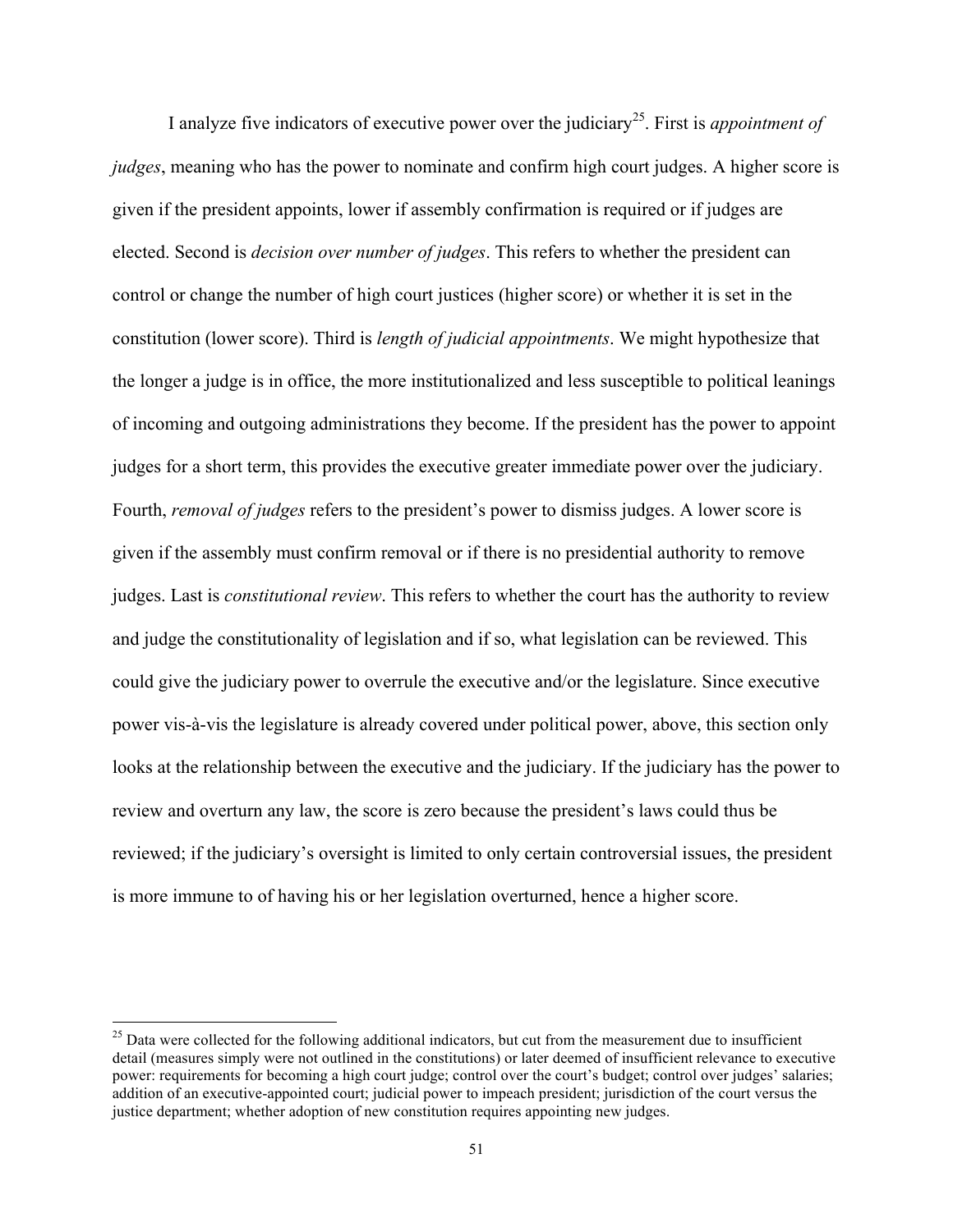I analyze five indicators of executive power over the judiciary[25]. First is *appointment of judges*, meaning who has the power to nominate and confirm high court judges. A higher score is given if the president appoints, lower if assembly confirmation is required or if judges are elected. Second is *decision over number of judges*. This refers to whether the president can control or change the number of high court justices (higher score) or whether it is set in the constitution (lower score). Third is *length of judicial appointments*. We might hypothesize that the longer a judge is in office, the more institutionalized and less susceptible to political leanings of incoming and outgoing administrations they become. If the president has the power to appoint judges for a short term, this provides the executive greater immediate power over the judiciary. Fourth, *removal of judges* refers to the president's power to dismiss judges. A lower score is given if the assembly must confirm removal or if there is no presidential authority to remove judges. Last is *constitutional review*. This refers to whether the court has the authority to review and judge the constitutionality of legislation and if so, what legislation can be reviewed. This could give the judiciary power to overrule the executive and/or the legislature. Since executive power vis-à-vis the legislature is already covered under political power, above, this section only looks at the relationship between the executive and the judiciary. If the judiciary has the power to review and overturn any law, the score is zero because the president's laws could thus be reviewed; if the judiciary's oversight is limited to only certain controversial issues, the president is more immune to of having his or her legislation overturned, hence a higher score.

---

[25] Data were collected for the following additional indicators, but cut from the measurement due to insufficient detail (measures simply were not outlined in the constitutions) or later deemed of insufficient relevance to executive power: requirements for becoming a high court judge; control over the court's budget; control over judges' salaries; addition of an executive-appointed court; judicial power to impeach president; jurisdiction of the court versus the justice department; whether adoption of new constitution requires appointing new judges.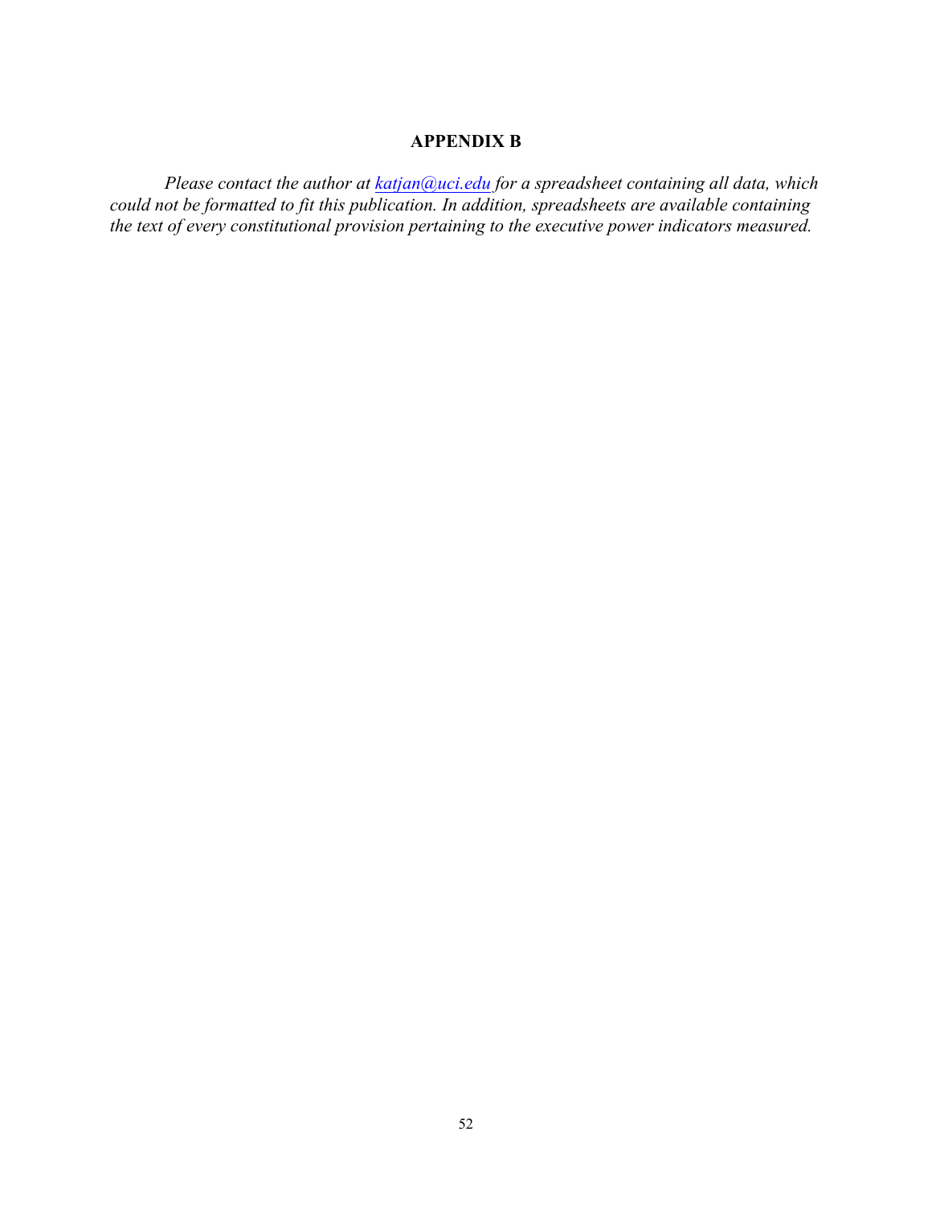## APPENDIX B

*Please contact the author at [katjan@uci.edu](mailto:katjan@uci.edu) for a spreadsheet containing all data, which could not be formatted to fit this publication. In addition, spreadsheets are available containing the text of every constitutional provision pertaining to the executive power indicators measured.*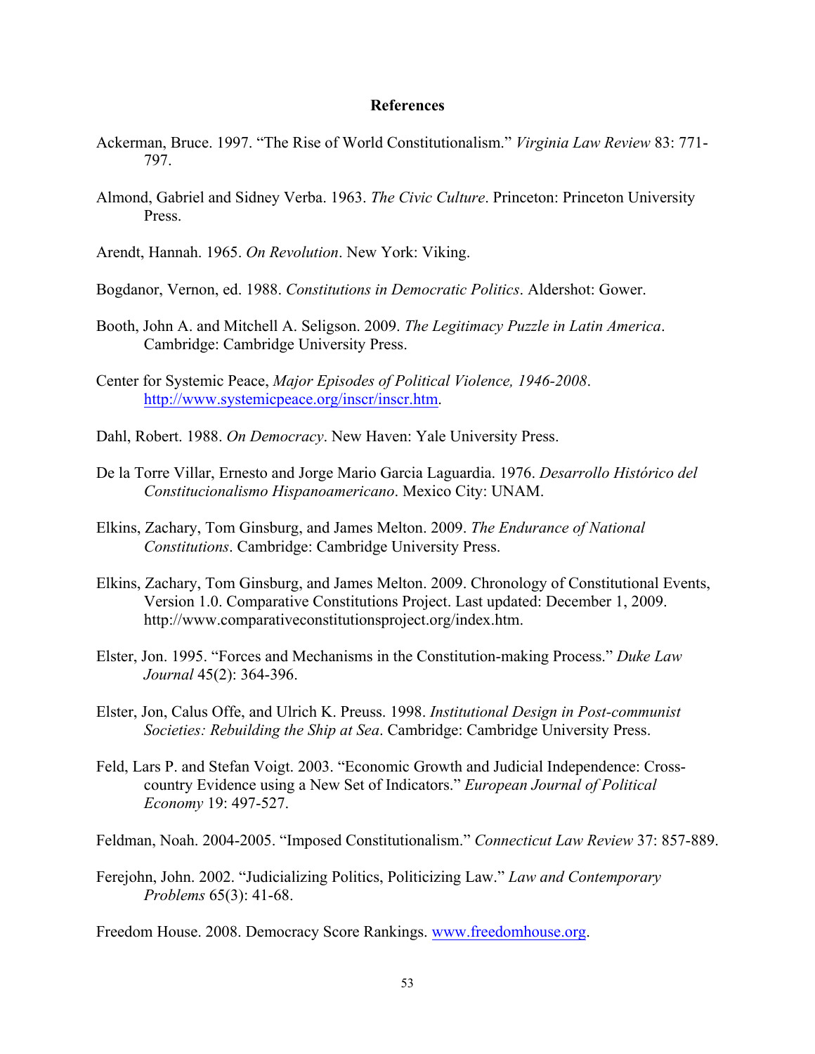## References

Ackerman, Bruce. 1997. "The Rise of World Constitutionalism." *Virginia Law Review* 83: 771-797.

Almond, Gabriel and Sidney Verba. 1963. *The Civic Culture*. Princeton: Princeton University Press.

Arendt, Hannah. 1965. *On Revolution*. New York: Viking.

Bogdanor, Vernon, ed. 1988. *Constitutions in Democratic Politics*. Aldershot: Gower.

Booth, John A. and Mitchell A. Seligson. 2009. *The Legitimacy Puzzle in Latin America*. Cambridge: Cambridge University Press.

Center for Systemic Peace, *Major Episodes of Political Violence, 1946-2008*. http://www.systemicpeace.org/inscr/inscr.htm.

Dahl, Robert. 1988. *On Democracy*. New Haven: Yale University Press.

De la Torre Villar, Ernesto and Jorge Mario Garcia Laguardia. 1976. *Desarrollo Histórico del Constitucionalismo Hispanoamericano*. Mexico City: UNAM.

Elkins, Zachary, Tom Ginsburg, and James Melton. 2009. *The Endurance of National Constitutions*. Cambridge: Cambridge University Press.

Elkins, Zachary, Tom Ginsburg, and James Melton. 2009. Chronology of Constitutional Events, Version 1.0. Comparative Constitutions Project. Last updated: December 1, 2009. http://www.comparativeconstitutionsproject.org/index.htm.

Elster, Jon. 1995. "Forces and Mechanisms in the Constitution-making Process." *Duke Law Journal* 45(2): 364-396.

Elster, Jon, Calus Offe, and Ulrich K. Preuss. 1998. *Institutional Design in Post-communist Societies: Rebuilding the Ship at Sea*. Cambridge: Cambridge University Press.

Feld, Lars P. and Stefan Voigt. 2003. "Economic Growth and Judicial Independence: Cross-country Evidence using a New Set of Indicators." *European Journal of Political Economy* 19: 497-527.

Feldman, Noah. 2004-2005. "Imposed Constitutionalism." *Connecticut Law Review* 37: 857-889.

Ferejohn, John. 2002. "Judicializing Politics, Politicizing Law." *Law and Contemporary Problems* 65(3): 41-68.

Freedom House. 2008. Democracy Score Rankings. www.freedomhouse.org.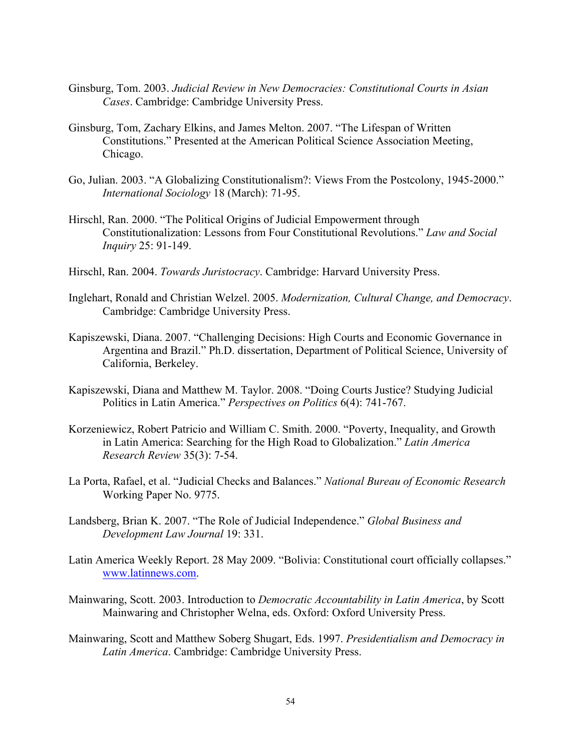Ginsburg, Tom. 2003. *Judicial Review in New Democracies: Constitutional Courts in Asian Cases*. Cambridge: Cambridge University Press.

Ginsburg, Tom, Zachary Elkins, and James Melton. 2007. "The Lifespan of Written Constitutions." Presented at the American Political Science Association Meeting, Chicago.

Go, Julian. 2003. "A Globalizing Constitutionalism?: Views From the Postcolony, 1945-2000." *International Sociology* 18 (March): 71-95.

Hirschl, Ran. 2000. "The Political Origins of Judicial Empowerment through Constitutionalization: Lessons from Four Constitutional Revolutions." *Law and Social Inquiry* 25: 91-149.

Hirschl, Ran. 2004. *Towards Juristocracy*. Cambridge: Harvard University Press.

Inglehart, Ronald and Christian Welzel. 2005. *Modernization, Cultural Change, and Democracy*. Cambridge: Cambridge University Press.

Kapiszewski, Diana. 2007. "Challenging Decisions: High Courts and Economic Governance in Argentina and Brazil." Ph.D. dissertation, Department of Political Science, University of California, Berkeley.

Kapiszewski, Diana and Matthew M. Taylor. 2008. "Doing Courts Justice? Studying Judicial Politics in Latin America." *Perspectives on Politics* 6(4): 741-767.

Korzeniewicz, Robert Patricio and William C. Smith. 2000. "Poverty, Inequality, and Growth in Latin America: Searching for the High Road to Globalization." *Latin America Research Review* 35(3): 7-54.

La Porta, Rafael, et al. "Judicial Checks and Balances." *National Bureau of Economic Research* Working Paper No. 9775.

Landsberg, Brian K. 2007. "The Role of Judicial Independence." *Global Business and Development Law Journal* 19: 331.

Latin America Weekly Report. 28 May 2009. "Bolivia: Constitutional court officially collapses." www.latinnews.com.

Mainwaring, Scott. 2003. Introduction to *Democratic Accountability in Latin America*, by Scott Mainwaring and Christopher Welna, eds. Oxford: Oxford University Press.

Mainwaring, Scott and Matthew Soberg Shugart, Eds. 1997. *Presidentialism and Democracy in Latin America*. Cambridge: Cambridge University Press.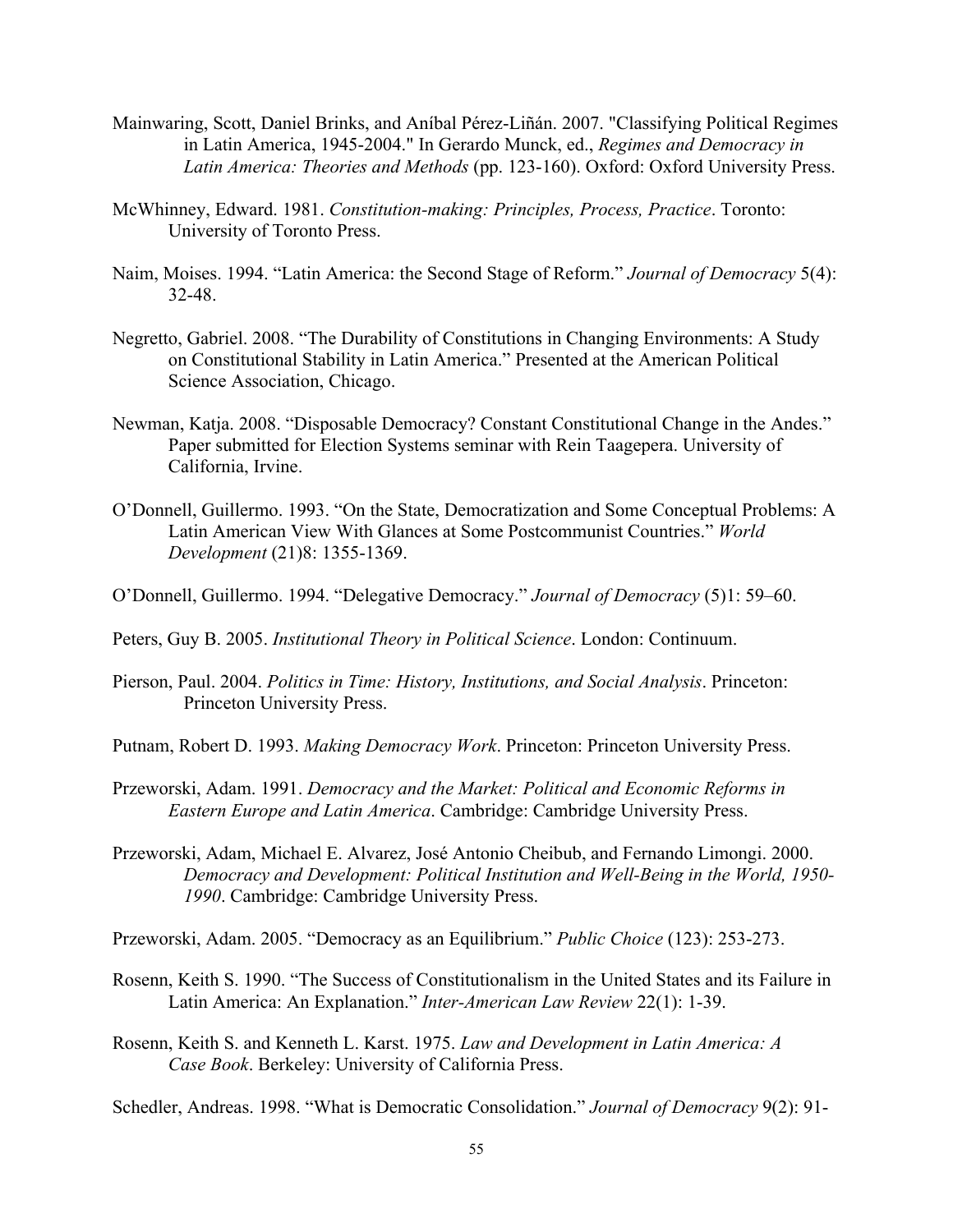Mainwaring, Scott, Daniel Brinks, and Aníbal Pérez-Liñán. 2007. "Classifying Political Regimes in Latin America, 1945-2004." In Gerardo Munck, ed., *Regimes and Democracy in Latin America: Theories and Methods* (pp. 123-160). Oxford: Oxford University Press.

McWhinney, Edward. 1981. *Constitution-making: Principles, Process, Practice*. Toronto: University of Toronto Press.

Naim, Moises. 1994. "Latin America: the Second Stage of Reform." *Journal of Democracy* 5(4): 32-48.

Negretto, Gabriel. 2008. "The Durability of Constitutions in Changing Environments: A Study on Constitutional Stability in Latin America." Presented at the American Political Science Association, Chicago.

Newman, Katja. 2008. "Disposable Democracy? Constant Constitutional Change in the Andes." Paper submitted for Election Systems seminar with Rein Taagepera. University of California, Irvine.

O'Donnell, Guillermo. 1993. "On the State, Democratization and Some Conceptual Problems: A Latin American View With Glances at Some Postcommunist Countries." *World Development* (21)8: 1355-1369.

O'Donnell, Guillermo. 1994. "Delegative Democracy." *Journal of Democracy* (5)1: 59–60.

Peters, Guy B. 2005. *Institutional Theory in Political Science*. London: Continuum.

Pierson, Paul. 2004. *Politics in Time: History, Institutions, and Social Analysis*. Princeton: Princeton University Press.

Putnam, Robert D. 1993. *Making Democracy Work*. Princeton: Princeton University Press.

Przeworski, Adam. 1991. *Democracy and the Market: Political and Economic Reforms in Eastern Europe and Latin America*. Cambridge: Cambridge University Press.

Przeworski, Adam, Michael E. Alvarez, José Antonio Cheibub, and Fernando Limongi. 2000. *Democracy and Development: Political Institution and Well-Being in the World, 1950-1990*. Cambridge: Cambridge University Press.

Przeworski, Adam. 2005. "Democracy as an Equilibrium." *Public Choice* (123): 253-273.

Rosenn, Keith S. 1990. "The Success of Constitutionalism in the United States and its Failure in Latin America: An Explanation." *Inter-American Law Review* 22(1): 1-39.

Rosenn, Keith S. and Kenneth L. Karst. 1975. *Law and Development in Latin America: A Case Book*. Berkeley: University of California Press.

Schedler, Andreas. 1998. "What is Democratic Consolidation." *Journal of Democracy* 9(2): 91-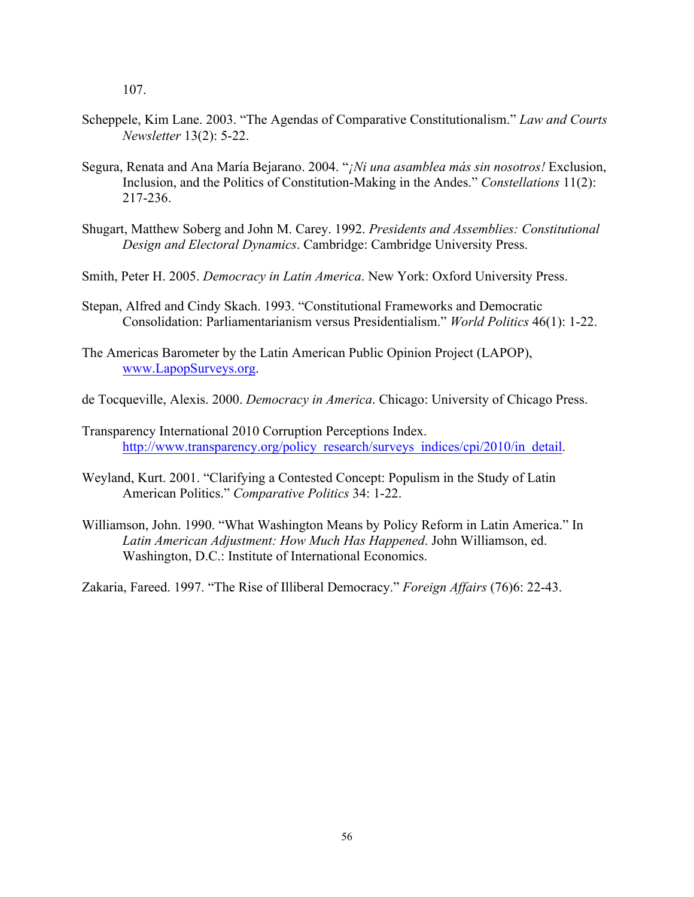107.

Scheppele, Kim Lane. 2003. "The Agendas of Comparative Constitutionalism." *Law and Courts Newsletter* 13(2): 5-22.

Segura, Renata and Ana María Bejarano. 2004. "*¡Ni una asamblea más sin nosotros!* Exclusion, Inclusion, and the Politics of Constitution-Making in the Andes." *Constellations* 11(2): 217-236.

Shugart, Matthew Soberg and John M. Carey. 1992. *Presidents and Assemblies: Constitutional Design and Electoral Dynamics*. Cambridge: Cambridge University Press.

Smith, Peter H. 2005. *Democracy in Latin America*. New York: Oxford University Press.

Stepan, Alfred and Cindy Skach. 1993. "Constitutional Frameworks and Democratic Consolidation: Parliamentarianism versus Presidentialism." *World Politics* 46(1): 1-22.

The Americas Barometer by the Latin American Public Opinion Project (LAPOP), www.LapopSurveys.org.

de Tocqueville, Alexis. 2000. *Democracy in America*. Chicago: University of Chicago Press.

Transparency International 2010 Corruption Perceptions Index. http://www.transparency.org/policy_research/surveys_indices/cpi/2010/in_detail.

Weyland, Kurt. 2001. "Clarifying a Contested Concept: Populism in the Study of Latin American Politics." *Comparative Politics* 34: 1-22.

Williamson, John. 1990. "What Washington Means by Policy Reform in Latin America." In *Latin American Adjustment: How Much Has Happened*. John Williamson, ed. Washington, D.C.: Institute of International Economics.

Zakaria, Fareed. 1997. "The Rise of Illiberal Democracy." *Foreign Affairs* (76)6: 22-43.